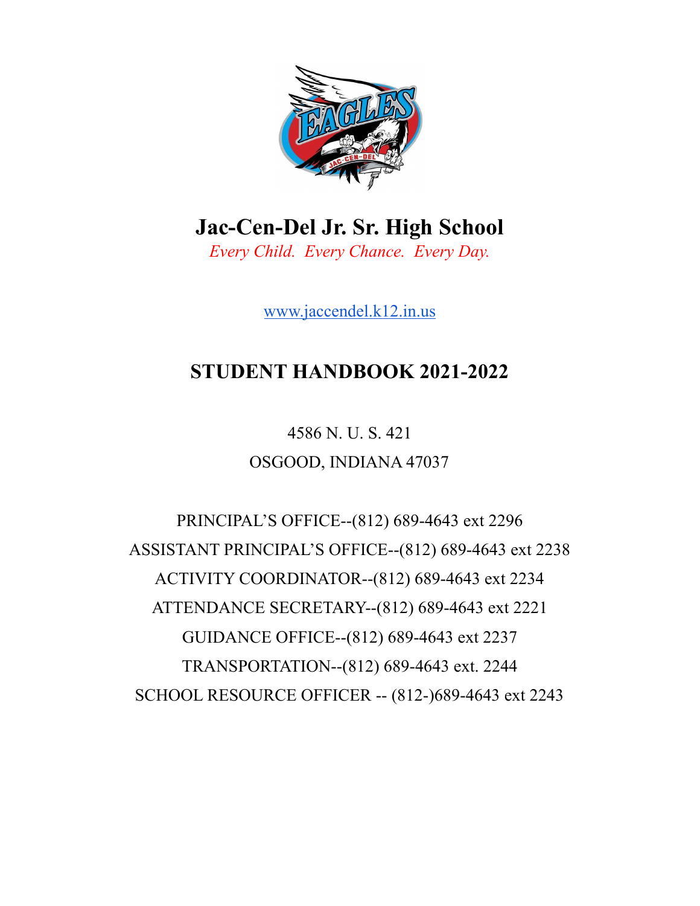# Jac-Cen-Del Jr. Sr. High School

*Every Child. Every Chance. Every Day.*

[www.jaccendel.k12.in.us](http://www.jaccendel.k12.in.us)

## STUDENT HANDBOOK 2021-2022

4586 N. U. S. 421

OSGOOD, INDIANA 47037

PRINCIPAL'S OFFICE--(812) 689-4643 ext 2296

ASSISTANT PRINCIPAL'S OFFICE--(812) 689-4643 ext 2238

ACTIVITY COORDINATOR--(812) 689-4643 ext 2234

ATTENDANCE SECRETARY--(812) 689-4643 ext 2221

GUIDANCE OFFICE--(812) 689-4643 ext 2237

TRANSPORTATION--(812) 689-4643 ext. 2244

SCHOOL RESOURCE OFFICER -- (812-)689-4643 ext 2243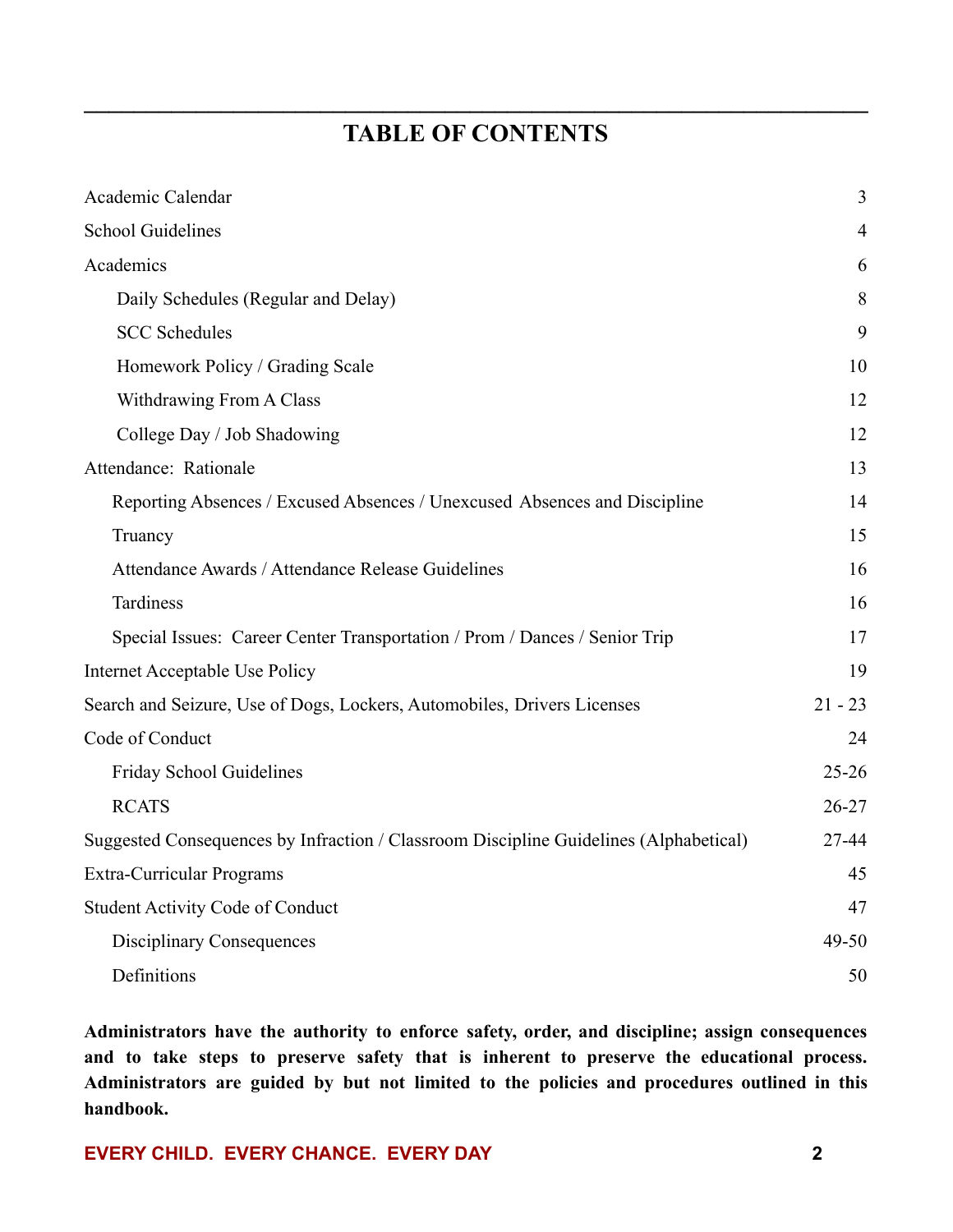# TABLE OF CONTENTS

| | |
|---|---|
| Academic Calendar | 3 |
| School Guidelines | 4 |
| Academics | 6 |
| Daily Schedules (Regular and Delay) | 8 |
| SCC Schedules | 9 |
| Homework Policy / Grading Scale | 10 |
| Withdrawing From A Class | 12 |
| College Day / Job Shadowing | 12 |
| Attendance: Rationale | 13 |
| Reporting Absences / Excused Absences / Unexcused Absences and Discipline | 14 |
| Truancy | 15 |
| Attendance Awards / Attendance Release Guidelines | 16 |
| Tardiness | 16 |
| Special Issues: Career Center Transportation / Prom / Dances / Senior Trip | 17 |
| Internet Acceptable Use Policy | 19 |
| Search and Seizure, Use of Dogs, Lockers, Automobiles, Drivers Licenses | 21 - 23 |
| Code of Conduct | 24 |
| Friday School Guidelines | 25-26 |
| RCATS | 26-27 |
| Suggested Consequences by Infraction / Classroom Discipline Guidelines (Alphabetical) | 27-44 |
| Extra-Curricular Programs | 45 |
| Student Activity Code of Conduct | 47 |
| Disciplinary Consequences | 49-50 |
| Definitions | 50 |

**Administrators have the authority to enforce safety, order, and discipline; assign consequences and to take steps to preserve safety that is inherent to preserve the educational process. Administrators are guided by but not limited to the policies and procedures outlined in this handbook.**

**EVERY CHILD. EVERY CHANCE. EVERY DAY**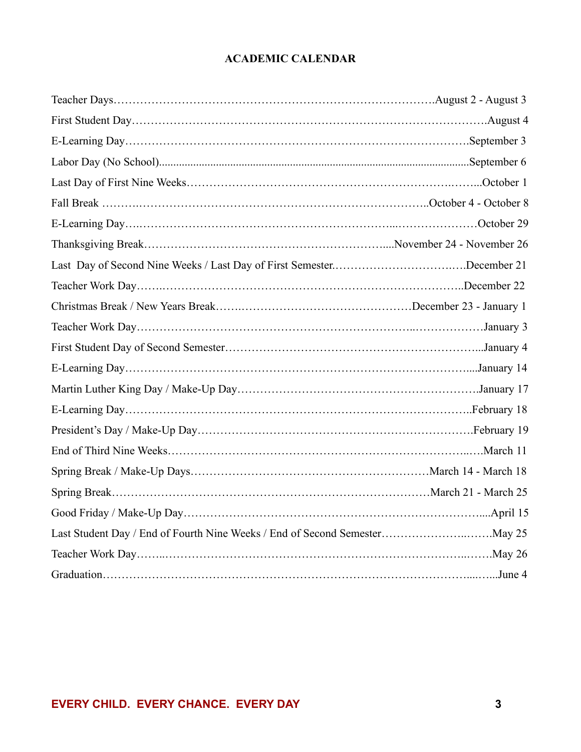# ACADEMIC CALENDAR

| Event | Date |
|---|---|
| Teacher Days | August 2 - August 3 |
| First Student Day | August 4 |
| E-Learning Day | September 3 |
| Labor Day (No School) | September 6 |
| Last Day of First Nine Weeks | October 1 |
| Fall Break | October 4 - October 8 |
| E-Learning Day | October 29 |
| Thanksgiving Break | November 24 - November 26 |
| Last Day of Second Nine Weeks / Last Day of First Semester | December 21 |
| Teacher Work Day | December 22 |
| Christmas Break / New Years Break | December 23 - January 1 |
| Teacher Work Day | January 3 |
| First Student Day of Second Semester | January 4 |
| E-Learning Day | January 14 |
| Martin Luther King Day / Make-Up Day | January 17 |
| E-Learning Day | February 18 |
| President's Day / Make-Up Day | February 19 |
| End of Third Nine Weeks | March 11 |
| Spring Break / Make-Up Days | March 14 - March 18 |
| Spring Break | March 21 - March 25 |
| Good Friday / Make-Up Day | April 15 |
| Last Student Day / End of Fourth Nine Weeks / End of Second Semester | May 25 |
| Teacher Work Day | May 26 |
| Graduation | June 4 |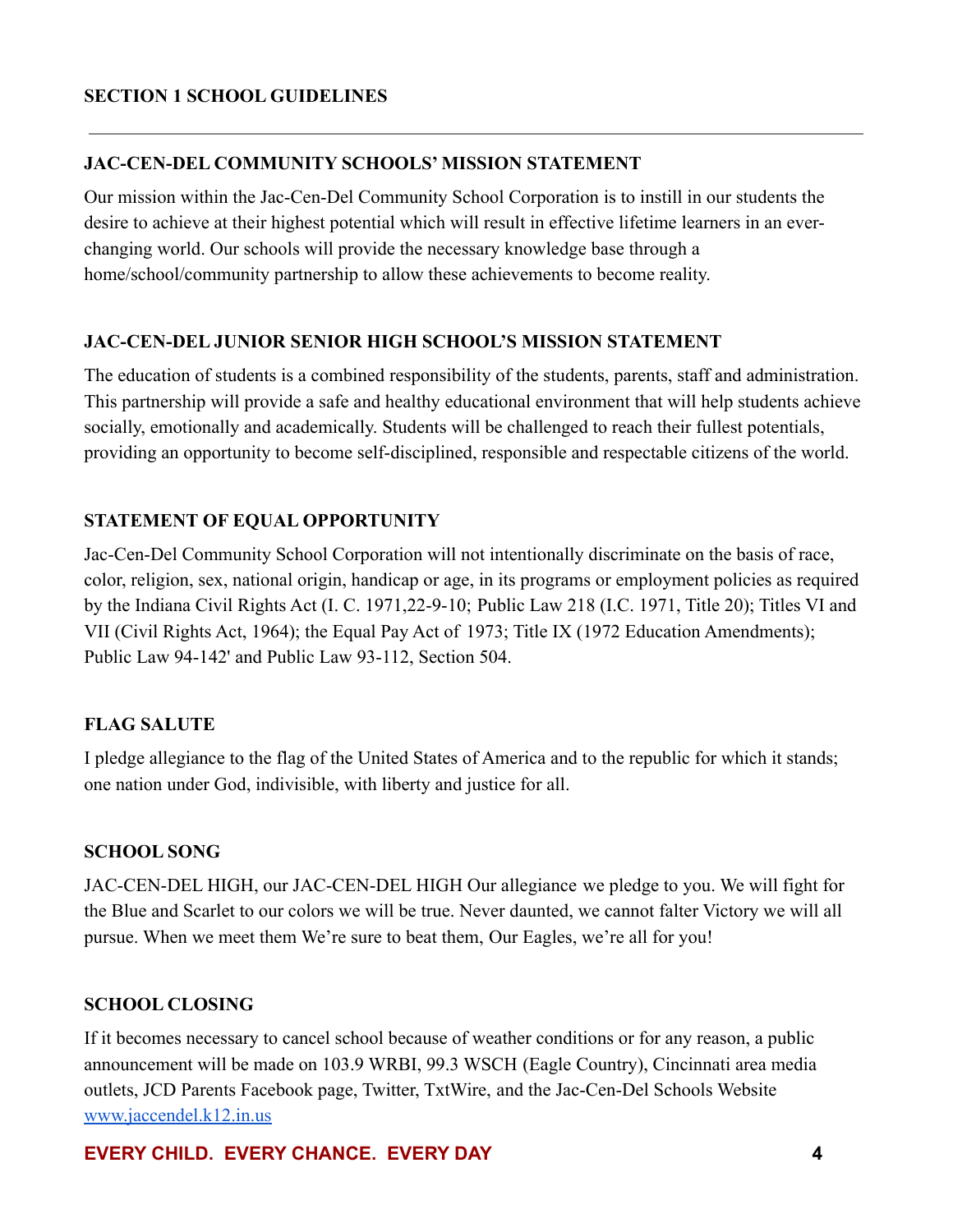## SECTION 1 SCHOOL GUIDELINES

---

### JAC-CEN-DEL COMMUNITY SCHOOLS' MISSION STATEMENT

Our mission within the Jac-Cen-Del Community School Corporation is to instill in our students the desire to achieve at their highest potential which will result in effective lifetime learners in an ever-changing world. Our schools will provide the necessary knowledge base through a home/school/community partnership to allow these achievements to become reality.

### JAC-CEN-DEL JUNIOR SENIOR HIGH SCHOOL'S MISSION STATEMENT

The education of students is a combined responsibility of the students, parents, staff and administration. This partnership will provide a safe and healthy educational environment that will help students achieve socially, emotionally and academically. Students will be challenged to reach their fullest potentials, providing an opportunity to become self-disciplined, responsible and respectable citizens of the world.

### STATEMENT OF EQUAL OPPORTUNITY

Jac-Cen-Del Community School Corporation will not intentionally discriminate on the basis of race, color, religion, sex, national origin, handicap or age, in its programs or employment policies as required by the Indiana Civil Rights Act (I. C. 1971,22-9-10; Public Law 218 (I.C. 1971, Title 20); Titles VI and VII (Civil Rights Act, 1964); the Equal Pay Act of 1973; Title IX (1972 Education Amendments); Public Law 94-142' and Public Law 93-112, Section 504.

### FLAG SALUTE

I pledge allegiance to the flag of the United States of America and to the republic for which it stands; one nation under God, indivisible, with liberty and justice for all.

### SCHOOL SONG

JAC-CEN-DEL HIGH, our JAC-CEN-DEL HIGH Our allegiance we pledge to you. We will fight for the Blue and Scarlet to our colors we will be true. Never daunted, we cannot falter Victory we will all pursue. When we meet them We're sure to beat them, Our Eagles, we're all for you!

### SCHOOL CLOSING

If it becomes necessary to cancel school because of weather conditions or for any reason, a public announcement will be made on 103.9 WRBI, 99.3 WSCH (Eagle Country), Cincinnati area media outlets, JCD Parents Facebook page, Twitter, TxtWire, and the Jac-Cen-Del Schools Website [www.jaccendel.k12.in.us](http://www.jaccendel.k12.in.us)

**EVERY CHILD. EVERY CHANCE. EVERY DAY**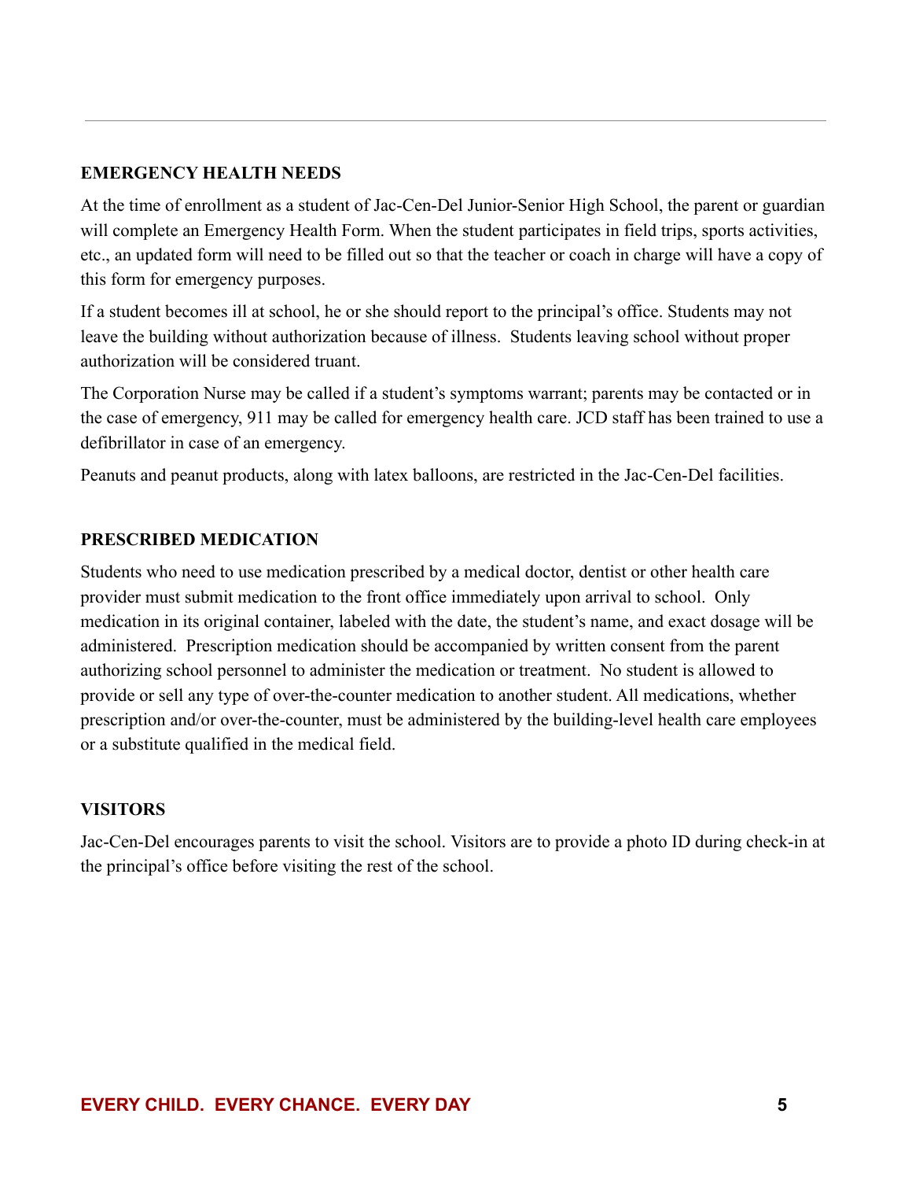## EMERGENCY HEALTH NEEDS

At the time of enrollment as a student of Jac-Cen-Del Junior-Senior High School, the parent or guardian will complete an Emergency Health Form. When the student participates in field trips, sports activities, etc., an updated form will need to be filled out so that the teacher or coach in charge will have a copy of this form for emergency purposes.

If a student becomes ill at school, he or she should report to the principal's office. Students may not leave the building without authorization because of illness. Students leaving school without proper authorization will be considered truant.

The Corporation Nurse may be called if a student's symptoms warrant; parents may be contacted or in the case of emergency, 911 may be called for emergency health care. JCD staff has been trained to use a defibrillator in case of an emergency.

Peanuts and peanut products, along with latex balloons, are restricted in the Jac-Cen-Del facilities.

## PRESCRIBED MEDICATION

Students who need to use medication prescribed by a medical doctor, dentist or other health care provider must submit medication to the front office immediately upon arrival to school. Only medication in its original container, labeled with the date, the student's name, and exact dosage will be administered. Prescription medication should be accompanied by written consent from the parent authorizing school personnel to administer the medication or treatment. No student is allowed to provide or sell any type of over-the-counter medication to another student. All medications, whether prescription and/or over-the-counter, must be administered by the building-level health care employees or a substitute qualified in the medical field.

## VISITORS

Jac-Cen-Del encourages parents to visit the school. Visitors are to provide a photo ID during check-in at the principal's office before visiting the rest of the school.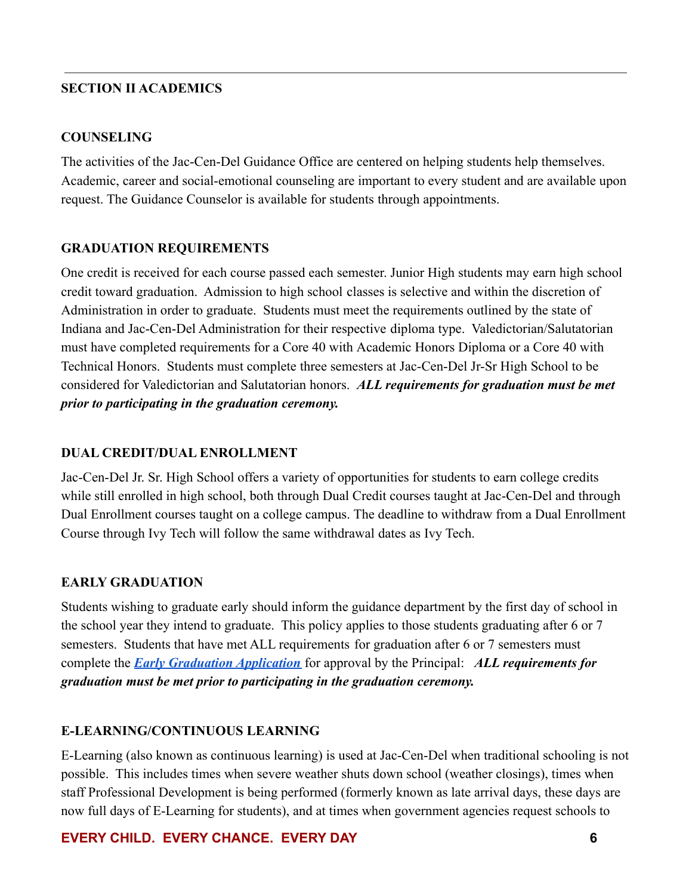## SECTION II ACADEMICS

### COUNSELING

The activities of the Jac-Cen-Del Guidance Office are centered on helping students help themselves. Academic, career and social-emotional counseling are important to every student and are available upon request. The Guidance Counselor is available for students through appointments.

### GRADUATION REQUIREMENTS

One credit is received for each course passed each semester. Junior High students may earn high school credit toward graduation. Admission to high school classes is selective and within the discretion of Administration in order to graduate. Students must meet the requirements outlined by the state of Indiana and Jac-Cen-Del Administration for their respective diploma type. Valedictorian/Salutatorian must have completed requirements for a Core 40 with Academic Honors Diploma or a Core 40 with Technical Honors. Students must complete three semesters at Jac-Cen-Del Jr-Sr High School to be considered for Valedictorian and Salutatorian honors. ***ALL requirements for graduation must be met prior to participating in the graduation ceremony.***

### DUAL CREDIT/DUAL ENROLLMENT

Jac-Cen-Del Jr. Sr. High School offers a variety of opportunities for students to earn college credits while still enrolled in high school, both through Dual Credit courses taught at Jac-Cen-Del and through Dual Enrollment courses taught on a college campus. The deadline to withdraw from a Dual Enrollment Course through Ivy Tech will follow the same withdrawal dates as Ivy Tech.

### EARLY GRADUATION

Students wishing to graduate early should inform the guidance department by the first day of school in the school year they intend to graduate. This policy applies to those students graduating after 6 or 7 semesters. Students that have met ALL requirements for graduation after 6 or 7 semesters must complete the ***Early Graduation Application*** for approval by the Principal: ***ALL requirements for graduation must be met prior to participating in the graduation ceremony.***

### E-LEARNING/CONTINUOUS LEARNING

E-Learning (also known as continuous learning) is used at Jac-Cen-Del when traditional schooling is not possible. This includes times when severe weather shuts down school (weather closings), times when staff Professional Development is being performed (formerly known as late arrival days, these days are now full days of E-Learning for students), and at times when government agencies request schools to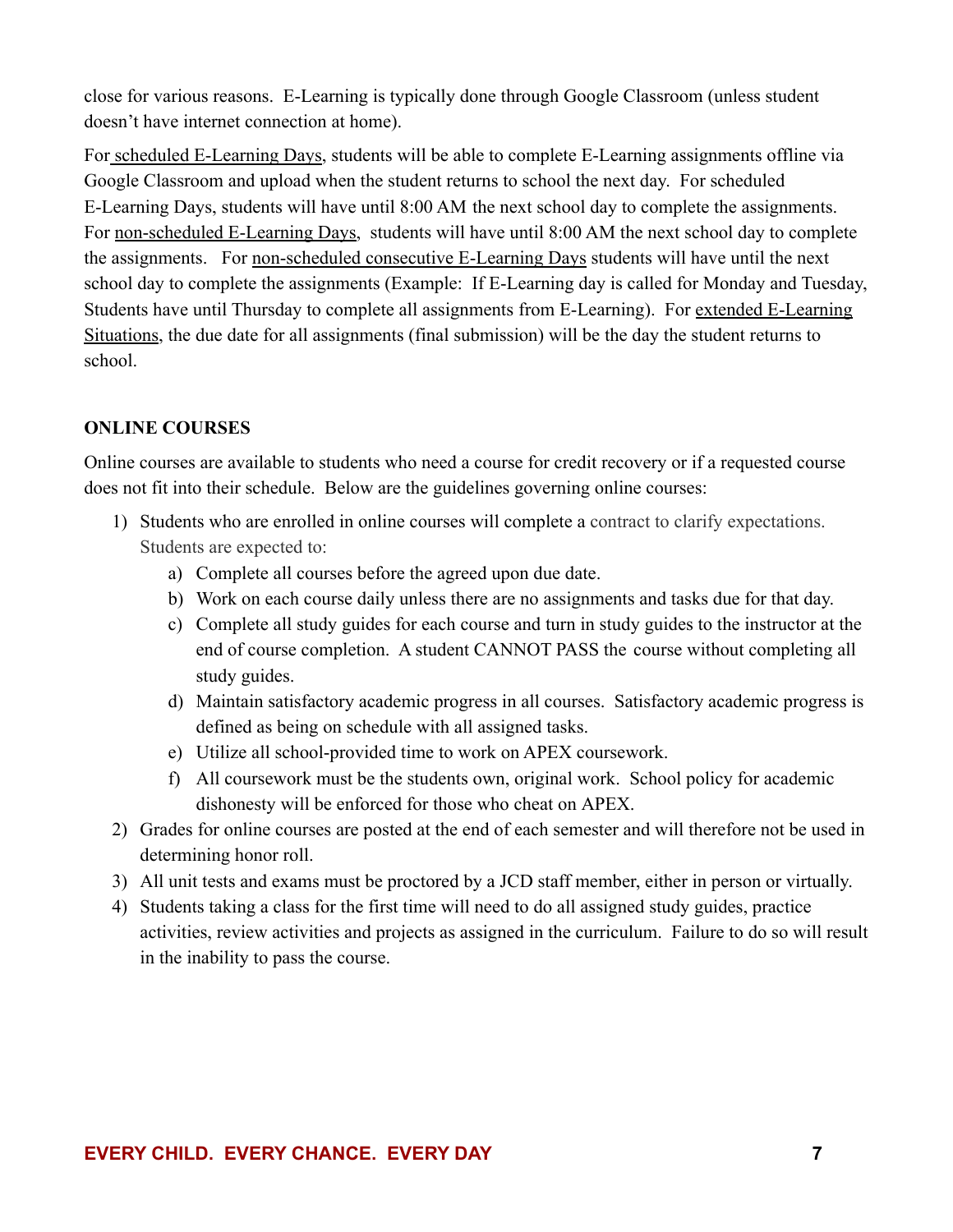close for various reasons. E-Learning is typically done through Google Classroom (unless student doesn't have internet connection at home).

For scheduled E-Learning Days, students will be able to complete E-Learning assignments offline via Google Classroom and upload when the student returns to school the next day. For scheduled E-Learning Days, students will have until 8:00 AM the next school day to complete the assignments. For non-scheduled E-Learning Days, students will have until 8:00 AM the next school day to complete the assignments. For non-scheduled consecutive E-Learning Days students will have until the next school day to complete the assignments (Example: If E-Learning day is called for Monday and Tuesday, Students have until Thursday to complete all assignments from E-Learning). For extended E-Learning Situations, the due date for all assignments (final submission) will be the day the student returns to school.

## ONLINE COURSES

Online courses are available to students who need a course for credit recovery or if a requested course does not fit into their schedule. Below are the guidelines governing online courses:

1) Students who are enrolled in online courses will complete a contract to clarify expectations. Students are expected to:
   a) Complete all courses before the agreed upon due date.
   b) Work on each course daily unless there are no assignments and tasks due for that day.
   c) Complete all study guides for each course and turn in study guides to the instructor at the end of course completion. A student CANNOT PASS the course without completing all study guides.
   d) Maintain satisfactory academic progress in all courses. Satisfactory academic progress is defined as being on schedule with all assigned tasks.
   e) Utilize all school-provided time to work on APEX coursework.
   f) All coursework must be the students own, original work. School policy for academic dishonesty will be enforced for those who cheat on APEX.
2) Grades for online courses are posted at the end of each semester and will therefore not be used in determining honor roll.
3) All unit tests and exams must be proctored by a JCD staff member, either in person or virtually.
4) Students taking a class for the first time will need to do all assigned study guides, practice activities, review activities and projects as assigned in the curriculum. Failure to do so will result in the inability to pass the course.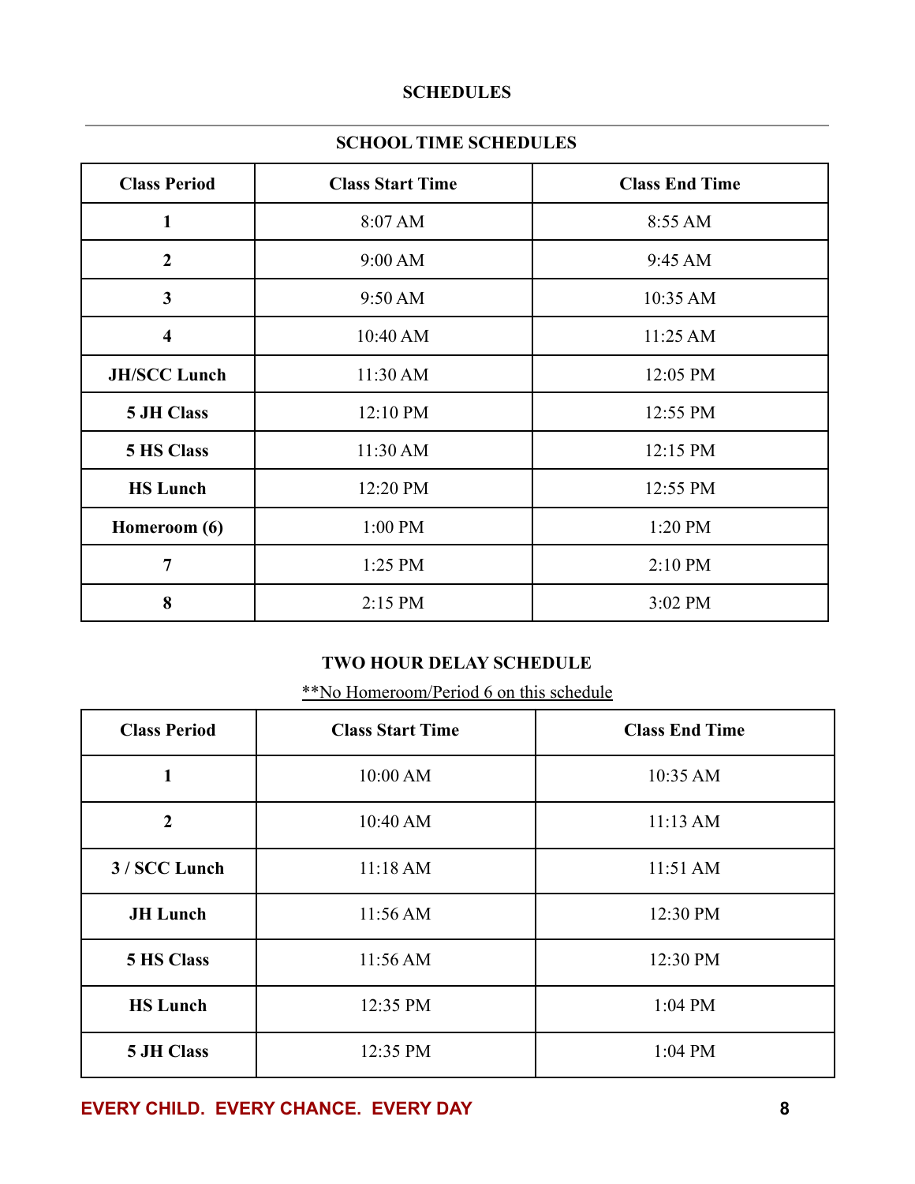## SCHEDULES

### SCHOOL TIME SCHEDULES

| Class Period | Class Start Time | Class End Time |
|---|---|---|
| **1** | 8:07 AM | 8:55 AM |
| **2** | 9:00 AM | 9:45 AM |
| **3** | 9:50 AM | 10:35 AM |
| **4** | 10:40 AM | 11:25 AM |
| **JH/SCC Lunch** | 11:30 AM | 12:05 PM |
| **5 JH Class** | 12:10 PM | 12:55 PM |
| **5 HS Class** | 11:30 AM | 12:15 PM |
| **HS Lunch** | 12:20 PM | 12:55 PM |
| **Homeroom (6)** | 1:00 PM | 1:20 PM |
| **7** | 1:25 PM | 2:10 PM |
| **8** | 2:15 PM | 3:02 PM |

### TWO HOUR DELAY SCHEDULE

**No Homeroom/Period 6 on this schedule

| Class Period | Class Start Time | Class End Time |
|---|---|---|
| **1** | 10:00 AM | 10:35 AM |
| **2** | 10:40 AM | 11:13 AM |
| **3 / SCC Lunch** | 11:18 AM | 11:51 AM |
| **JH Lunch** | 11:56 AM | 12:30 PM |
| **5 HS Class** | 11:56 AM | 12:30 PM |
| **HS Lunch** | 12:35 PM | 1:04 PM |
| **5 JH Class** | 12:35 PM | 1:04 PM |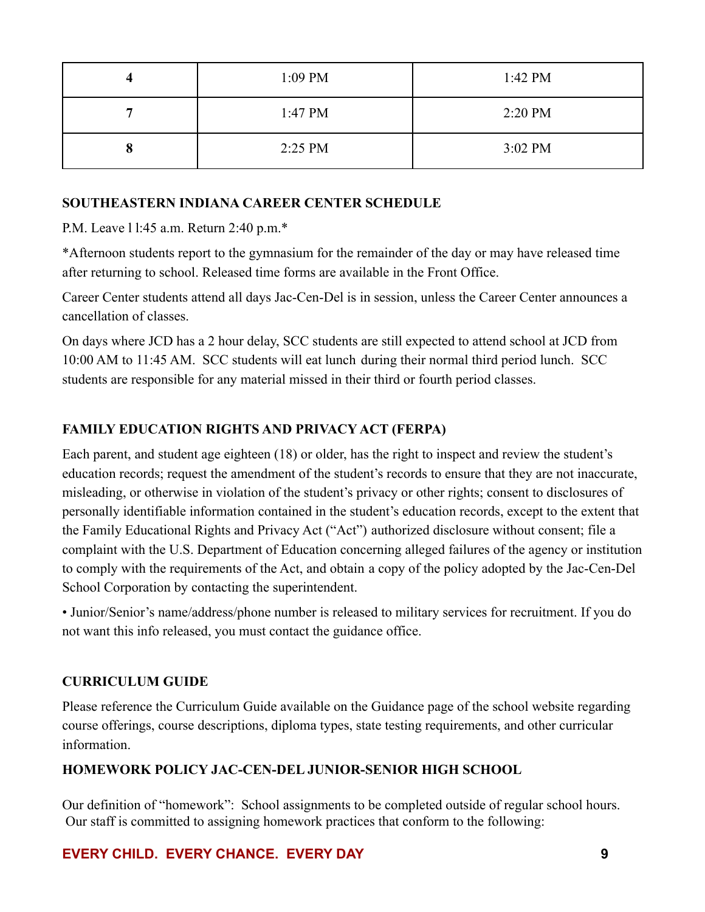| 4 | 1:09 PM | 1:42 PM |
| --- | --- | --- |
| 7 | 1:47 PM | 2:20 PM |
| 8 | 2:25 PM | 3:02 PM |

**SOUTHEASTERN INDIANA CAREER CENTER SCHEDULE**

P.M. Leave l l:45 a.m. Return 2:40 p.m.*

*Afternoon students report to the gymnasium for the remainder of the day or may have released time after returning to school. Released time forms are available in the Front Office.

Career Center students attend all days Jac-Cen-Del is in session, unless the Career Center announces a cancellation of classes.

On days where JCD has a 2 hour delay, SCC students are still expected to attend school at JCD from 10:00 AM to 11:45 AM. SCC students will eat lunch during their normal third period lunch. SCC students are responsible for any material missed in their third or fourth period classes.

**FAMILY EDUCATION RIGHTS AND PRIVACY ACT (FERPA)**

Each parent, and student age eighteen (18) or older, has the right to inspect and review the student's education records; request the amendment of the student's records to ensure that they are not inaccurate, misleading, or otherwise in violation of the student's privacy or other rights; consent to disclosures of personally identifiable information contained in the student's education records, except to the extent that the Family Educational Rights and Privacy Act ("Act") authorized disclosure without consent; file a complaint with the U.S. Department of Education concerning alleged failures of the agency or institution to comply with the requirements of the Act, and obtain a copy of the policy adopted by the Jac-Cen-Del School Corporation by contacting the superintendent.

• Junior/Senior's name/address/phone number is released to military services for recruitment. If you do not want this info released, you must contact the guidance office.

**CURRICULUM GUIDE**

Please reference the Curriculum Guide available on the Guidance page of the school website regarding course offerings, course descriptions, diploma types, state testing requirements, and other curricular information.

**HOMEWORK POLICY JAC-CEN-DEL JUNIOR-SENIOR HIGH SCHOOL**

Our definition of "homework": School assignments to be completed outside of regular school hours. Our staff is committed to assigning homework practices that conform to the following: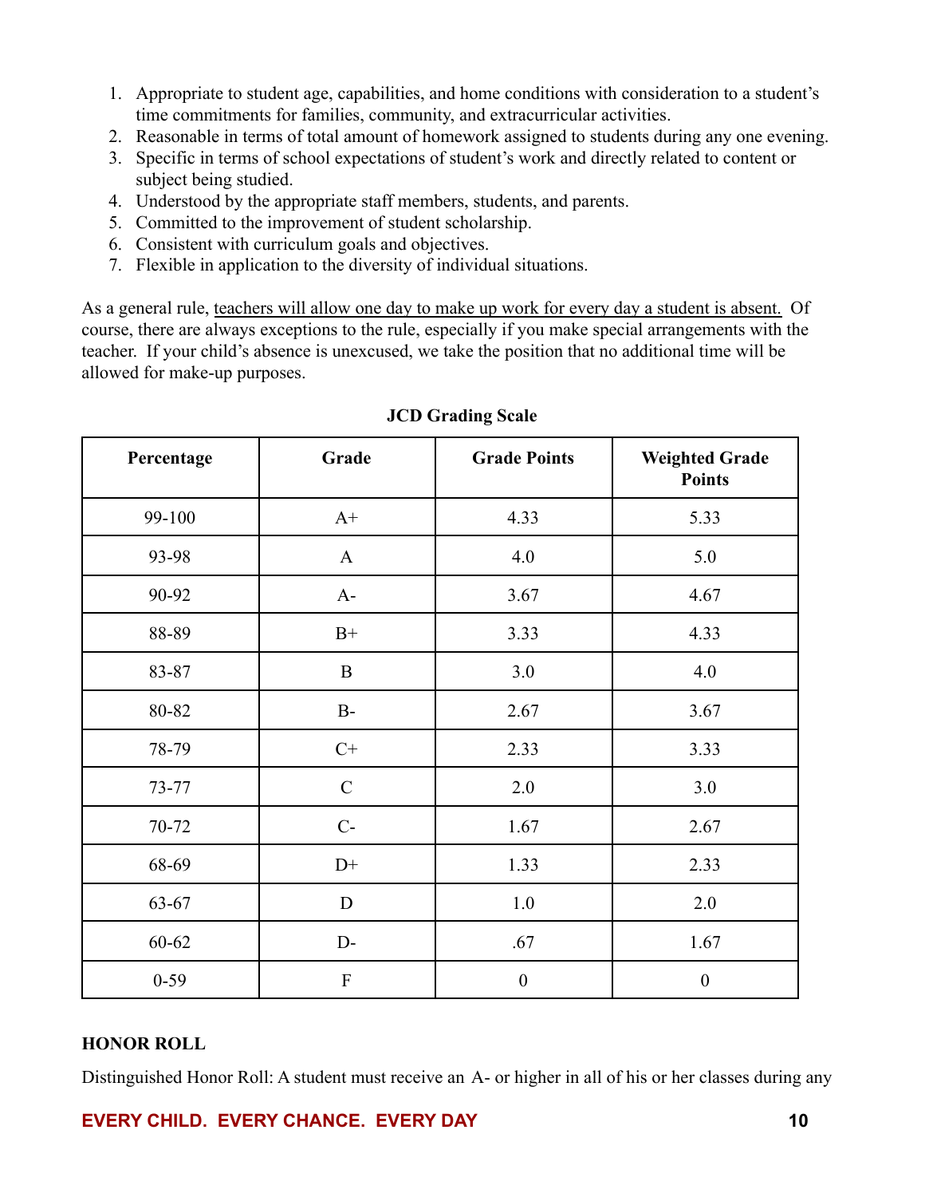1. Appropriate to student age, capabilities, and home conditions with consideration to a student's time commitments for families, community, and extracurricular activities.
2. Reasonable in terms of total amount of homework assigned to students during any one evening.
3. Specific in terms of school expectations of student's work and directly related to content or subject being studied.
4. Understood by the appropriate staff members, students, and parents.
5. Committed to the improvement of student scholarship.
6. Consistent with curriculum goals and objectives.
7. Flexible in application to the diversity of individual situations.

As a general rule, teachers will allow one day to make up work for every day a student is absent. Of course, there are always exceptions to the rule, especially if you make special arrangements with the teacher. If your child's absence is unexcused, we take the position that no additional time will be allowed for make-up purposes.

**JCD Grading Scale**

| Percentage | Grade | Grade Points | Weighted Grade Points |
|---|---|---|---|
| 99-100 | A+ | 4.33 | 5.33 |
| 93-98 | A | 4.0 | 5.0 |
| 90-92 | A- | 3.67 | 4.67 |
| 88-89 | B+ | 3.33 | 4.33 |
| 83-87 | B | 3.0 | 4.0 |
| 80-82 | B- | 2.67 | 3.67 |
| 78-79 | C+ | 2.33 | 3.33 |
| 73-77 | C | 2.0 | 3.0 |
| 70-72 | C- | 1.67 | 2.67 |
| 68-69 | D+ | 1.33 | 2.33 |
| 63-67 | D | 1.0 | 2.0 |
| 60-62 | D- | .67 | 1.67 |
| 0-59 | F | 0 | 0 |

**HONOR ROLL**

Distinguished Honor Roll: A student must receive an A- or higher in all of his or her classes during any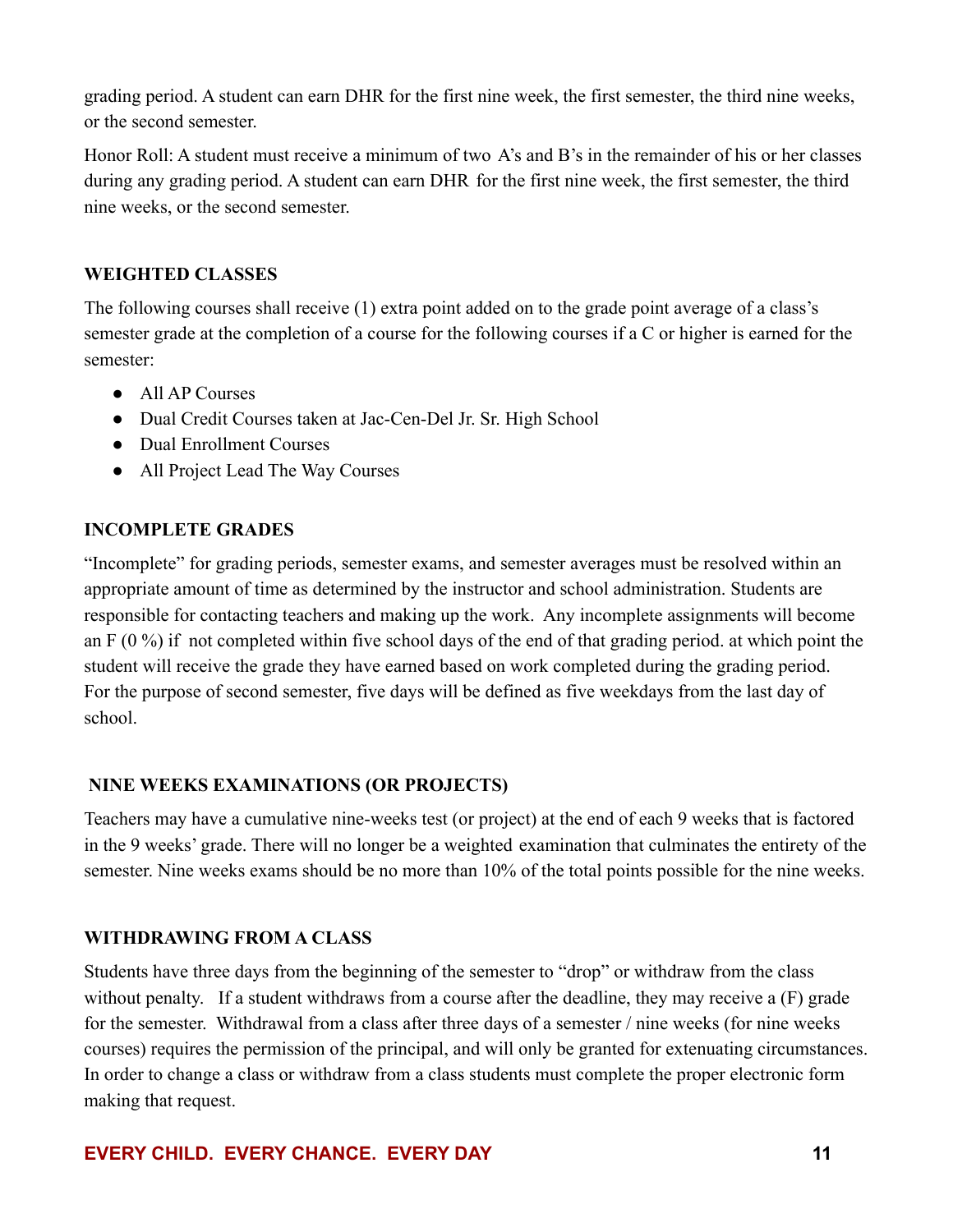grading period. A student can earn DHR for the first nine week, the first semester, the third nine weeks, or the second semester.

Honor Roll: A student must receive a minimum of two A's and B's in the remainder of his or her classes during any grading period. A student can earn DHR for the first nine week, the first semester, the third nine weeks, or the second semester.

**WEIGHTED CLASSES**

The following courses shall receive (1) extra point added on to the grade point average of a class's semester grade at the completion of a course for the following courses if a C or higher is earned for the semester:

- All AP Courses
- Dual Credit Courses taken at Jac-Cen-Del Jr. Sr. High School
- Dual Enrollment Courses
- All Project Lead The Way Courses

**INCOMPLETE GRADES**

"Incomplete" for grading periods, semester exams, and semester averages must be resolved within an appropriate amount of time as determined by the instructor and school administration. Students are responsible for contacting teachers and making up the work. Any incomplete assignments will become an F (0 %) if not completed within five school days of the end of that grading period. at which point the student will receive the grade they have earned based on work completed during the grading period. For the purpose of second semester, five days will be defined as five weekdays from the last day of school.

**NINE WEEKS EXAMINATIONS (OR PROJECTS)**

Teachers may have a cumulative nine-weeks test (or project) at the end of each 9 weeks that is factored in the 9 weeks' grade. There will no longer be a weighted examination that culminates the entirety of the semester. Nine weeks exams should be no more than 10% of the total points possible for the nine weeks.

**WITHDRAWING FROM A CLASS**

Students have three days from the beginning of the semester to "drop" or withdraw from the class without penalty. If a student withdraws from a course after the deadline, they may receive a (F) grade for the semester. Withdrawal from a class after three days of a semester / nine weeks (for nine weeks courses) requires the permission of the principal, and will only be granted for extenuating circumstances. In order to change a class or withdraw from a class students must complete the proper electronic form making that request.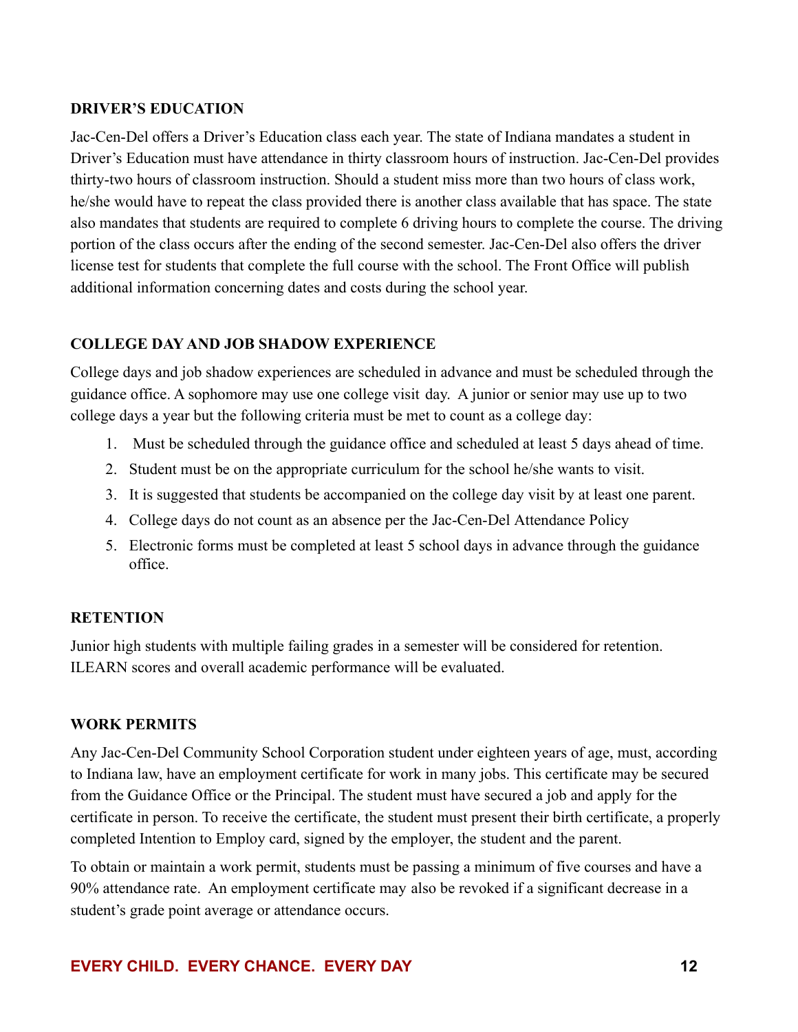**DRIVER'S EDUCATION**

Jac-Cen-Del offers a Driver's Education class each year. The state of Indiana mandates a student in Driver's Education must have attendance in thirty classroom hours of instruction. Jac-Cen-Del provides thirty-two hours of classroom instruction. Should a student miss more than two hours of class work, he/she would have to repeat the class provided there is another class available that has space. The state also mandates that students are required to complete 6 driving hours to complete the course. The driving portion of the class occurs after the ending of the second semester. Jac-Cen-Del also offers the driver license test for students that complete the full course with the school. The Front Office will publish additional information concerning dates and costs during the school year.

**COLLEGE DAY AND JOB SHADOW EXPERIENCE**

College days and job shadow experiences are scheduled in advance and must be scheduled through the guidance office. A sophomore may use one college visit day. A junior or senior may use up to two college days a year but the following criteria must be met to count as a college day:

1. Must be scheduled through the guidance office and scheduled at least 5 days ahead of time.
2. Student must be on the appropriate curriculum for the school he/she wants to visit.
3. It is suggested that students be accompanied on the college day visit by at least one parent.
4. College days do not count as an absence per the Jac-Cen-Del Attendance Policy
5. Electronic forms must be completed at least 5 school days in advance through the guidance office.

**RETENTION**

Junior high students with multiple failing grades in a semester will be considered for retention. ILEARN scores and overall academic performance will be evaluated.

**WORK PERMITS**

Any Jac-Cen-Del Community School Corporation student under eighteen years of age, must, according to Indiana law, have an employment certificate for work in many jobs. This certificate may be secured from the Guidance Office or the Principal. The student must have secured a job and apply for the certificate in person. To receive the certificate, the student must present their birth certificate, a properly completed Intention to Employ card, signed by the employer, the student and the parent.

To obtain or maintain a work permit, students must be passing a minimum of five courses and have a 90% attendance rate. An employment certificate may also be revoked if a significant decrease in a student's grade point average or attendance occurs.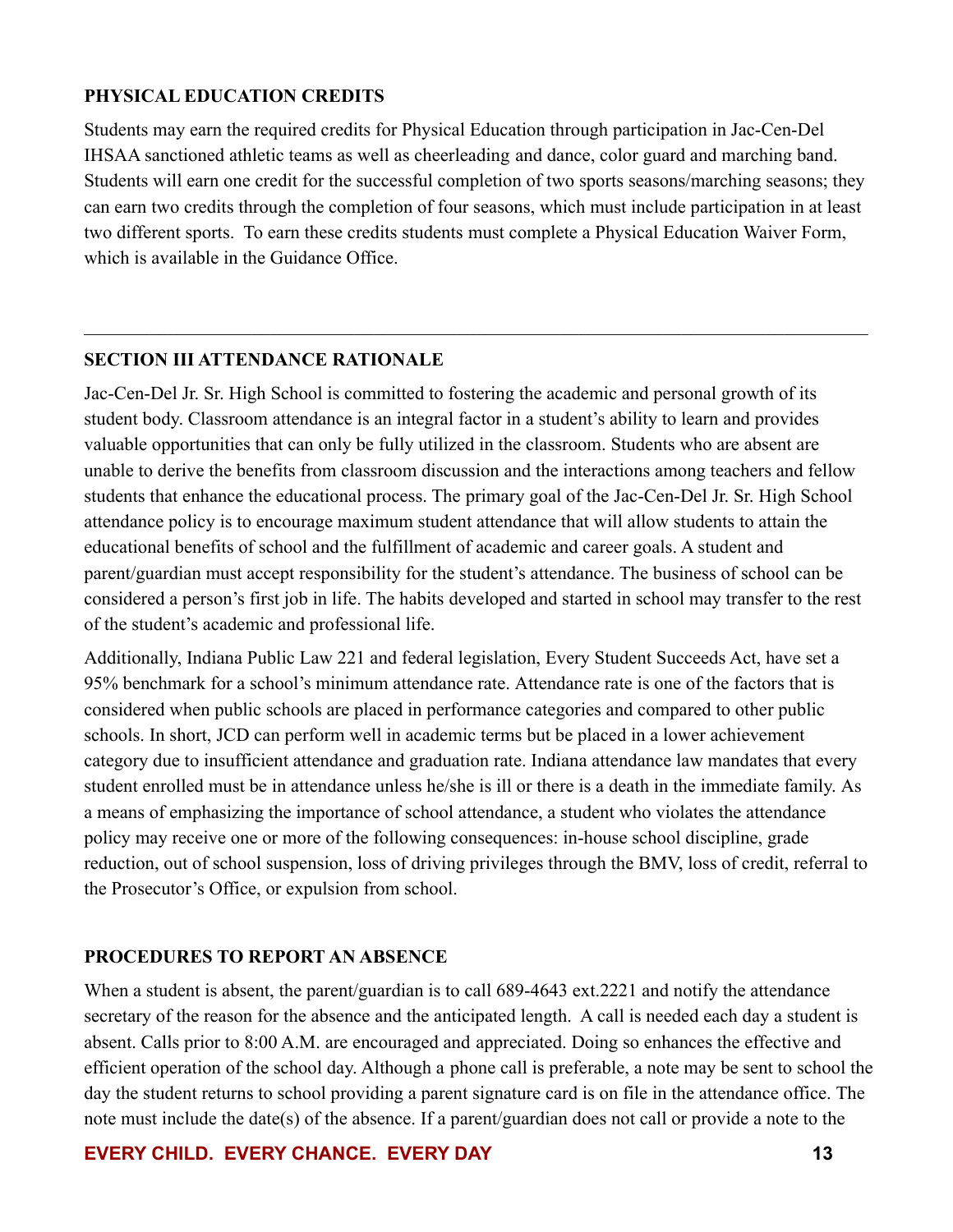**PHYSICAL EDUCATION CREDITS**

Students may earn the required credits for Physical Education through participation in Jac-Cen-Del IHSAA sanctioned athletic teams as well as cheerleading and dance, color guard and marching band. Students will earn one credit for the successful completion of two sports seasons/marching seasons; they can earn two credits through the completion of four seasons, which must include participation in at least two different sports. To earn these credits students must complete a Physical Education Waiver Form, which is available in the Guidance Office.

---

**SECTION III ATTENDANCE RATIONALE**

Jac-Cen-Del Jr. Sr. High School is committed to fostering the academic and personal growth of its student body. Classroom attendance is an integral factor in a student's ability to learn and provides valuable opportunities that can only be fully utilized in the classroom. Students who are absent are unable to derive the benefits from classroom discussion and the interactions among teachers and fellow students that enhance the educational process. The primary goal of the Jac-Cen-Del Jr. Sr. High School attendance policy is to encourage maximum student attendance that will allow students to attain the educational benefits of school and the fulfillment of academic and career goals. A student and parent/guardian must accept responsibility for the student's attendance. The business of school can be considered a person's first job in life. The habits developed and started in school may transfer to the rest of the student's academic and professional life.

Additionally, Indiana Public Law 221 and federal legislation, Every Student Succeeds Act, have set a 95% benchmark for a school's minimum attendance rate. Attendance rate is one of the factors that is considered when public schools are placed in performance categories and compared to other public schools. In short, JCD can perform well in academic terms but be placed in a lower achievement category due to insufficient attendance and graduation rate. Indiana attendance law mandates that every student enrolled must be in attendance unless he/she is ill or there is a death in the immediate family. As a means of emphasizing the importance of school attendance, a student who violates the attendance policy may receive one or more of the following consequences: in-house school discipline, grade reduction, out of school suspension, loss of driving privileges through the BMV, loss of credit, referral to the Prosecutor's Office, or expulsion from school.

**PROCEDURES TO REPORT AN ABSENCE**

When a student is absent, the parent/guardian is to call 689-4643 ext.2221 and notify the attendance secretary of the reason for the absence and the anticipated length. A call is needed each day a student is absent. Calls prior to 8:00 A.M. are encouraged and appreciated. Doing so enhances the effective and efficient operation of the school day. Although a phone call is preferable, a note may be sent to school the day the student returns to school providing a parent signature card is on file in the attendance office. The note must include the date(s) of the absence. If a parent/guardian does not call or provide a note to the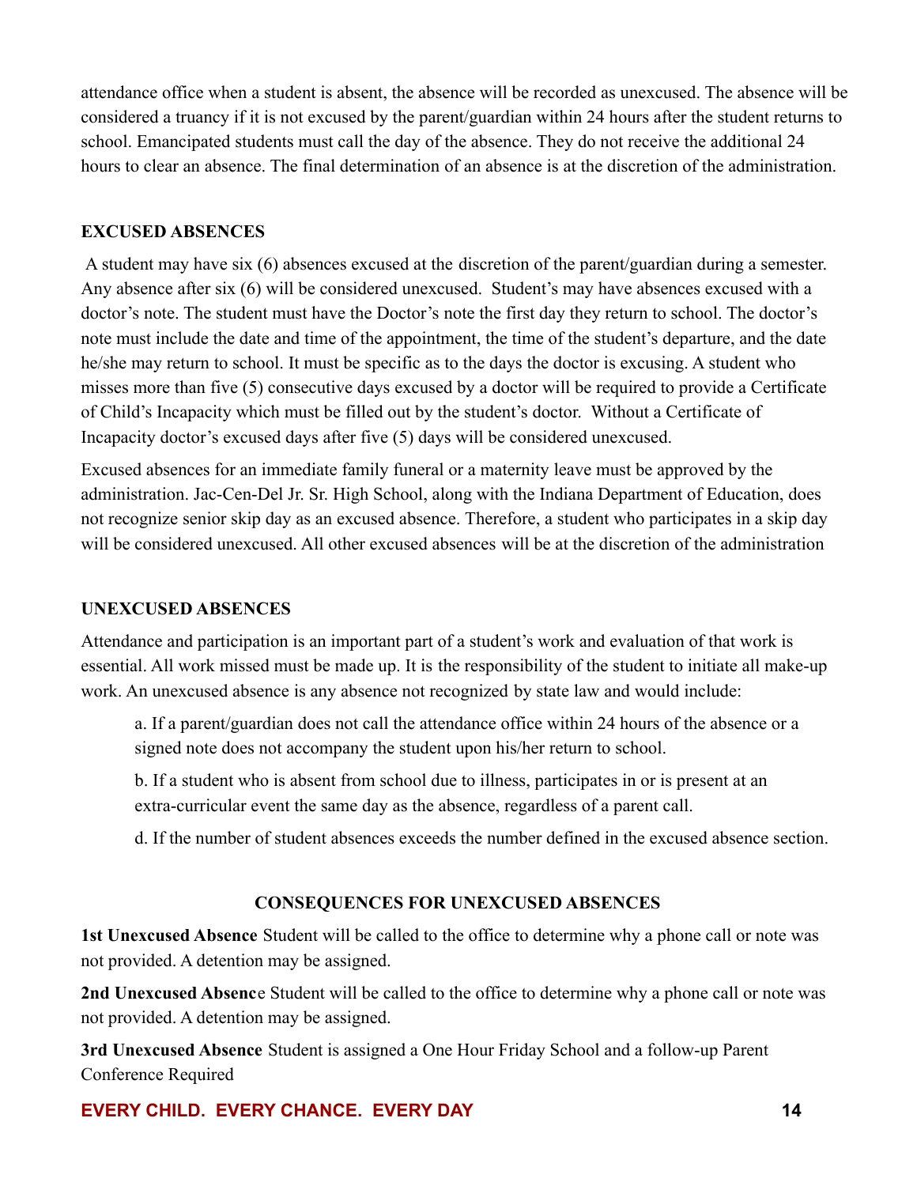attendance office when a student is absent, the absence will be recorded as unexcused. The absence will be considered a truancy if it is not excused by the parent/guardian within 24 hours after the student returns to school. Emancipated students must call the day of the absence. They do not receive the additional 24 hours to clear an absence. The final determination of an absence is at the discretion of the administration.

### EXCUSED ABSENCES

A student may have six (6) absences excused at the discretion of the parent/guardian during a semester. Any absence after six (6) will be considered unexcused. Student's may have absences excused with a doctor's note. The student must have the Doctor's note the first day they return to school. The doctor's note must include the date and time of the appointment, the time of the student's departure, and the date he/she may return to school. It must be specific as to the days the doctor is excusing. A student who misses more than five (5) consecutive days excused by a doctor will be required to provide a Certificate of Child's Incapacity which must be filled out by the student's doctor. Without a Certificate of Incapacity doctor's excused days after five (5) days will be considered unexcused.

Excused absences for an immediate family funeral or a maternity leave must be approved by the administration. Jac-Cen-Del Jr. Sr. High School, along with the Indiana Department of Education, does not recognize senior skip day as an excused absence. Therefore, a student who participates in a skip day will be considered unexcused. All other excused absences will be at the discretion of the administration

### UNEXCUSED ABSENCES

Attendance and participation is an important part of a student's work and evaluation of that work is essential. All work missed must be made up. It is the responsibility of the student to initiate all make-up work. An unexcused absence is any absence not recognized by state law and would include:

a. If a parent/guardian does not call the attendance office within 24 hours of the absence or a signed note does not accompany the student upon his/her return to school.

b. If a student who is absent from school due to illness, participates in or is present at an extra-curricular event the same day as the absence, regardless of a parent call.

d. If the number of student absences exceeds the number defined in the excused absence section.

### CONSEQUENCES FOR UNEXCUSED ABSENCES

**1st Unexcused Absence** Student will be called to the office to determine why a phone call or note was not provided. A detention may be assigned.

**2nd Unexcused Absence** Student will be called to the office to determine why a phone call or note was not provided. A detention may be assigned.

**3rd Unexcused Absence** Student is assigned a One Hour Friday School and a follow-up Parent Conference Required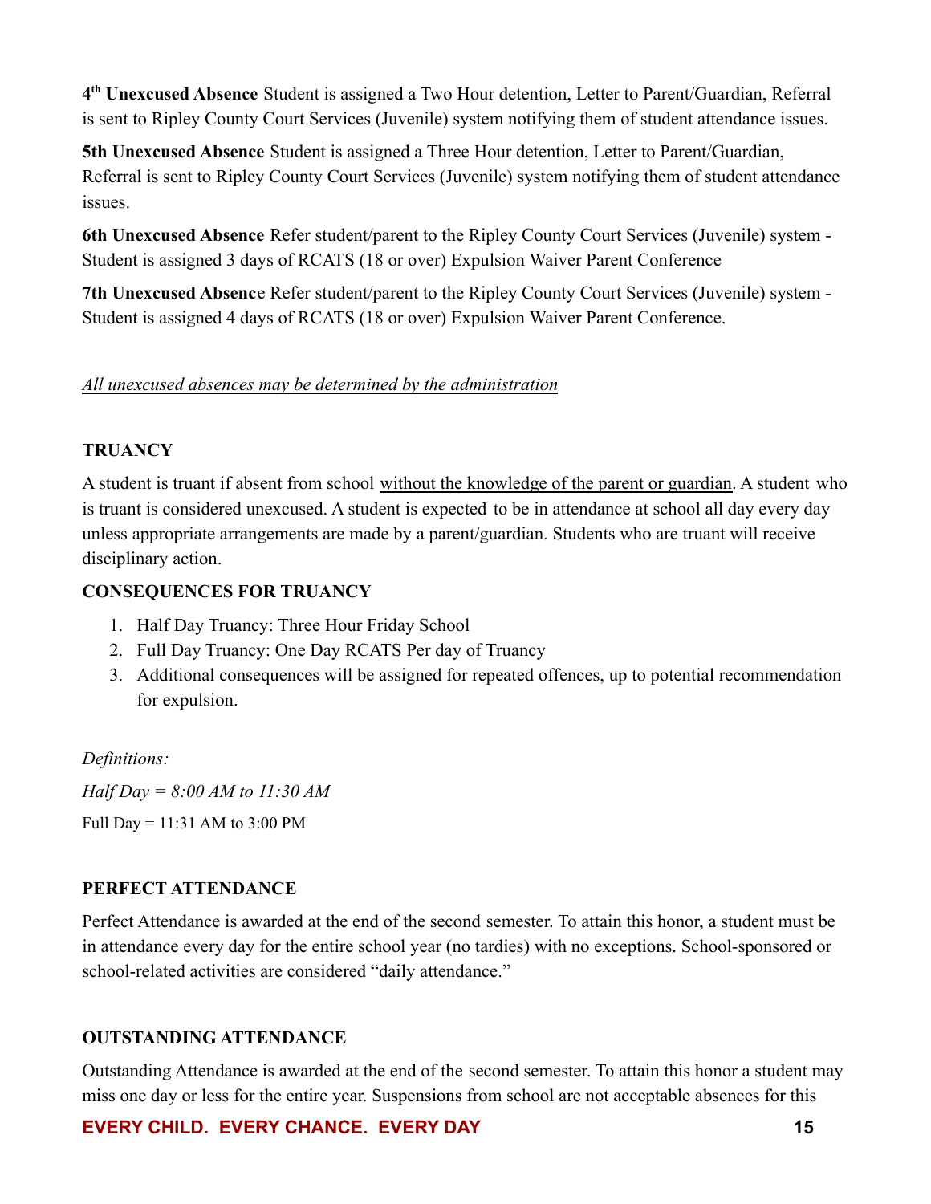**4th Unexcused Absence** Student is assigned a Two Hour detention, Letter to Parent/Guardian, Referral is sent to Ripley County Court Services (Juvenile) system notifying them of student attendance issues.

**5th Unexcused Absence** Student is assigned a Three Hour detention, Letter to Parent/Guardian, Referral is sent to Ripley County Court Services (Juvenile) system notifying them of student attendance issues.

**6th Unexcused Absence** Refer student/parent to the Ripley County Court Services (Juvenile) system - Student is assigned 3 days of RCATS (18 or over) Expulsion Waiver Parent Conference

**7th Unexcused Absenc**e Refer student/parent to the Ripley County Court Services (Juvenile) system - Student is assigned 4 days of RCATS (18 or over) Expulsion Waiver Parent Conference.

*All unexcused absences may be determined by the administration*

**TRUANCY**

A student is truant if absent from school without the knowledge of the parent or guardian. A student who is truant is considered unexcused. A student is expected to be in attendance at school all day every day unless appropriate arrangements are made by a parent/guardian. Students who are truant will receive disciplinary action.

**CONSEQUENCES FOR TRUANCY**

1. Half Day Truancy: Three Hour Friday School
2. Full Day Truancy: One Day RCATS Per day of Truancy
3. Additional consequences will be assigned for repeated offences, up to potential recommendation for expulsion.

*Definitions:*

*Half Day = 8:00 AM to 11:30 AM*

Full Day = 11:31 AM to 3:00 PM

**PERFECT ATTENDANCE**

Perfect Attendance is awarded at the end of the second semester. To attain this honor, a student must be in attendance every day for the entire school year (no tardies) with no exceptions. School-sponsored or school-related activities are considered "daily attendance."

**OUTSTANDING ATTENDANCE**

Outstanding Attendance is awarded at the end of the second semester. To attain this honor a student may miss one day or less for the entire year. Suspensions from school are not acceptable absences for this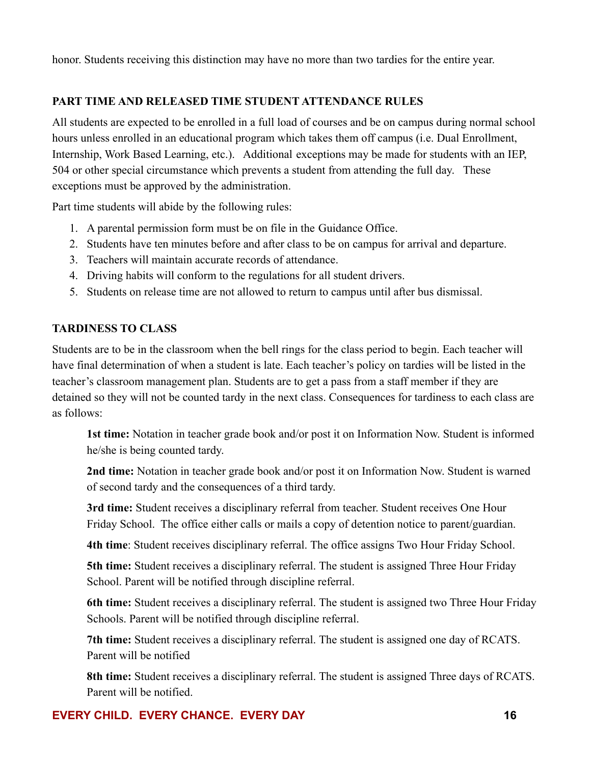honor. Students receiving this distinction may have no more than two tardies for the entire year.

## PART TIME AND RELEASED TIME STUDENT ATTENDANCE RULES

All students are expected to be enrolled in a full load of courses and be on campus during normal school hours unless enrolled in an educational program which takes them off campus (i.e. Dual Enrollment, Internship, Work Based Learning, etc.). Additional exceptions may be made for students with an IEP, 504 or other special circumstance which prevents a student from attending the full day. These exceptions must be approved by the administration.

Part time students will abide by the following rules:

1. A parental permission form must be on file in the Guidance Office.
2. Students have ten minutes before and after class to be on campus for arrival and departure.
3. Teachers will maintain accurate records of attendance.
4. Driving habits will conform to the regulations for all student drivers.
5. Students on release time are not allowed to return to campus until after bus dismissal.

## TARDINESS TO CLASS

Students are to be in the classroom when the bell rings for the class period to begin. Each teacher will have final determination of when a student is late. Each teacher's policy on tardies will be listed in the teacher's classroom management plan. Students are to get a pass from a staff member if they are detained so they will not be counted tardy in the next class. Consequences for tardiness to each class are as follows:

**1st time:** Notation in teacher grade book and/or post it on Information Now. Student is informed he/she is being counted tardy.

**2nd time:** Notation in teacher grade book and/or post it on Information Now. Student is warned of second tardy and the consequences of a third tardy.

**3rd time:** Student receives a disciplinary referral from teacher. Student receives One Hour Friday School. The office either calls or mails a copy of detention notice to parent/guardian.

**4th time**: Student receives disciplinary referral. The office assigns Two Hour Friday School.

**5th time:** Student receives a disciplinary referral. The student is assigned Three Hour Friday School. Parent will be notified through discipline referral.

**6th time:** Student receives a disciplinary referral. The student is assigned two Three Hour Friday Schools. Parent will be notified through discipline referral.

**7th time:** Student receives a disciplinary referral. The student is assigned one day of RCATS. Parent will be notified

**8th time:** Student receives a disciplinary referral. The student is assigned Three days of RCATS. Parent will be notified.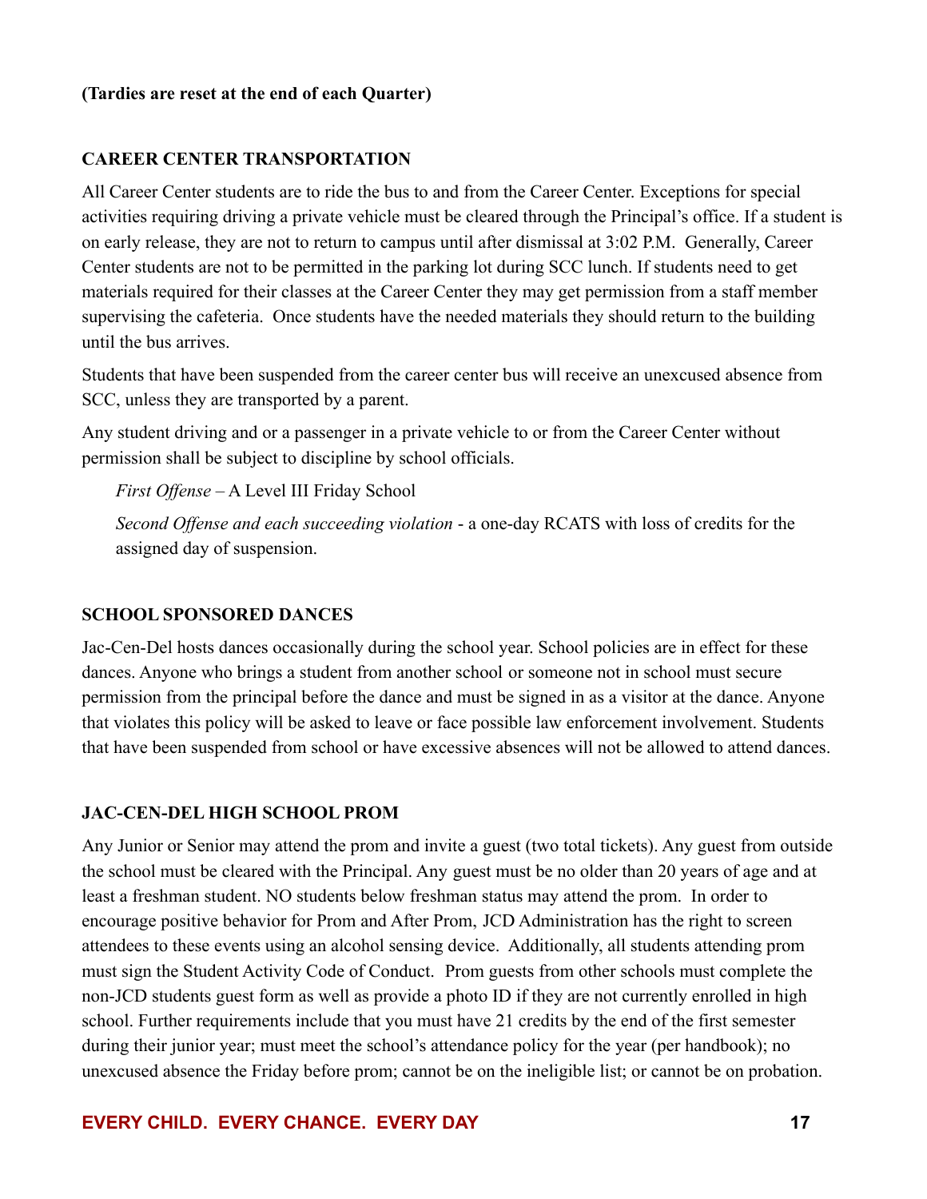**(Tardies are reset at the end of each Quarter)**

## CAREER CENTER TRANSPORTATION

All Career Center students are to ride the bus to and from the Career Center. Exceptions for special activities requiring driving a private vehicle must be cleared through the Principal's office. If a student is on early release, they are not to return to campus until after dismissal at 3:02 P.M. Generally, Career Center students are not to be permitted in the parking lot during SCC lunch. If students need to get materials required for their classes at the Career Center they may get permission from a staff member supervising the cafeteria. Once students have the needed materials they should return to the building until the bus arrives.

Students that have been suspended from the career center bus will receive an unexcused absence from SCC, unless they are transported by a parent.

Any student driving and or a passenger in a private vehicle to or from the Career Center without permission shall be subject to discipline by school officials.

*First Offense* – A Level III Friday School

*Second Offense and each succeeding violation* - a one-day RCATS with loss of credits for the assigned day of suspension.

## SCHOOL SPONSORED DANCES

Jac-Cen-Del hosts dances occasionally during the school year. School policies are in effect for these dances. Anyone who brings a student from another school or someone not in school must secure permission from the principal before the dance and must be signed in as a visitor at the dance. Anyone that violates this policy will be asked to leave or face possible law enforcement involvement. Students that have been suspended from school or have excessive absences will not be allowed to attend dances.

## JAC-CEN-DEL HIGH SCHOOL PROM

Any Junior or Senior may attend the prom and invite a guest (two total tickets). Any guest from outside the school must be cleared with the Principal. Any guest must be no older than 20 years of age and at least a freshman student. NO students below freshman status may attend the prom. In order to encourage positive behavior for Prom and After Prom, JCD Administration has the right to screen attendees to these events using an alcohol sensing device. Additionally, all students attending prom must sign the Student Activity Code of Conduct. Prom guests from other schools must complete the non-JCD students guest form as well as provide a photo ID if they are not currently enrolled in high school. Further requirements include that you must have 21 credits by the end of the first semester during their junior year; must meet the school's attendance policy for the year (per handbook); no unexcused absence the Friday before prom; cannot be on the ineligible list; or cannot be on probation.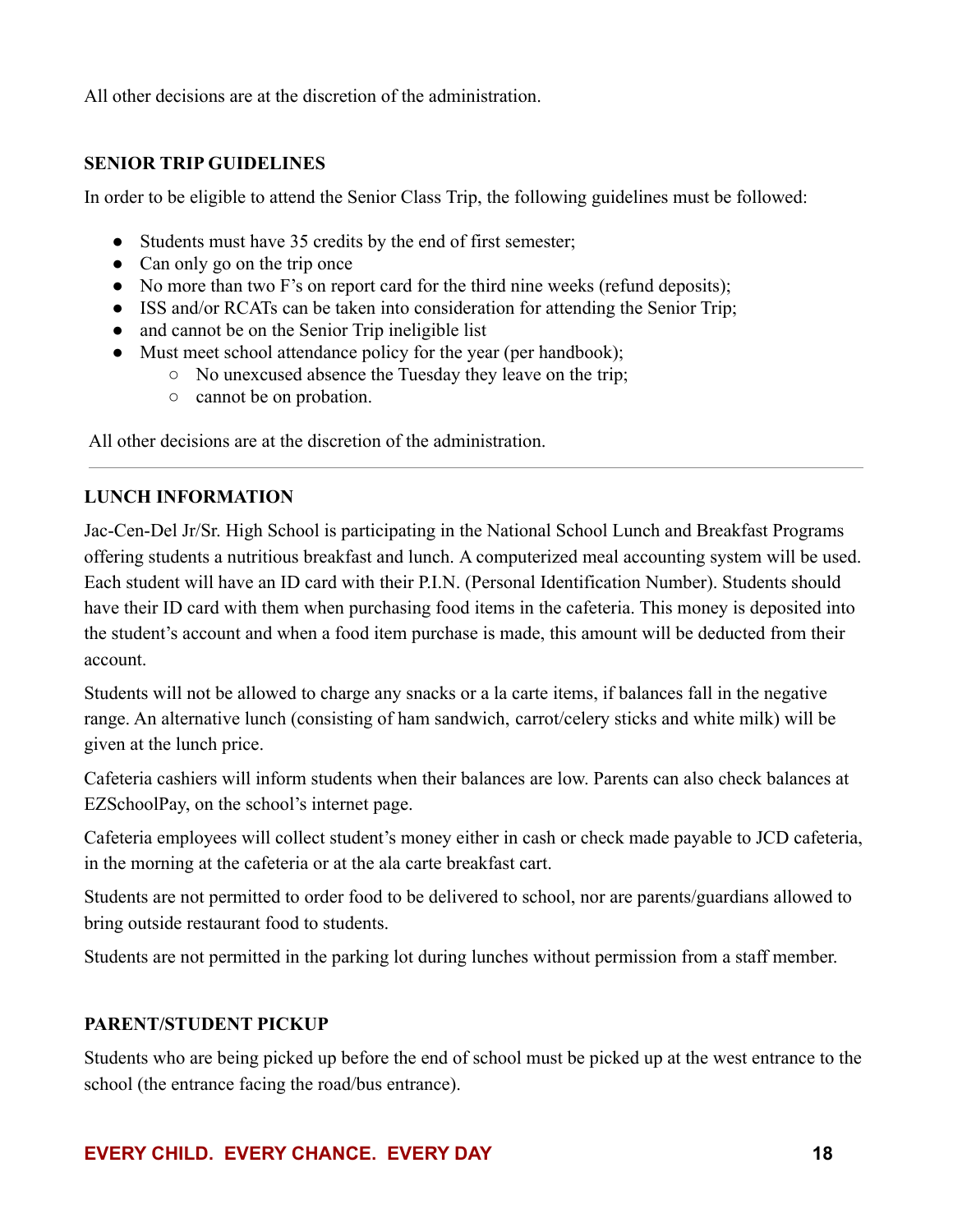All other decisions are at the discretion of the administration.

### SENIOR TRIP GUIDELINES

In order to be eligible to attend the Senior Class Trip, the following guidelines must be followed:

- Students must have 35 credits by the end of first semester;
- Can only go on the trip once
- No more than two F's on report card for the third nine weeks (refund deposits);
- ISS and/or RCATs can be taken into consideration for attending the Senior Trip;
- and cannot be on the Senior Trip ineligible list
- Must meet school attendance policy for the year (per handbook);
  - No unexcused absence the Tuesday they leave on the trip;
  - cannot be on probation.

All other decisions are at the discretion of the administration.

---

### LUNCH INFORMATION

Jac-Cen-Del Jr/Sr. High School is participating in the National School Lunch and Breakfast Programs offering students a nutritious breakfast and lunch. A computerized meal accounting system will be used. Each student will have an ID card with their P.I.N. (Personal Identification Number). Students should have their ID card with them when purchasing food items in the cafeteria. This money is deposited into the student's account and when a food item purchase is made, this amount will be deducted from their account.

Students will not be allowed to charge any snacks or a la carte items, if balances fall in the negative range. An alternative lunch (consisting of ham sandwich, carrot/celery sticks and white milk) will be given at the lunch price.

Cafeteria cashiers will inform students when their balances are low. Parents can also check balances at EZSchoolPay, on the school's internet page.

Cafeteria employees will collect student's money either in cash or check made payable to JCD cafeteria, in the morning at the cafeteria or at the ala carte breakfast cart.

Students are not permitted to order food to be delivered to school, nor are parents/guardians allowed to bring outside restaurant food to students.

Students are not permitted in the parking lot during lunches without permission from a staff member.

### PARENT/STUDENT PICKUP

Students who are being picked up before the end of school must be picked up at the west entrance to the school (the entrance facing the road/bus entrance).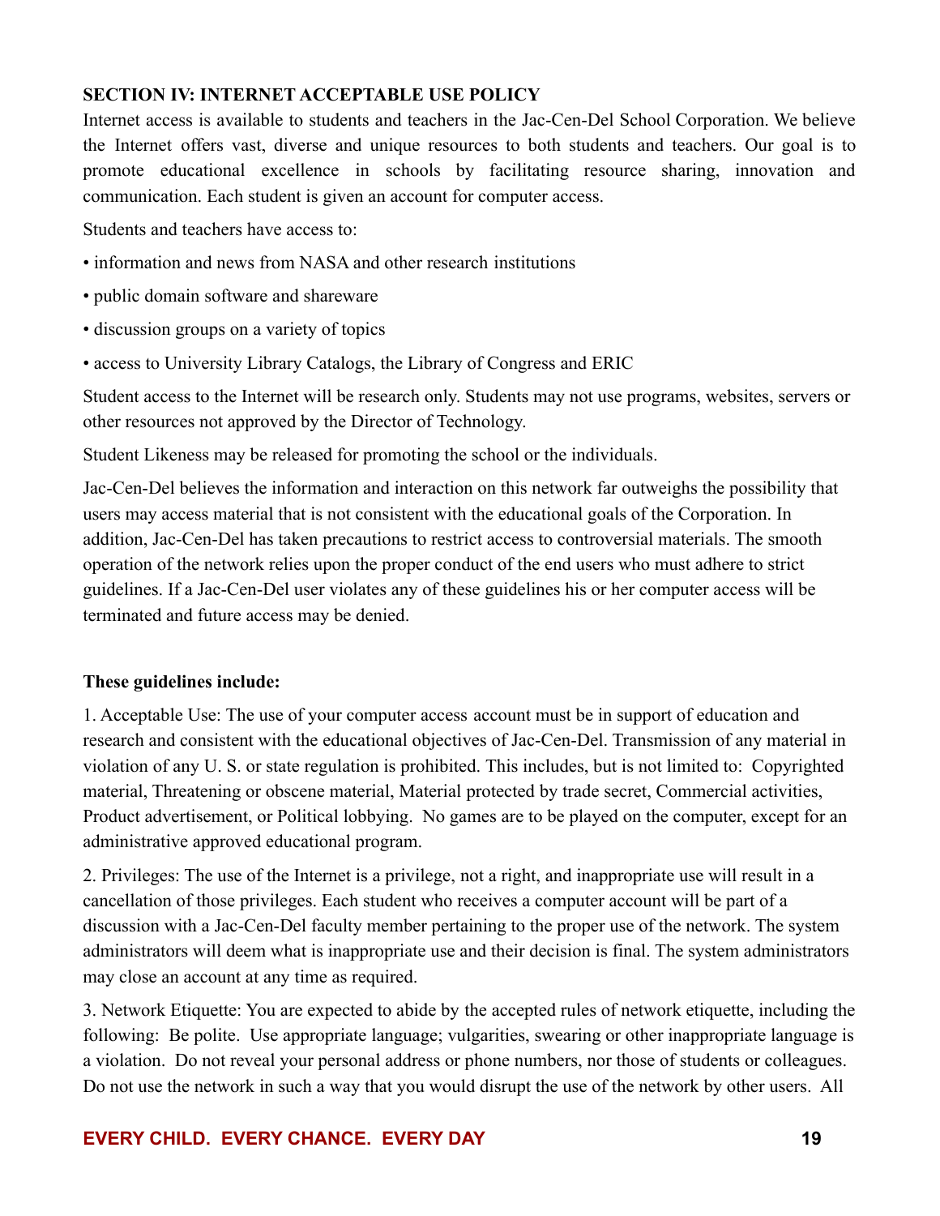**SECTION IV: INTERNET ACCEPTABLE USE POLICY**

Internet access is available to students and teachers in the Jac-Cen-Del School Corporation. We believe the Internet offers vast, diverse and unique resources to both students and teachers. Our goal is to promote educational excellence in schools by facilitating resource sharing, innovation and communication. Each student is given an account for computer access.

Students and teachers have access to:

- information and news from NASA and other research institutions
- public domain software and shareware
- discussion groups on a variety of topics
- access to University Library Catalogs, the Library of Congress and ERIC

Student access to the Internet will be research only. Students may not use programs, websites, servers or other resources not approved by the Director of Technology.

Student Likeness may be released for promoting the school or the individuals.

Jac-Cen-Del believes the information and interaction on this network far outweighs the possibility that users may access material that is not consistent with the educational goals of the Corporation. In addition, Jac-Cen-Del has taken precautions to restrict access to controversial materials. The smooth operation of the network relies upon the proper conduct of the end users who must adhere to strict guidelines. If a Jac-Cen-Del user violates any of these guidelines his or her computer access will be terminated and future access may be denied.

**These guidelines include:**

1. Acceptable Use: The use of your computer access account must be in support of education and research and consistent with the educational objectives of Jac-Cen-Del. Transmission of any material in violation of any U. S. or state regulation is prohibited. This includes, but is not limited to: Copyrighted material, Threatening or obscene material, Material protected by trade secret, Commercial activities, Product advertisement, or Political lobbying. No games are to be played on the computer, except for an administrative approved educational program.

2. Privileges: The use of the Internet is a privilege, not a right, and inappropriate use will result in a cancellation of those privileges. Each student who receives a computer account will be part of a discussion with a Jac-Cen-Del faculty member pertaining to the proper use of the network. The system administrators will deem what is inappropriate use and their decision is final. The system administrators may close an account at any time as required.

3. Network Etiquette: You are expected to abide by the accepted rules of network etiquette, including the following: Be polite. Use appropriate language; vulgarities, swearing or other inappropriate language is a violation. Do not reveal your personal address or phone numbers, nor those of students or colleagues. Do not use the network in such a way that you would disrupt the use of the network by other users. All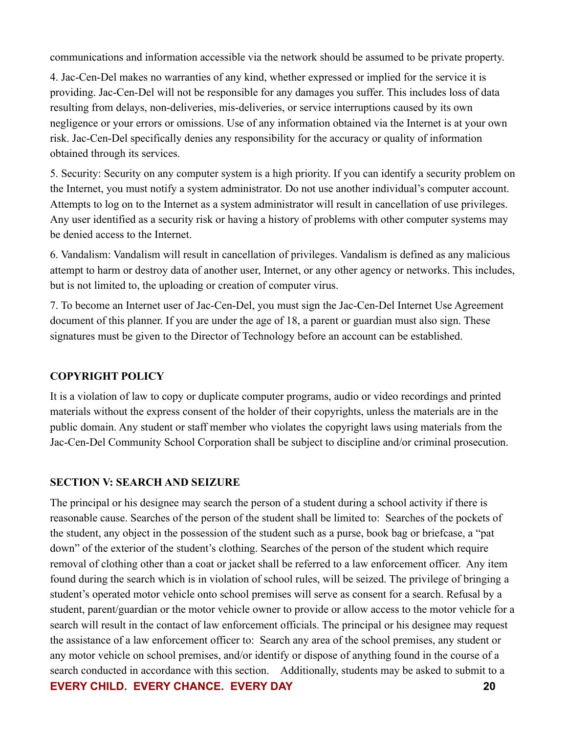communications and information accessible via the network should be assumed to be private property.

4. Jac-Cen-Del makes no warranties of any kind, whether expressed or implied for the service it is providing. Jac-Cen-Del will not be responsible for any damages you suffer. This includes loss of data resulting from delays, non-deliveries, mis-deliveries, or service interruptions caused by its own negligence or your errors or omissions. Use of any information obtained via the Internet is at your own risk. Jac-Cen-Del specifically denies any responsibility for the accuracy or quality of information obtained through its services.

5. Security: Security on any computer system is a high priority. If you can identify a security problem on the Internet, you must notify a system administrator. Do not use another individual's computer account. Attempts to log on to the Internet as a system administrator will result in cancellation of use privileges. Any user identified as a security risk or having a history of problems with other computer systems may be denied access to the Internet.

6. Vandalism: Vandalism will result in cancellation of privileges. Vandalism is defined as any malicious attempt to harm or destroy data of another user, Internet, or any other agency or networks. This includes, but is not limited to, the uploading or creation of computer virus.

7. To become an Internet user of Jac-Cen-Del, you must sign the Jac-Cen-Del Internet Use Agreement document of this planner. If you are under the age of 18, a parent or guardian must also sign. These signatures must be given to the Director of Technology before an account can be established.

**COPYRIGHT POLICY**

It is a violation of law to copy or duplicate computer programs, audio or video recordings and printed materials without the express consent of the holder of their copyrights, unless the materials are in the public domain. Any student or staff member who violates the copyright laws using materials from the Jac-Cen-Del Community School Corporation shall be subject to discipline and/or criminal prosecution.

**SECTION V: SEARCH AND SEIZURE**

The principal or his designee may search the person of a student during a school activity if there is reasonable cause. Searches of the person of the student shall be limited to: Searches of the pockets of the student, any object in the possession of the student such as a purse, book bag or briefcase, a "pat down" of the exterior of the student's clothing. Searches of the person of the student which require removal of clothing other than a coat or jacket shall be referred to a law enforcement officer. Any item found during the search which is in violation of school rules, will be seized. The privilege of bringing a student's operated motor vehicle onto school premises will serve as consent for a search. Refusal by a student, parent/guardian or the motor vehicle owner to provide or allow access to the motor vehicle for a search will result in the contact of law enforcement officials. The principal or his designee may request the assistance of a law enforcement officer to: Search any area of the school premises, any student or any motor vehicle on school premises, and/or identify or dispose of anything found in the course of a search conducted in accordance with this section. Additionally, students may be asked to submit to a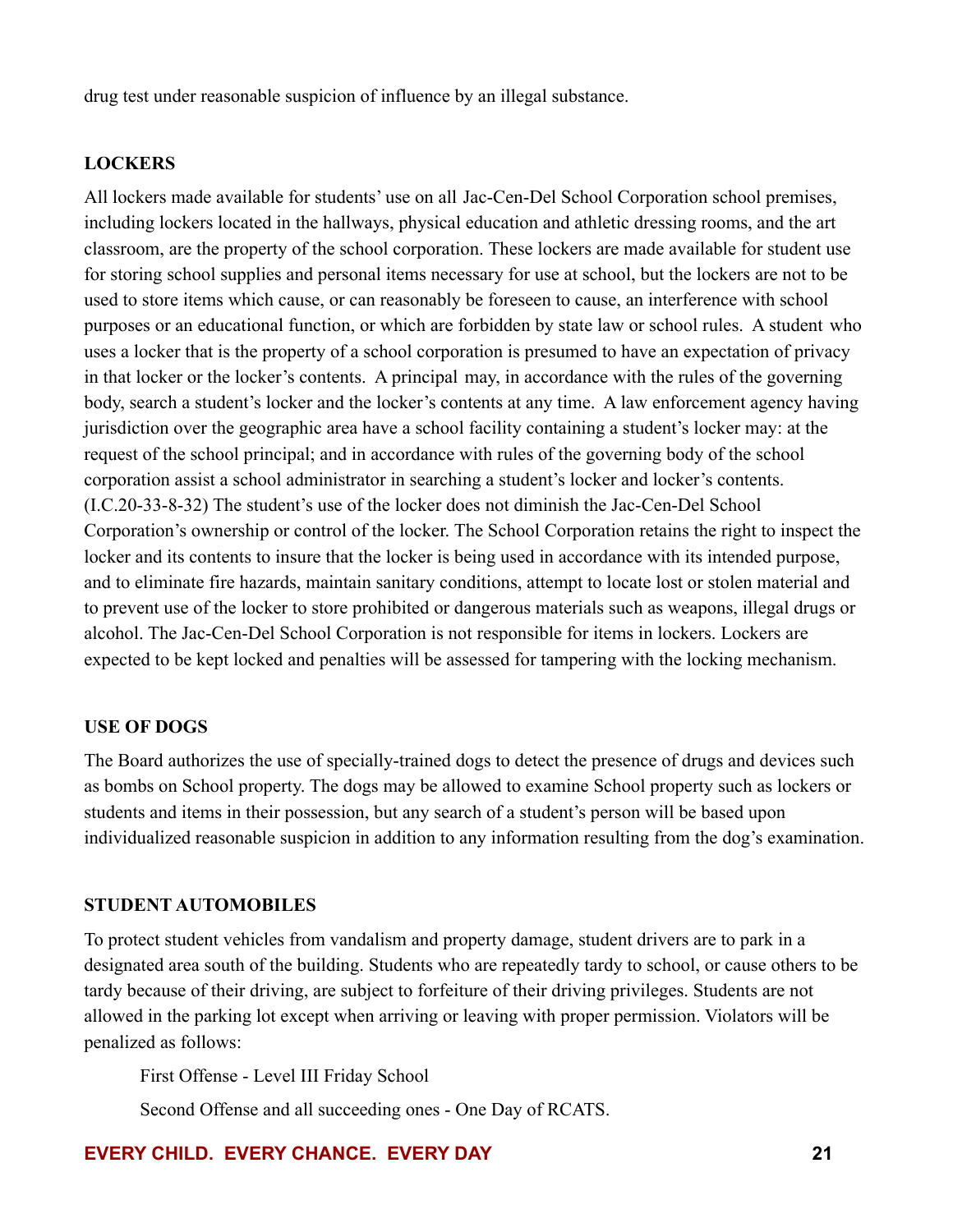drug test under reasonable suspicion of influence by an illegal substance.

## LOCKERS

All lockers made available for students' use on all Jac-Cen-Del School Corporation school premises, including lockers located in the hallways, physical education and athletic dressing rooms, and the art classroom, are the property of the school corporation. These lockers are made available for student use for storing school supplies and personal items necessary for use at school, but the lockers are not to be used to store items which cause, or can reasonably be foreseen to cause, an interference with school purposes or an educational function, or which are forbidden by state law or school rules. A student who uses a locker that is the property of a school corporation is presumed to have an expectation of privacy in that locker or the locker's contents. A principal may, in accordance with the rules of the governing body, search a student's locker and the locker's contents at any time. A law enforcement agency having jurisdiction over the geographic area have a school facility containing a student's locker may: at the request of the school principal; and in accordance with rules of the governing body of the school corporation assist a school administrator in searching a student's locker and locker's contents. (I.C.20-33-8-32) The student's use of the locker does not diminish the Jac-Cen-Del School Corporation's ownership or control of the locker. The School Corporation retains the right to inspect the locker and its contents to insure that the locker is being used in accordance with its intended purpose, and to eliminate fire hazards, maintain sanitary conditions, attempt to locate lost or stolen material and to prevent use of the locker to store prohibited or dangerous materials such as weapons, illegal drugs or alcohol. The Jac-Cen-Del School Corporation is not responsible for items in lockers. Lockers are expected to be kept locked and penalties will be assessed for tampering with the locking mechanism.

## USE OF DOGS

The Board authorizes the use of specially-trained dogs to detect the presence of drugs and devices such as bombs on School property. The dogs may be allowed to examine School property such as lockers or students and items in their possession, but any search of a student's person will be based upon individualized reasonable suspicion in addition to any information resulting from the dog's examination.

## STUDENT AUTOMOBILES

To protect student vehicles from vandalism and property damage, student drivers are to park in a designated area south of the building. Students who are repeatedly tardy to school, or cause others to be tardy because of their driving, are subject to forfeiture of their driving privileges. Students are not allowed in the parking lot except when arriving or leaving with proper permission. Violators will be penalized as follows:

First Offense - Level III Friday School

Second Offense and all succeeding ones - One Day of RCATS.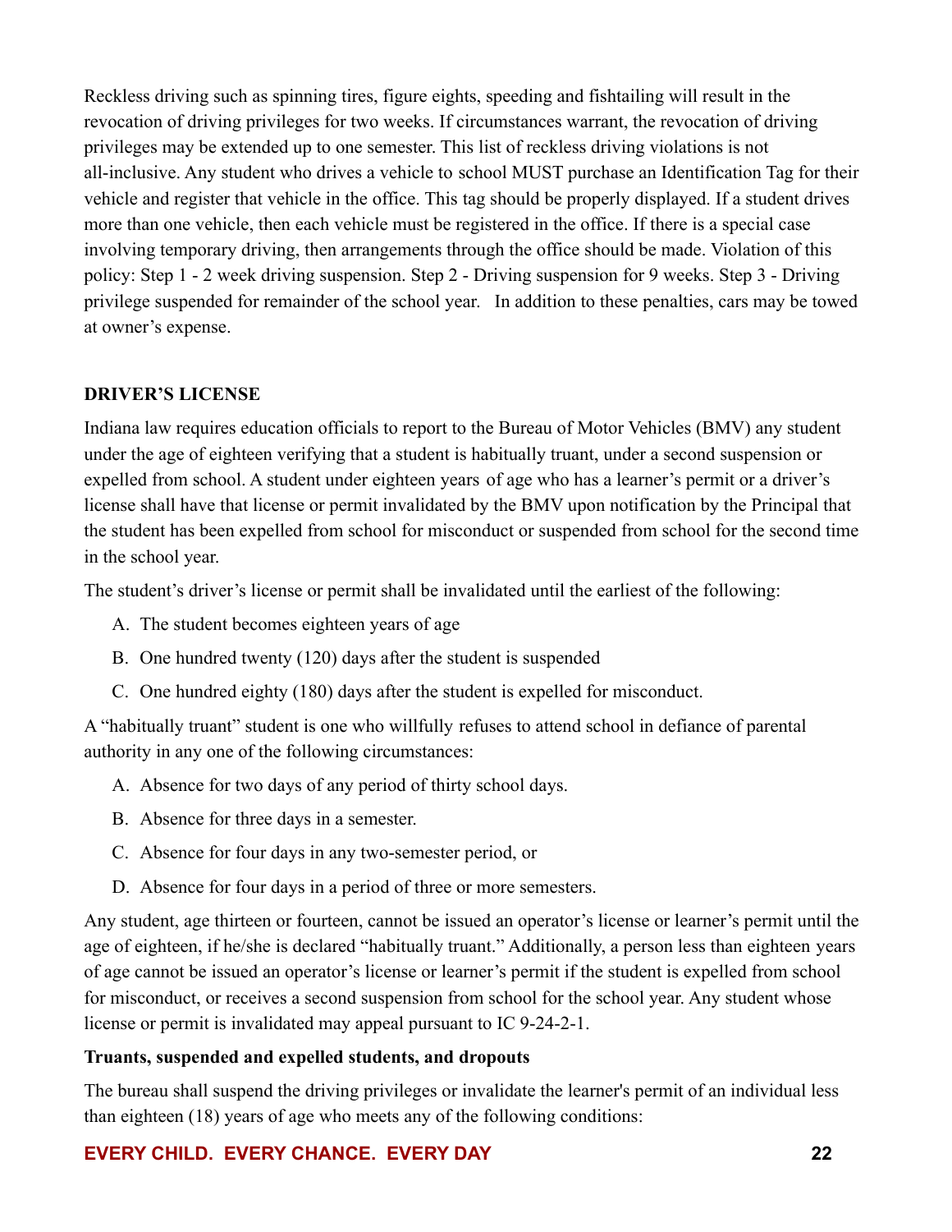Reckless driving such as spinning tires, figure eights, speeding and fishtailing will result in the revocation of driving privileges for two weeks. If circumstances warrant, the revocation of driving privileges may be extended up to one semester. This list of reckless driving violations is not all-inclusive. Any student who drives a vehicle to school MUST purchase an Identification Tag for their vehicle and register that vehicle in the office. This tag should be properly displayed. If a student drives more than one vehicle, then each vehicle must be registered in the office. If there is a special case involving temporary driving, then arrangements through the office should be made. Violation of this policy: Step 1 - 2 week driving suspension. Step 2 - Driving suspension for 9 weeks. Step 3 - Driving privilege suspended for remainder of the school year. In addition to these penalties, cars may be towed at owner's expense.

**DRIVER'S LICENSE**

Indiana law requires education officials to report to the Bureau of Motor Vehicles (BMV) any student under the age of eighteen verifying that a student is habitually truant, under a second suspension or expelled from school. A student under eighteen years of age who has a learner's permit or a driver's license shall have that license or permit invalidated by the BMV upon notification by the Principal that the student has been expelled from school for misconduct or suspended from school for the second time in the school year.

The student's driver's license or permit shall be invalidated until the earliest of the following:

A. The student becomes eighteen years of age
B. One hundred twenty (120) days after the student is suspended
C. One hundred eighty (180) days after the student is expelled for misconduct.

A "habitually truant" student is one who willfully refuses to attend school in defiance of parental authority in any one of the following circumstances:

A. Absence for two days of any period of thirty school days.
B. Absence for three days in a semester.
C. Absence for four days in any two-semester period, or
D. Absence for four days in a period of three or more semesters.

Any student, age thirteen or fourteen, cannot be issued an operator's license or learner's permit until the age of eighteen, if he/she is declared "habitually truant." Additionally, a person less than eighteen years of age cannot be issued an operator's license or learner's permit if the student is expelled from school for misconduct, or receives a second suspension from school for the school year. Any student whose license or permit is invalidated may appeal pursuant to IC 9-24-2-1.

**Truants, suspended and expelled students, and dropouts**

The bureau shall suspend the driving privileges or invalidate the learner's permit of an individual less than eighteen (18) years of age who meets any of the following conditions: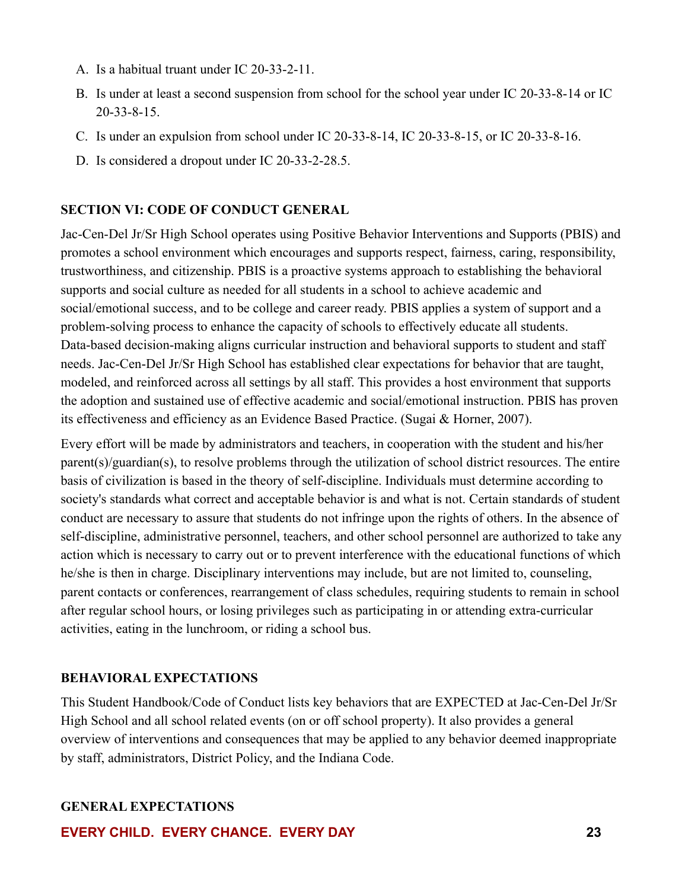A. Is a habitual truant under IC 20-33-2-11.

B. Is under at least a second suspension from school for the school year under IC 20-33-8-14 or IC 20-33-8-15.

C. Is under an expulsion from school under IC 20-33-8-14, IC 20-33-8-15, or IC 20-33-8-16.

D. Is considered a dropout under IC 20-33-2-28.5.

## SECTION VI: CODE OF CONDUCT GENERAL

Jac-Cen-Del Jr/Sr High School operates using Positive Behavior Interventions and Supports (PBIS) and promotes a school environment which encourages and supports respect, fairness, caring, responsibility, trustworthiness, and citizenship. PBIS is a proactive systems approach to establishing the behavioral supports and social culture as needed for all students in a school to achieve academic and social/emotional success, and to be college and career ready. PBIS applies a system of support and a problem-solving process to enhance the capacity of schools to effectively educate all students. Data-based decision-making aligns curricular instruction and behavioral supports to student and staff needs. Jac-Cen-Del Jr/Sr High School has established clear expectations for behavior that are taught, modeled, and reinforced across all settings by all staff. This provides a host environment that supports the adoption and sustained use of effective academic and social/emotional instruction. PBIS has proven its effectiveness and efficiency as an Evidence Based Practice. (Sugai & Horner, 2007).

Every effort will be made by administrators and teachers, in cooperation with the student and his/her parent(s)/guardian(s), to resolve problems through the utilization of school district resources. The entire basis of civilization is based in the theory of self-discipline. Individuals must determine according to society's standards what correct and acceptable behavior is and what is not. Certain standards of student conduct are necessary to assure that students do not infringe upon the rights of others. In the absence of self-discipline, administrative personnel, teachers, and other school personnel are authorized to take any action which is necessary to carry out or to prevent interference with the educational functions of which he/she is then in charge. Disciplinary interventions may include, but are not limited to, counseling, parent contacts or conferences, rearrangement of class schedules, requiring students to remain in school after regular school hours, or losing privileges such as participating in or attending extra-curricular activities, eating in the lunchroom, or riding a school bus.

## BEHAVIORAL EXPECTATIONS

This Student Handbook/Code of Conduct lists key behaviors that are EXPECTED at Jac-Cen-Del Jr/Sr High School and all school related events (on or off school property). It also provides a general overview of interventions and consequences that may be applied to any behavior deemed inappropriate by staff, administrators, District Policy, and the Indiana Code.

## GENERAL EXPECTATIONS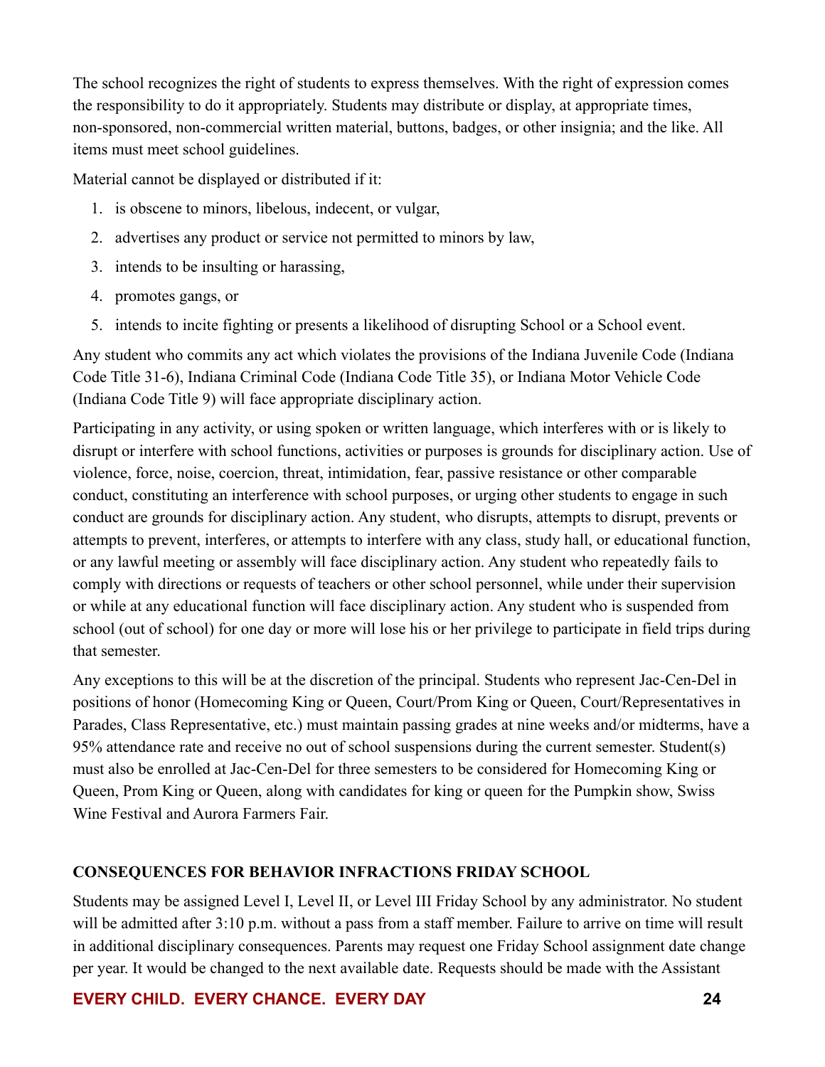The school recognizes the right of students to express themselves. With the right of expression comes the responsibility to do it appropriately. Students may distribute or display, at appropriate times, non-sponsored, non-commercial written material, buttons, badges, or other insignia; and the like. All items must meet school guidelines.

Material cannot be displayed or distributed if it:

1. is obscene to minors, libelous, indecent, or vulgar,
2. advertises any product or service not permitted to minors by law,
3. intends to be insulting or harassing,
4. promotes gangs, or
5. intends to incite fighting or presents a likelihood of disrupting School or a School event.

Any student who commits any act which violates the provisions of the Indiana Juvenile Code (Indiana Code Title 31-6), Indiana Criminal Code (Indiana Code Title 35), or Indiana Motor Vehicle Code (Indiana Code Title 9) will face appropriate disciplinary action.

Participating in any activity, or using spoken or written language, which interferes with or is likely to disrupt or interfere with school functions, activities or purposes is grounds for disciplinary action. Use of violence, force, noise, coercion, threat, intimidation, fear, passive resistance or other comparable conduct, constituting an interference with school purposes, or urging other students to engage in such conduct are grounds for disciplinary action. Any student, who disrupts, attempts to disrupt, prevents or attempts to prevent, interferes, or attempts to interfere with any class, study hall, or educational function, or any lawful meeting or assembly will face disciplinary action. Any student who repeatedly fails to comply with directions or requests of teachers or other school personnel, while under their supervision or while at any educational function will face disciplinary action. Any student who is suspended from school (out of school) for one day or more will lose his or her privilege to participate in field trips during that semester.

Any exceptions to this will be at the discretion of the principal. Students who represent Jac-Cen-Del in positions of honor (Homecoming King or Queen, Court/Prom King or Queen, Court/Representatives in Parades, Class Representative, etc.) must maintain passing grades at nine weeks and/or midterms, have a 95% attendance rate and receive no out of school suspensions during the current semester. Student(s) must also be enrolled at Jac-Cen-Del for three semesters to be considered for Homecoming King or Queen, Prom King or Queen, along with candidates for king or queen for the Pumpkin show, Swiss Wine Festival and Aurora Farmers Fair.

**CONSEQUENCES FOR BEHAVIOR INFRACTIONS FRIDAY SCHOOL**

Students may be assigned Level I, Level II, or Level III Friday School by any administrator. No student will be admitted after 3:10 p.m. without a pass from a staff member. Failure to arrive on time will result in additional disciplinary consequences. Parents may request one Friday School assignment date change per year. It would be changed to the next available date. Requests should be made with the Assistant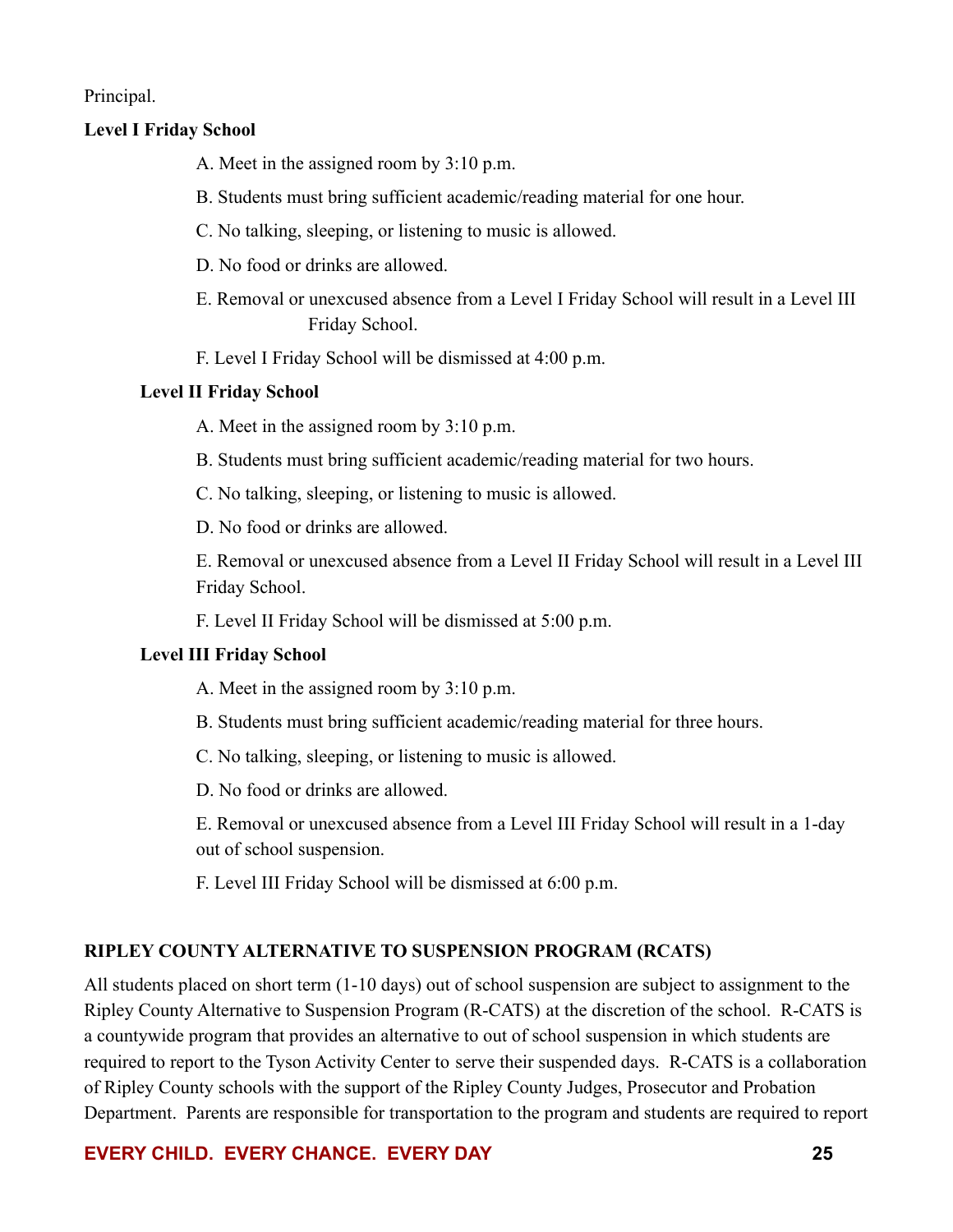Principal.

**Level I Friday School**

A. Meet in the assigned room by 3:10 p.m.

B. Students must bring sufficient academic/reading material for one hour.

C. No talking, sleeping, or listening to music is allowed.

D. No food or drinks are allowed.

E. Removal or unexcused absence from a Level I Friday School will result in a Level III Friday School.

F. Level I Friday School will be dismissed at 4:00 p.m.

**Level II Friday School**

A. Meet in the assigned room by 3:10 p.m.

B. Students must bring sufficient academic/reading material for two hours.

C. No talking, sleeping, or listening to music is allowed.

D. No food or drinks are allowed.

E. Removal or unexcused absence from a Level II Friday School will result in a Level III Friday School.

F. Level II Friday School will be dismissed at 5:00 p.m.

**Level III Friday School**

A. Meet in the assigned room by 3:10 p.m.

B. Students must bring sufficient academic/reading material for three hours.

C. No talking, sleeping, or listening to music is allowed.

D. No food or drinks are allowed.

E. Removal or unexcused absence from a Level III Friday School will result in a 1-day out of school suspension.

F. Level III Friday School will be dismissed at 6:00 p.m.

## RIPLEY COUNTY ALTERNATIVE TO SUSPENSION PROGRAM (RCATS)

All students placed on short term (1-10 days) out of school suspension are subject to assignment to the Ripley County Alternative to Suspension Program (R-CATS) at the discretion of the school. R-CATS is a countywide program that provides an alternative to out of school suspension in which students are required to report to the Tyson Activity Center to serve their suspended days. R-CATS is a collaboration of Ripley County schools with the support of the Ripley County Judges, Prosecutor and Probation Department. Parents are responsible for transportation to the program and students are required to report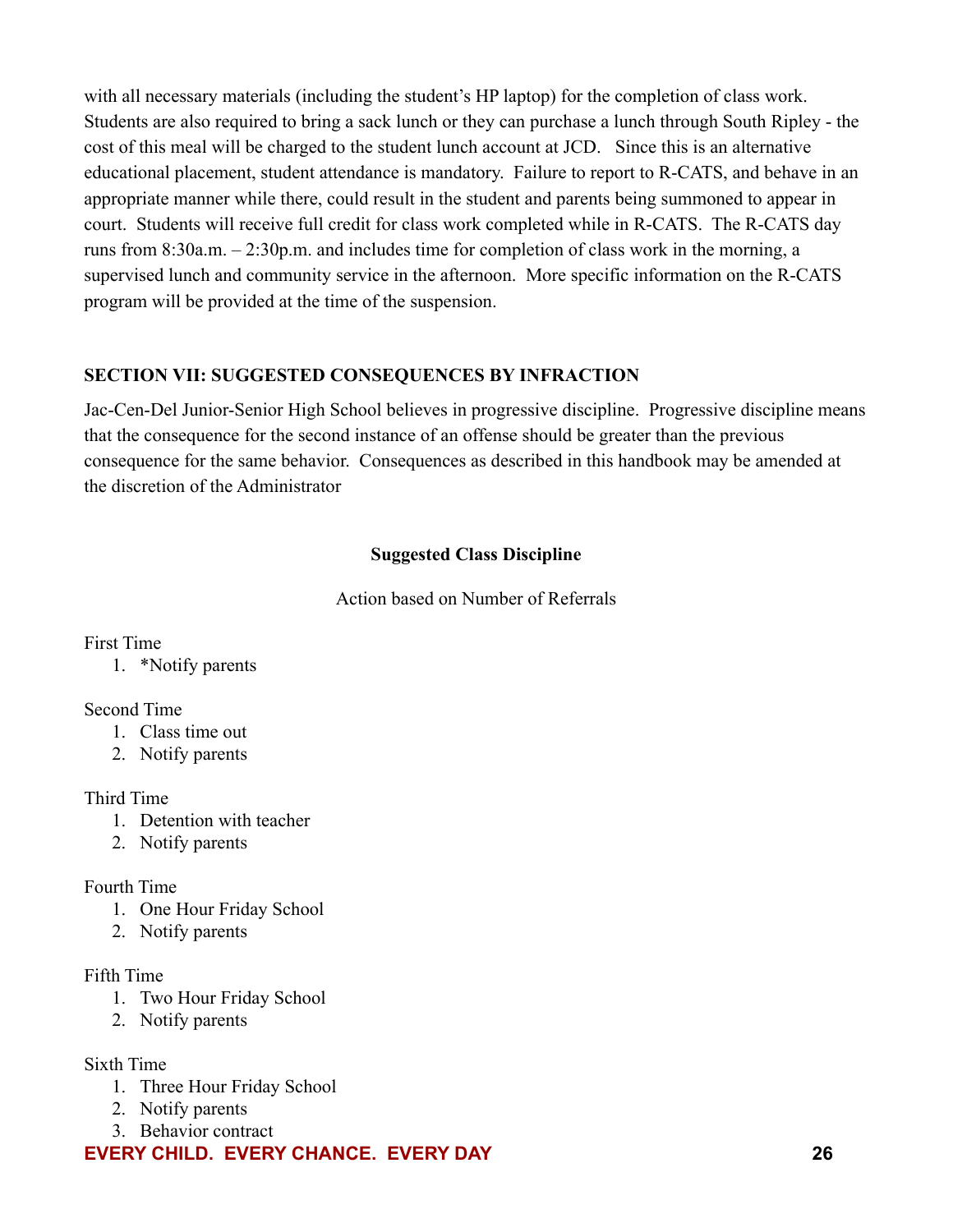with all necessary materials (including the student's HP laptop) for the completion of class work. Students are also required to bring a sack lunch or they can purchase a lunch through South Ripley - the cost of this meal will be charged to the student lunch account at JCD. Since this is an alternative educational placement, student attendance is mandatory. Failure to report to R-CATS, and behave in an appropriate manner while there, could result in the student and parents being summoned to appear in court. Students will receive full credit for class work completed while in R-CATS. The R-CATS day runs from 8:30a.m. – 2:30p.m. and includes time for completion of class work in the morning, a supervised lunch and community service in the afternoon. More specific information on the R-CATS program will be provided at the time of the suspension.

## SECTION VII: SUGGESTED CONSEQUENCES BY INFRACTION

Jac-Cen-Del Junior-Senior High School believes in progressive discipline. Progressive discipline means that the consequence for the second instance of an offense should be greater than the previous consequence for the same behavior. Consequences as described in this handbook may be amended at the discretion of the Administrator

### Suggested Class Discipline

Action based on Number of Referrals

First Time
1. *Notify parents

Second Time
1. Class time out
2. Notify parents

Third Time
1. Detention with teacher
2. Notify parents

Fourth Time
1. One Hour Friday School
2. Notify parents

Fifth Time
1. Two Hour Friday School
2. Notify parents

Sixth Time
1. Three Hour Friday School
2. Notify parents
3. Behavior contract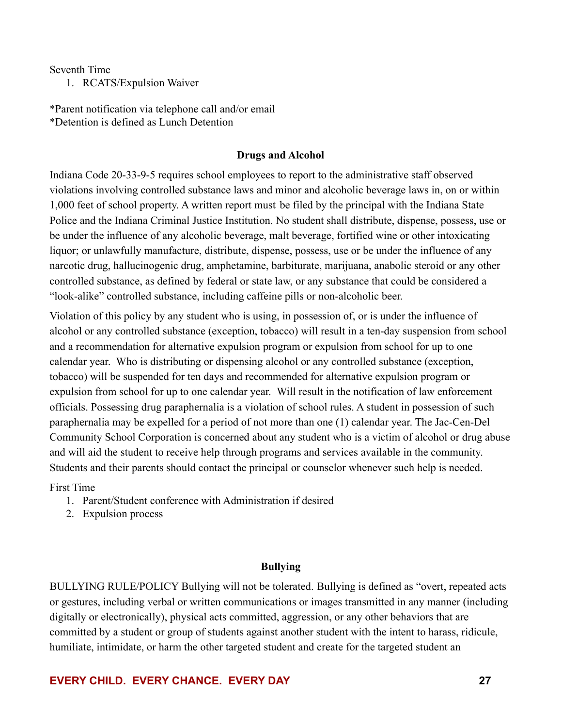Seventh Time

1. RCATS/Expulsion Waiver

*Parent notification via telephone call and/or email
*Detention is defined as Lunch Detention

### Drugs and Alcohol

Indiana Code 20-33-9-5 requires school employees to report to the administrative staff observed violations involving controlled substance laws and minor and alcoholic beverage laws in, on or within 1,000 feet of school property. A written report must be filed by the principal with the Indiana State Police and the Indiana Criminal Justice Institution. No student shall distribute, dispense, possess, use or be under the influence of any alcoholic beverage, malt beverage, fortified wine or other intoxicating liquor; or unlawfully manufacture, distribute, dispense, possess, use or be under the influence of any narcotic drug, hallucinogenic drug, amphetamine, barbiturate, marijuana, anabolic steroid or any other controlled substance, as defined by federal or state law, or any substance that could be considered a "look-alike" controlled substance, including caffeine pills or non-alcoholic beer.

Violation of this policy by any student who is using, in possession of, or is under the influence of alcohol or any controlled substance (exception, tobacco) will result in a ten-day suspension from school and a recommendation for alternative expulsion program or expulsion from school for up to one calendar year. Who is distributing or dispensing alcohol or any controlled substance (exception, tobacco) will be suspended for ten days and recommended for alternative expulsion program or expulsion from school for up to one calendar year. Will result in the notification of law enforcement officials. Possessing drug paraphernalia is a violation of school rules. A student in possession of such paraphernalia may be expelled for a period of not more than one (1) calendar year. The Jac-Cen-Del Community School Corporation is concerned about any student who is a victim of alcohol or drug abuse and will aid the student to receive help through programs and services available in the community. Students and their parents should contact the principal or counselor whenever such help is needed.

First Time

1. Parent/Student conference with Administration if desired
2. Expulsion process

### Bullying

BULLYING RULE/POLICY Bullying will not be tolerated. Bullying is defined as "overt, repeated acts or gestures, including verbal or written communications or images transmitted in any manner (including digitally or electronically), physical acts committed, aggression, or any other behaviors that are committed by a student or group of students against another student with the intent to harass, ridicule, humiliate, intimidate, or harm the other targeted student and create for the targeted student an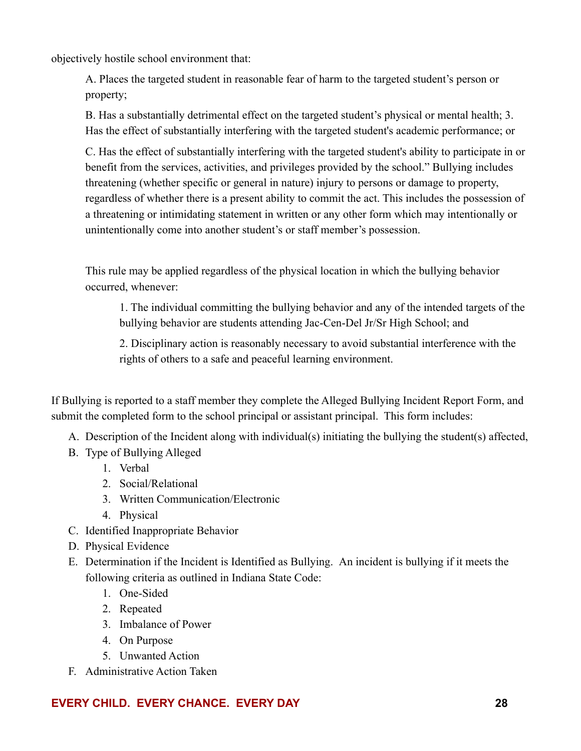objectively hostile school environment that:

> A. Places the targeted student in reasonable fear of harm to the targeted student's person or property;
>
> B. Has a substantially detrimental effect on the targeted student's physical or mental health; 3. Has the effect of substantially interfering with the targeted student's academic performance; or
>
> C. Has the effect of substantially interfering with the targeted student's ability to participate in or benefit from the services, activities, and privileges provided by the school." Bullying includes threatening (whether specific or general in nature) injury to persons or damage to property, regardless of whether there is a present ability to commit the act. This includes the possession of a threatening or intimidating statement in written or any other form which may intentionally or unintentionally come into another student's or staff member's possession.
>
> This rule may be applied regardless of the physical location in which the bullying behavior occurred, whenever:
>
> > 1. The individual committing the bullying behavior and any of the intended targets of the bullying behavior are students attending Jac-Cen-Del Jr/Sr High School; and
> >
> > 2. Disciplinary action is reasonably necessary to avoid substantial interference with the rights of others to a safe and peaceful learning environment.

If Bullying is reported to a staff member they complete the Alleged Bullying Incident Report Form, and submit the completed form to the school principal or assistant principal. This form includes:

A. Description of the Incident along with individual(s) initiating the bullying the student(s) affected,
B. Type of Bullying Alleged
   1. Verbal
   2. Social/Relational
   3. Written Communication/Electronic
   4. Physical
C. Identified Inappropriate Behavior
D. Physical Evidence
E. Determination if the Incident is Identified as Bullying. An incident is bullying if it meets the following criteria as outlined in Indiana State Code:
   1. One-Sided
   2. Repeated
   3. Imbalance of Power
   4. On Purpose
   5. Unwanted Action
F. Administrative Action Taken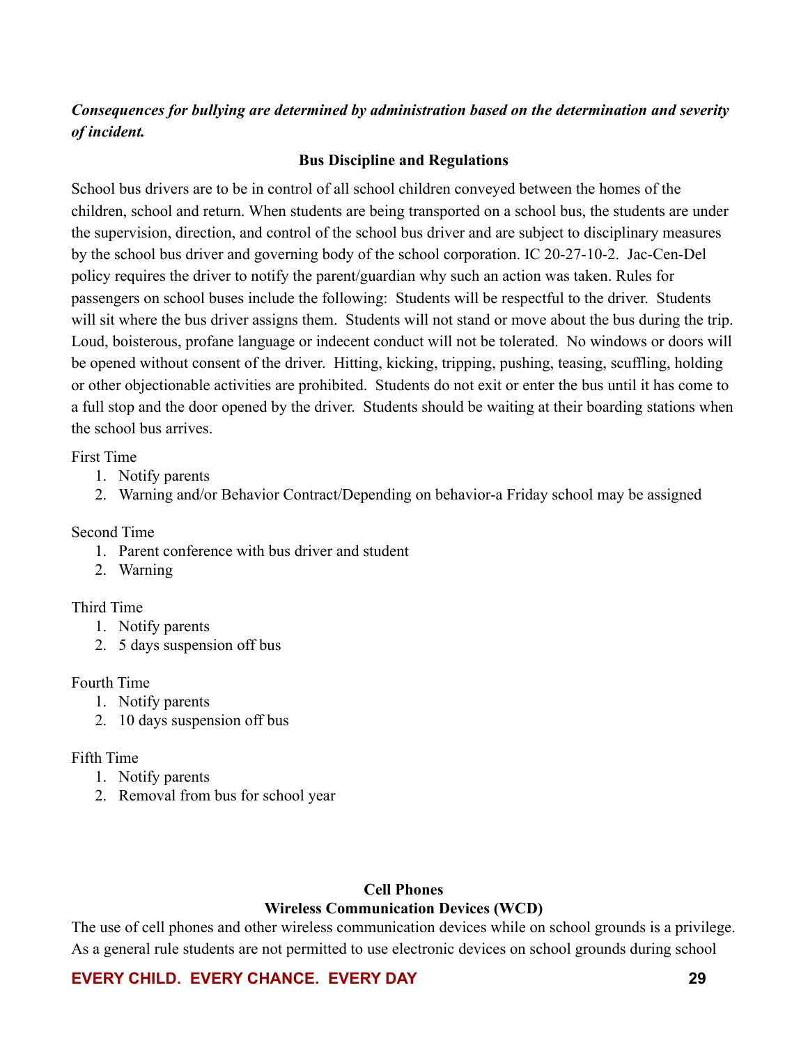***Consequences for bullying are determined by administration based on the determination and severity of incident.***

## Bus Discipline and Regulations

School bus drivers are to be in control of all school children conveyed between the homes of the children, school and return. When students are being transported on a school bus, the students are under the supervision, direction, and control of the school bus driver and are subject to disciplinary measures by the school bus driver and governing body of the school corporation. IC 20-27-10-2. Jac-Cen-Del policy requires the driver to notify the parent/guardian why such an action was taken. Rules for passengers on school buses include the following: Students will be respectful to the driver. Students will sit where the bus driver assigns them. Students will not stand or move about the bus during the trip. Loud, boisterous, profane language or indecent conduct will not be tolerated. No windows or doors will be opened without consent of the driver. Hitting, kicking, tripping, pushing, teasing, scuffling, holding or other objectionable activities are prohibited. Students do not exit or enter the bus until it has come to a full stop and the door opened by the driver. Students should be waiting at their boarding stations when the school bus arrives.

First Time

1. Notify parents
2. Warning and/or Behavior Contract/Depending on behavior-a Friday school may be assigned

Second Time

1. Parent conference with bus driver and student
2. Warning

Third Time

1. Notify parents
2. 5 days suspension off bus

Fourth Time

1. Notify parents
2. 10 days suspension off bus

Fifth Time

1. Notify parents
2. Removal from bus for school year

## Cell Phones
### Wireless Communication Devices (WCD)

The use of cell phones and other wireless communication devices while on school grounds is a privilege. As a general rule students are not permitted to use electronic devices on school grounds during school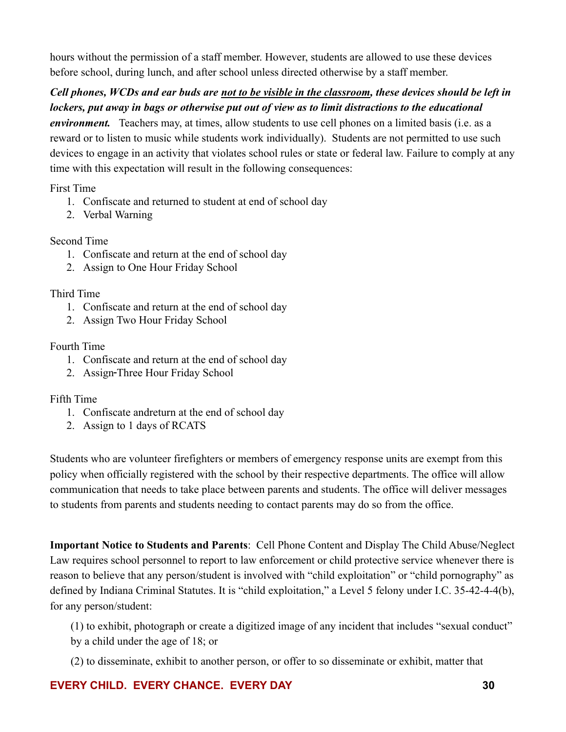hours without the permission of a staff member. However, students are allowed to use these devices before school, during lunch, and after school unless directed otherwise by a staff member.

***Cell phones, WCDs and ear buds are <u>not to be visible in the classroom</u>, these devices should be left in lockers, put away in bags or otherwise put out of view as to limit distractions to the educational environment.*** Teachers may, at times, allow students to use cell phones on a limited basis (i.e. as a reward or to listen to music while students work individually). Students are not permitted to use such devices to engage in an activity that violates school rules or state or federal law. Failure to comply at any time with this expectation will result in the following consequences:

First Time

1. Confiscate and returned to student at end of school day
2. Verbal Warning

Second Time

1. Confiscate and return at the end of school day
2. Assign to One Hour Friday School

Third Time

1. Confiscate and return at the end of school day
2. Assign Two Hour Friday School

Fourth Time

1. Confiscate and return at the end of school day
2. Assign-Three Hour Friday School

Fifth Time

1. Confiscate andreturn at the end of school day
2. Assign to 1 days of RCATS

Students who are volunteer firefighters or members of emergency response units are exempt from this policy when officially registered with the school by their respective departments. The office will allow communication that needs to take place between parents and students. The office will deliver messages to students from parents and students needing to contact parents may do so from the office.

**Important Notice to Students and Parents**: Cell Phone Content and Display The Child Abuse/Neglect Law requires school personnel to report to law enforcement or child protective service whenever there is reason to believe that any person/student is involved with "child exploitation" or "child pornography" as defined by Indiana Criminal Statutes. It is "child exploitation," a Level 5 felony under I.C. 35-42-4-4(b), for any person/student:

(1) to exhibit, photograph or create a digitized image of any incident that includes "sexual conduct" by a child under the age of 18; or

(2) to disseminate, exhibit to another person, or offer to so disseminate or exhibit, matter that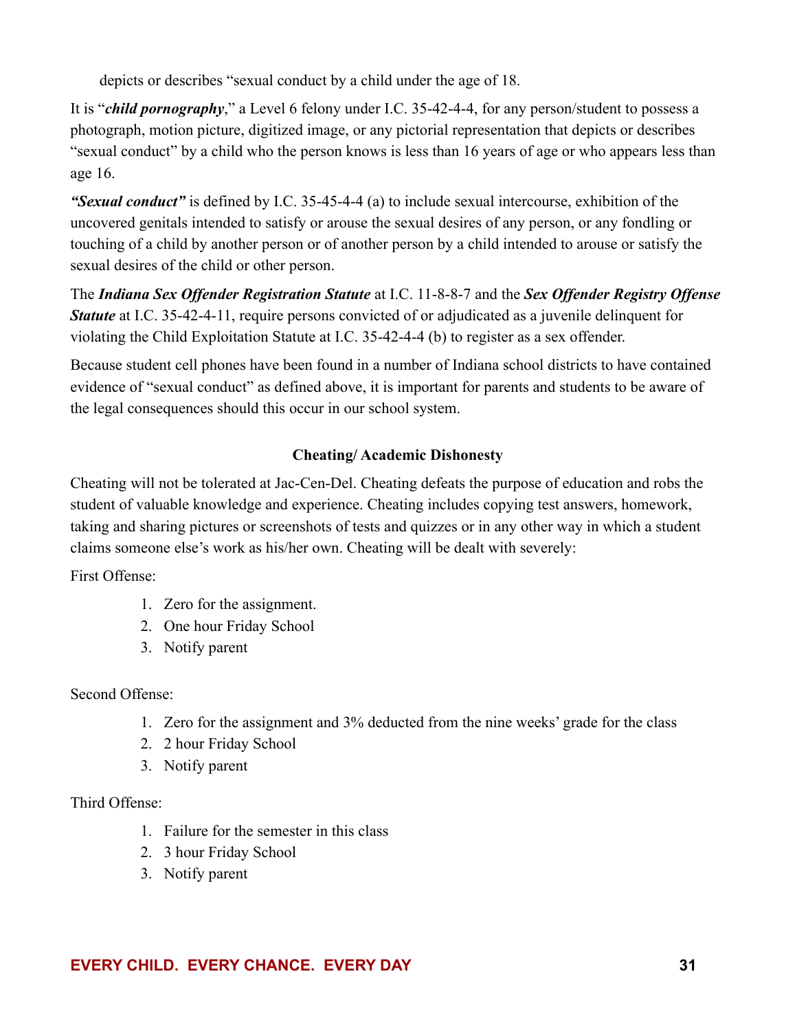depicts or describes "sexual conduct by a child under the age of 18.

It is "***child pornography***," a Level 6 felony under I.C. 35-42-4-4, for any person/student to possess a photograph, motion picture, digitized image, or any pictorial representation that depicts or describes "sexual conduct" by a child who the person knows is less than 16 years of age or who appears less than age 16.

***"Sexual conduct"*** is defined by I.C. 35-45-4-4 (a) to include sexual intercourse, exhibition of the uncovered genitals intended to satisfy or arouse the sexual desires of any person, or any fondling or touching of a child by another person or of another person by a child intended to arouse or satisfy the sexual desires of the child or other person.

The ***Indiana Sex Offender Registration Statute*** at I.C. 11-8-8-7 and the ***Sex Offender Registry Offense Statute*** at I.C. 35-42-4-11, require persons convicted of or adjudicated as a juvenile delinquent for violating the Child Exploitation Statute at I.C. 35-42-4-4 (b) to register as a sex offender.

Because student cell phones have been found in a number of Indiana school districts to have contained evidence of "sexual conduct" as defined above, it is important for parents and students to be aware of the legal consequences should this occur in our school system.

## Cheating/ Academic Dishonesty

Cheating will not be tolerated at Jac-Cen-Del. Cheating defeats the purpose of education and robs the student of valuable knowledge and experience. Cheating includes copying test answers, homework, taking and sharing pictures or screenshots of tests and quizzes or in any other way in which a student claims someone else's work as his/her own. Cheating will be dealt with severely:

First Offense:

1. Zero for the assignment.
2. One hour Friday School
3. Notify parent

Second Offense:

1. Zero for the assignment and 3% deducted from the nine weeks' grade for the class
2. 2 hour Friday School
3. Notify parent

Third Offense:

1. Failure for the semester in this class
2. 3 hour Friday School
3. Notify parent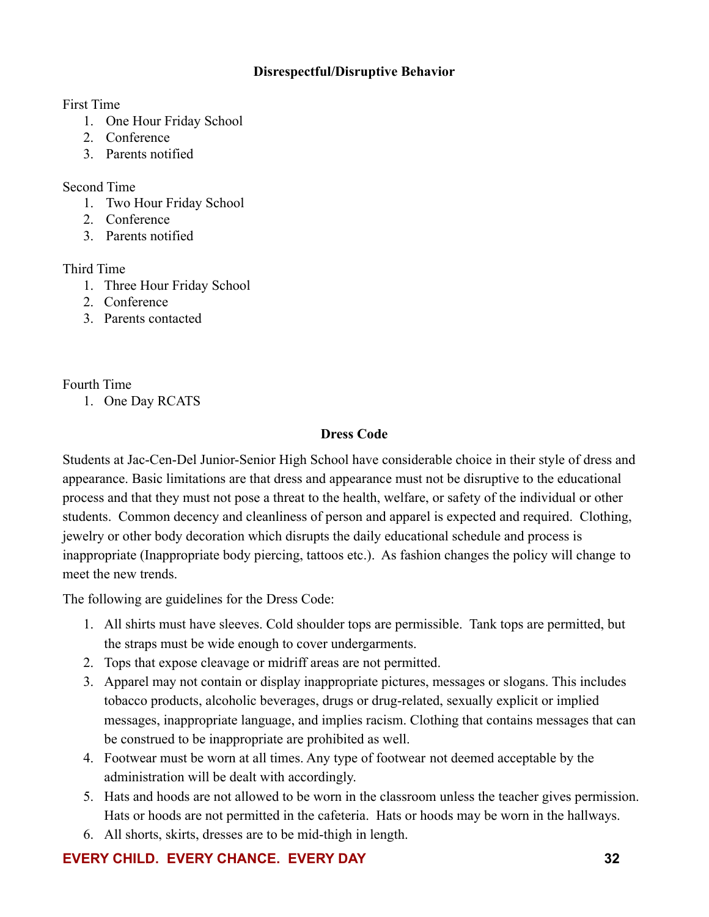### Disrespectful/Disruptive Behavior

First Time

1. One Hour Friday School
2. Conference
3. Parents notified

Second Time

1. Two Hour Friday School
2. Conference
3. Parents notified

Third Time

1. Three Hour Friday School
2. Conference
3. Parents contacted

Fourth Time

1. One Day RCATS

### Dress Code

Students at Jac-Cen-Del Junior-Senior High School have considerable choice in their style of dress and appearance. Basic limitations are that dress and appearance must not be disruptive to the educational process and that they must not pose a threat to the health, welfare, or safety of the individual or other students. Common decency and cleanliness of person and apparel is expected and required. Clothing, jewelry or other body decoration which disrupts the daily educational schedule and process is inappropriate (Inappropriate body piercing, tattoos etc.). As fashion changes the policy will change to meet the new trends.

The following are guidelines for the Dress Code:

1. All shirts must have sleeves. Cold shoulder tops are permissible. Tank tops are permitted, but the straps must be wide enough to cover undergarments.
2. Tops that expose cleavage or midriff areas are not permitted.
3. Apparel may not contain or display inappropriate pictures, messages or slogans. This includes tobacco products, alcoholic beverages, drugs or drug-related, sexually explicit or implied messages, inappropriate language, and implies racism. Clothing that contains messages that can be construed to be inappropriate are prohibited as well.
4. Footwear must be worn at all times. Any type of footwear not deemed acceptable by the administration will be dealt with accordingly.
5. Hats and hoods are not allowed to be worn in the classroom unless the teacher gives permission. Hats or hoods are not permitted in the cafeteria. Hats or hoods may be worn in the hallways.
6. All shorts, skirts, dresses are to be mid-thigh in length.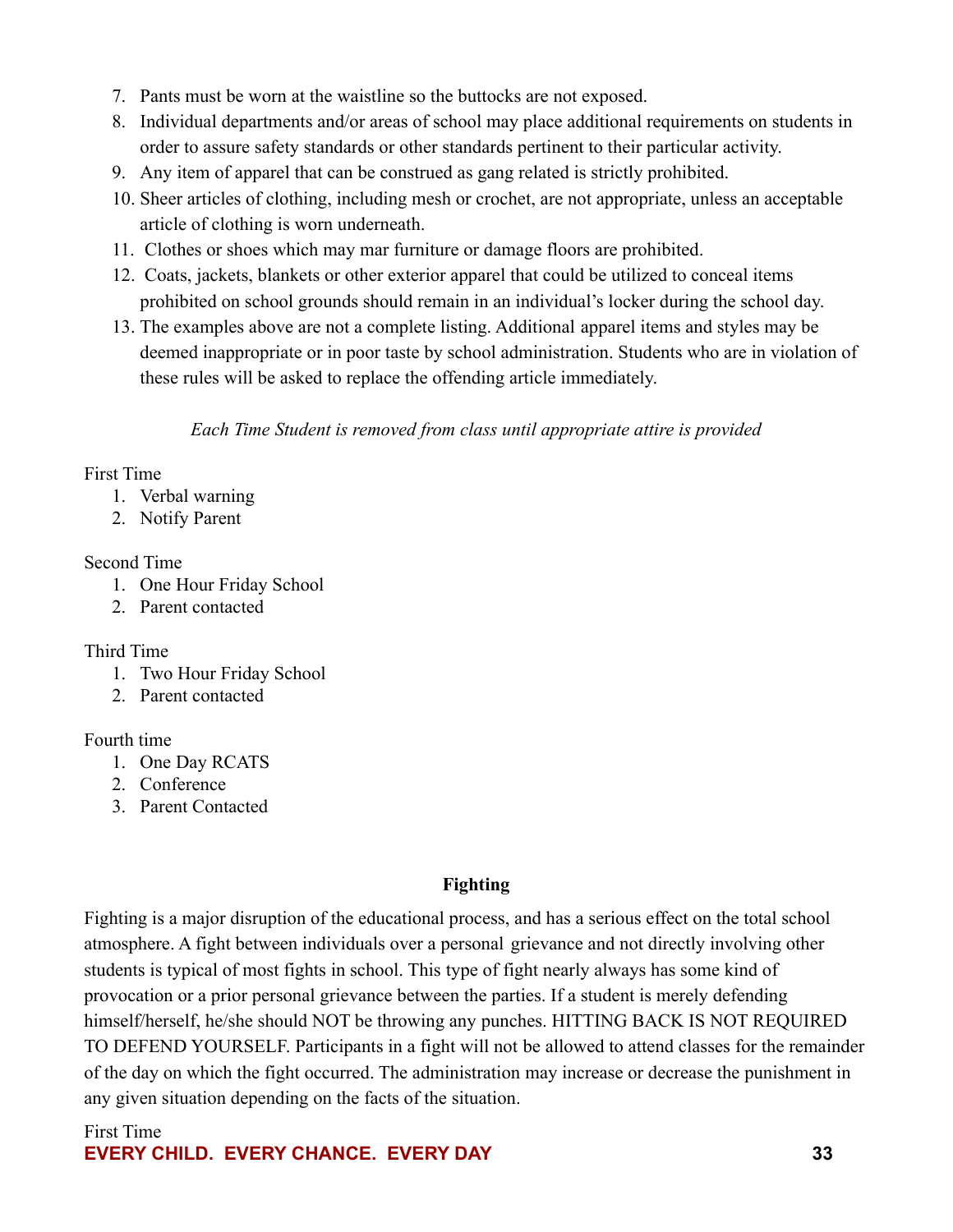7. Pants must be worn at the waistline so the buttocks are not exposed.
8. Individual departments and/or areas of school may place additional requirements on students in order to assure safety standards or other standards pertinent to their particular activity.
9. Any item of apparel that can be construed as gang related is strictly prohibited.
10. Sheer articles of clothing, including mesh or crochet, are not appropriate, unless an acceptable article of clothing is worn underneath.
11. Clothes or shoes which may mar furniture or damage floors are prohibited.
12. Coats, jackets, blankets or other exterior apparel that could be utilized to conceal items prohibited on school grounds should remain in an individual's locker during the school day.
13. The examples above are not a complete listing. Additional apparel items and styles may be deemed inappropriate or in poor taste by school administration. Students who are in violation of these rules will be asked to replace the offending article immediately.

*Each Time Student is removed from class until appropriate attire is provided*

First Time

1. Verbal warning
2. Notify Parent

Second Time

1. One Hour Friday School
2. Parent contacted

Third Time

1. Two Hour Friday School
2. Parent contacted

Fourth time

1. One Day RCATS
2. Conference
3. Parent Contacted

**Fighting**

Fighting is a major disruption of the educational process, and has a serious effect on the total school atmosphere. A fight between individuals over a personal grievance and not directly involving other students is typical of most fights in school. This type of fight nearly always has some kind of provocation or a prior personal grievance between the parties. If a student is merely defending himself/herself, he/she should NOT be throwing any punches. HITTING BACK IS NOT REQUIRED TO DEFEND YOURSELF. Participants in a fight will not be allowed to attend classes for the remainder of the day on which the fight occurred. The administration may increase or decrease the punishment in any given situation depending on the facts of the situation.

First Time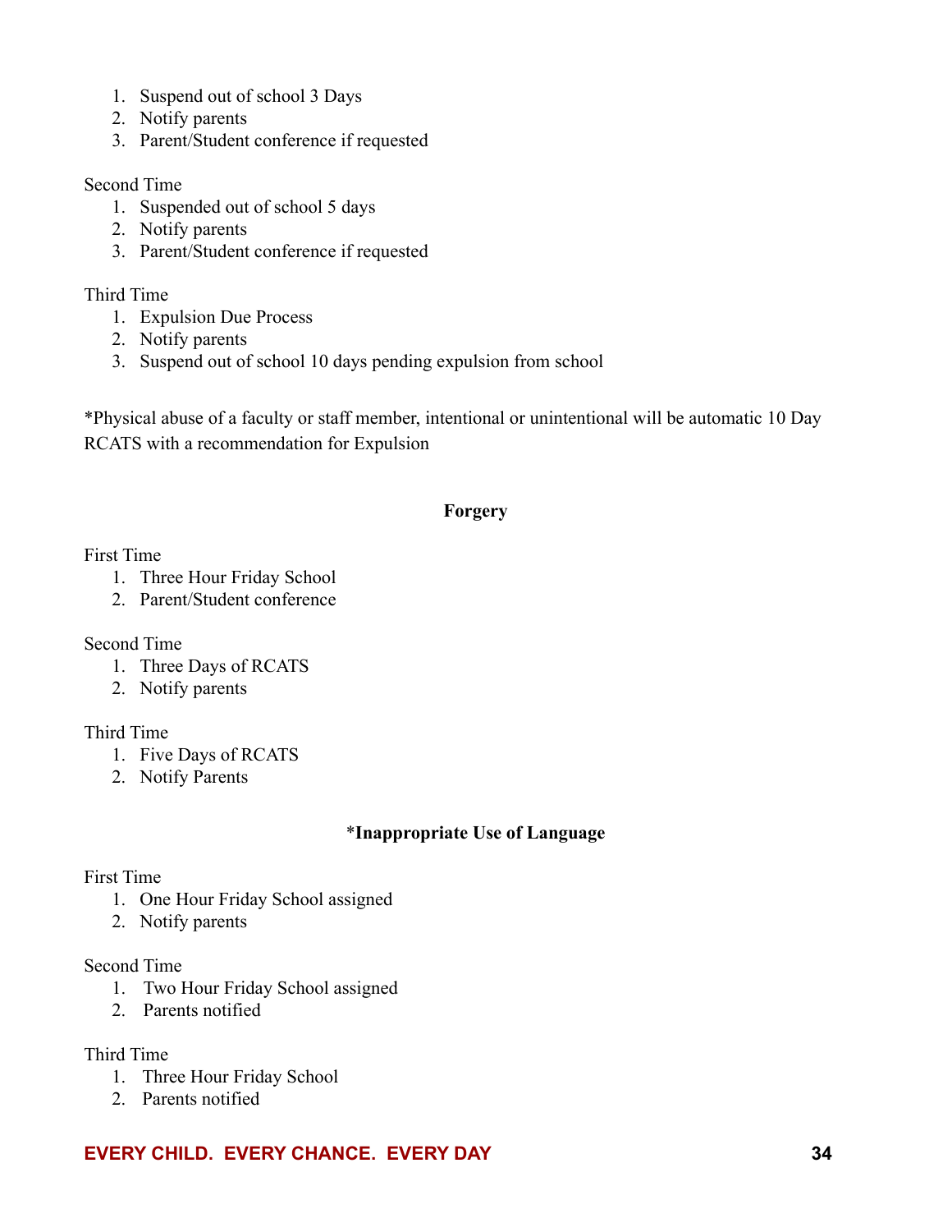1. Suspend out of school 3 Days
2. Notify parents
3. Parent/Student conference if requested

Second Time

1. Suspended out of school 5 days
2. Notify parents
3. Parent/Student conference if requested

Third Time

1. Expulsion Due Process
2. Notify parents
3. Suspend out of school 10 days pending expulsion from school

*Physical abuse of a faculty or staff member, intentional or unintentional will be automatic 10 Day RCATS with a recommendation for Expulsion

**Forgery**

First Time

1. Three Hour Friday School
2. Parent/Student conference

Second Time

1. Three Days of RCATS
2. Notify parents

Third Time

1. Five Days of RCATS
2. Notify Parents

*__Inappropriate Use of Language__*

First Time

1. One Hour Friday School assigned
2. Notify parents

Second Time

1. Two Hour Friday School assigned
2. Parents notified

Third Time

1. Three Hour Friday School
2. Parents notified

1. Suspend out of school 3 Days
2. Notify parents
3. Parent/Student conference if requested

Second Time

1. Suspended out of school 5 days
2. Notify parents
3. Parent/Student conference if requested

Third Time

1. Expulsion Due Process
2. Notify parents
3. Suspend out of school 10 days pending expulsion from school

*Physical abuse of a faculty or staff member, intentional or unintentional will be automatic 10 Day RCATS with a recommendation for Expulsion

**Forgery**

First Time

1. Three Hour Friday School
2. Parent/Student conference

Second Time

1. Three Days of RCATS
2. Notify parents

Third Time

1. Five Days of RCATS
2. Notify Parents

*__Inappropriate Use of Language__

First Time

1. One Hour Friday School assigned
2. Notify parents

Second Time

1. Two Hour Friday School assigned
2. Parents notified

Third Time

1. Three Hour Friday School
2. Parents notified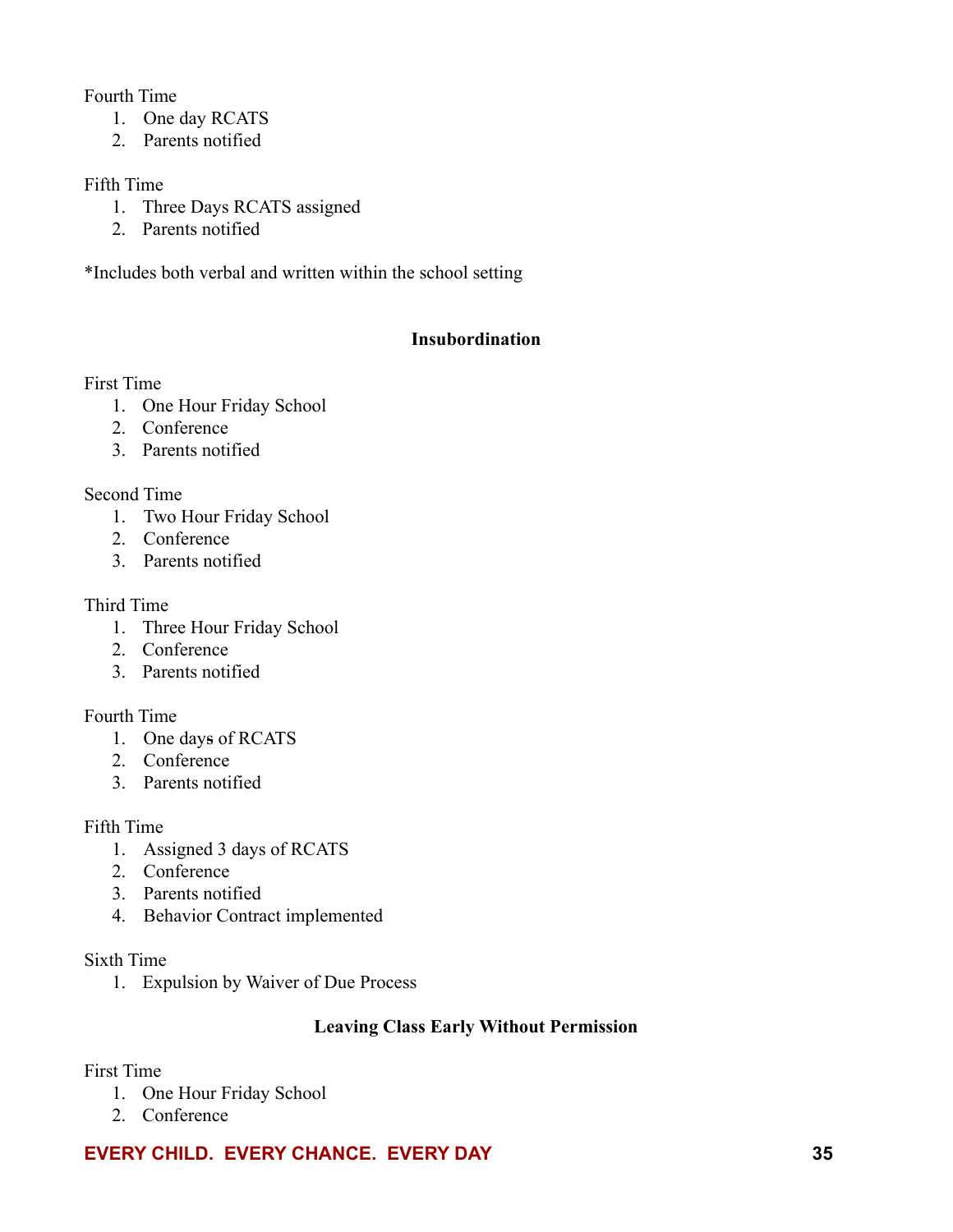Fourth Time
1. One day RCATS
2. Parents notified

Fifth Time
1. Three Days RCATS assigned
2. Parents notified

*Includes both verbal and written within the school setting

## Insubordination

First Time
1. One Hour Friday School
2. Conference
3. Parents notified

Second Time
1. Two Hour Friday School
2. Conference
3. Parents notified

Third Time
1. Three Hour Friday School
2. Conference
3. Parents notified

Fourth Time
1. One days of RCATS
2. Conference
3. Parents notified

Fifth Time
1. Assigned 3 days of RCATS
2. Conference
3. Parents notified
4. Behavior Contract implemented

Sixth Time
1. Expulsion by Waiver of Due Process

## Leaving Class Early Without Permission

First Time
1. One Hour Friday School
2. Conference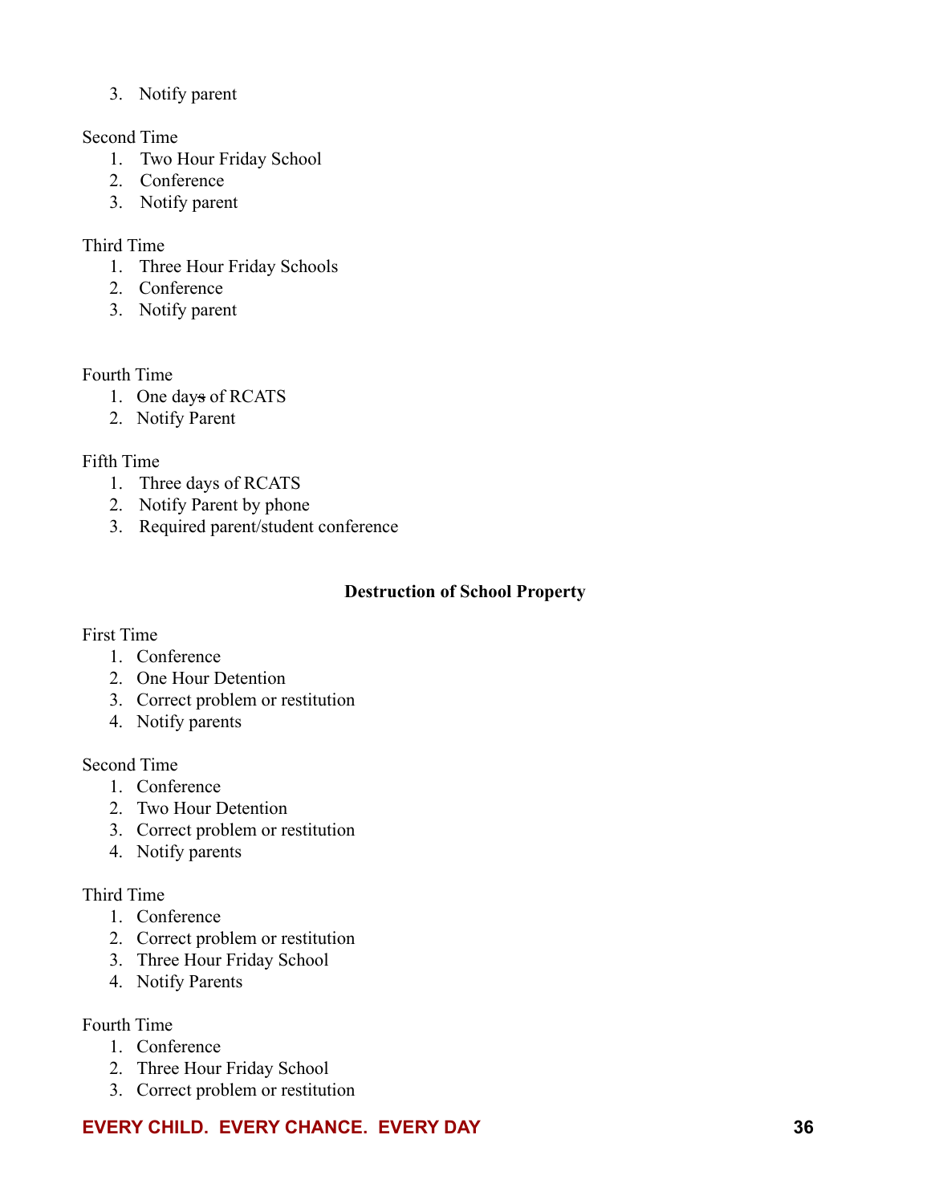3. Notify parent

Second Time

1. Two Hour Friday School
2. Conference
3. Notify parent

Third Time

1. Three Hour Friday Schools
2. Conference
3. Notify parent

Fourth Time

1. One day~~s~~ of RCATS
2. Notify Parent

Fifth Time

1. Three days of RCATS
2. Notify Parent by phone
3. Required parent/student conference

**Destruction of School Property**

First Time

1. Conference
2. One Hour Detention
3. Correct problem or restitution
4. Notify parents

Second Time

1. Conference
2. Two Hour Detention
3. Correct problem or restitution
4. Notify parents

Third Time

1. Conference
2. Correct problem or restitution
3. Three Hour Friday School
4. Notify Parents

Fourth Time

1. Conference
2. Three Hour Friday School
3. Correct problem or restitution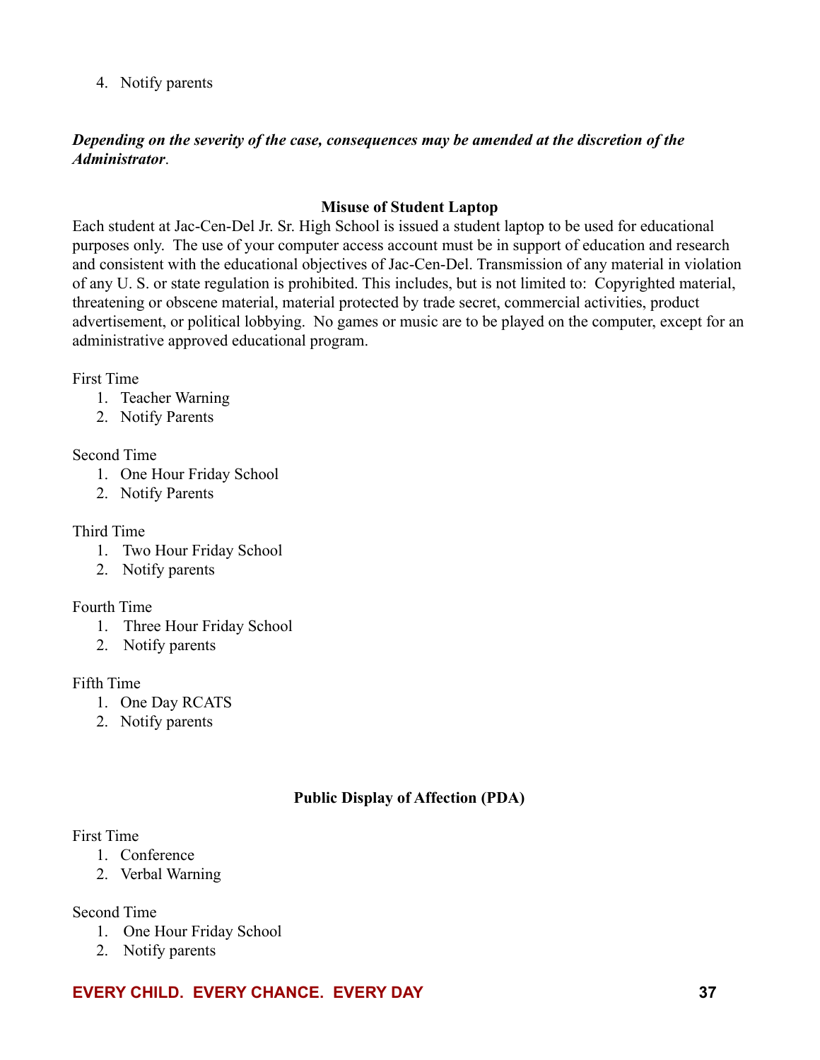4. Notify parents

***Depending on the severity of the case, consequences may be amended at the discretion of the Administrator***.

**Misuse of Student Laptop**

Each student at Jac-Cen-Del Jr. Sr. High School is issued a student laptop to be used for educational purposes only. The use of your computer access account must be in support of education and research and consistent with the educational objectives of Jac-Cen-Del. Transmission of any material in violation of any U. S. or state regulation is prohibited. This includes, but is not limited to: Copyrighted material, threatening or obscene material, material protected by trade secret, commercial activities, product advertisement, or political lobbying. No games or music are to be played on the computer, except for an administrative approved educational program.

First Time

1. Teacher Warning
2. Notify Parents

Second Time

1. One Hour Friday School
2. Notify Parents

Third Time

1. Two Hour Friday School
2. Notify parents

Fourth Time

1. Three Hour Friday School
2. Notify parents

Fifth Time

1. One Day RCATS
2. Notify parents

**Public Display of Affection (PDA)**

First Time

1. Conference
2. Verbal Warning

Second Time

1. One Hour Friday School
2. Notify parents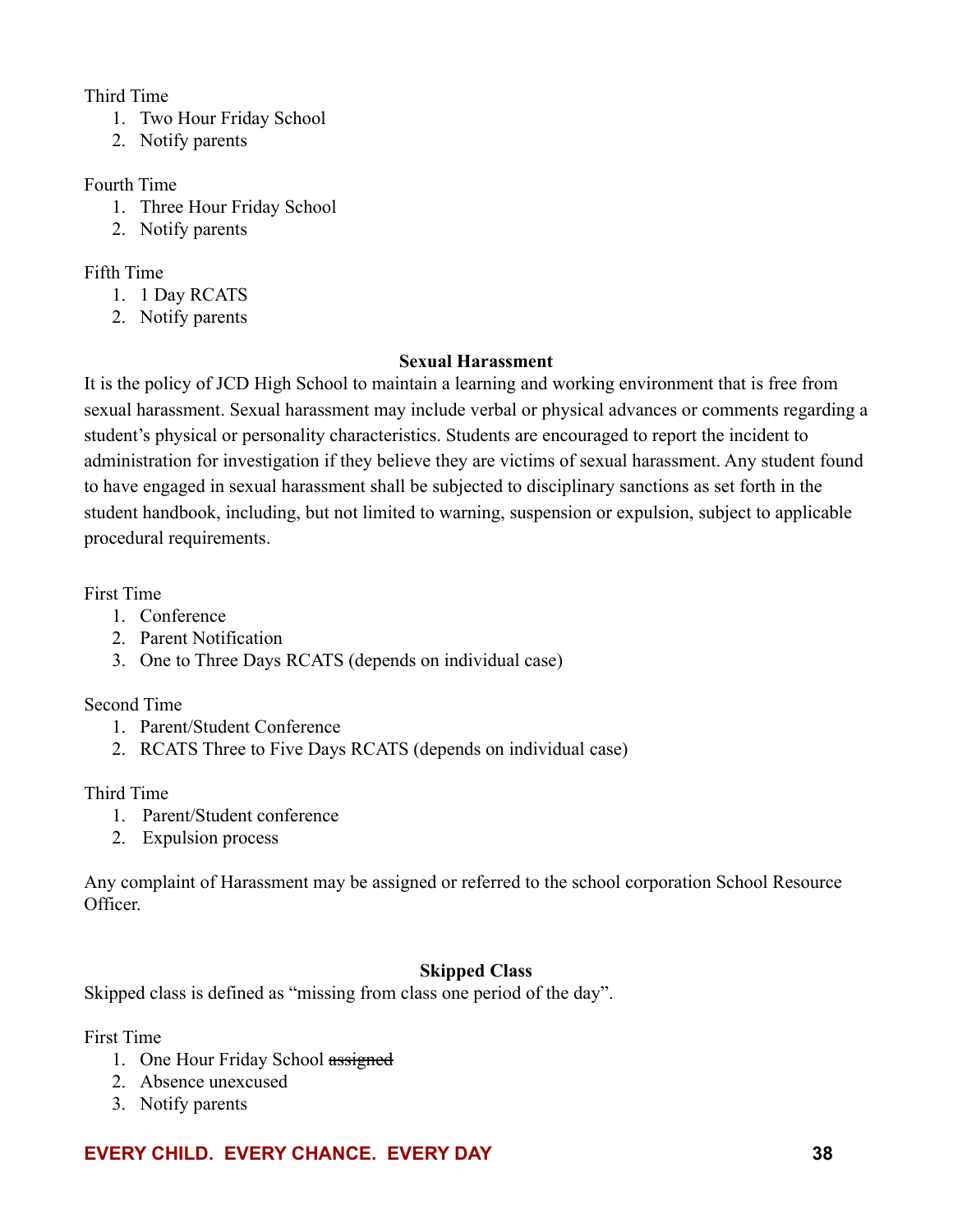Third Time

1. Two Hour Friday School
2. Notify parents

Fourth Time

1. Three Hour Friday School
2. Notify parents

Fifth Time

1. 1 Day RCATS
2. Notify parents

## Sexual Harassment

It is the policy of JCD High School to maintain a learning and working environment that is free from sexual harassment. Sexual harassment may include verbal or physical advances or comments regarding a student's physical or personality characteristics. Students are encouraged to report the incident to administration for investigation if they believe they are victims of sexual harassment. Any student found to have engaged in sexual harassment shall be subjected to disciplinary sanctions as set forth in the student handbook, including, but not limited to warning, suspension or expulsion, subject to applicable procedural requirements.

First Time

1. Conference
2. Parent Notification
3. One to Three Days RCATS (depends on individual case)

Second Time

1. Parent/Student Conference
2. RCATS Three to Five Days RCATS (depends on individual case)

Third Time

1. Parent/Student conference
2. Expulsion process

Any complaint of Harassment may be assigned or referred to the school corporation School Resource Officer.

## Skipped Class

Skipped class is defined as "missing from class one period of the day".

First Time

1. One Hour Friday School ~~assigned~~
2. Absence unexcused
3. Notify parents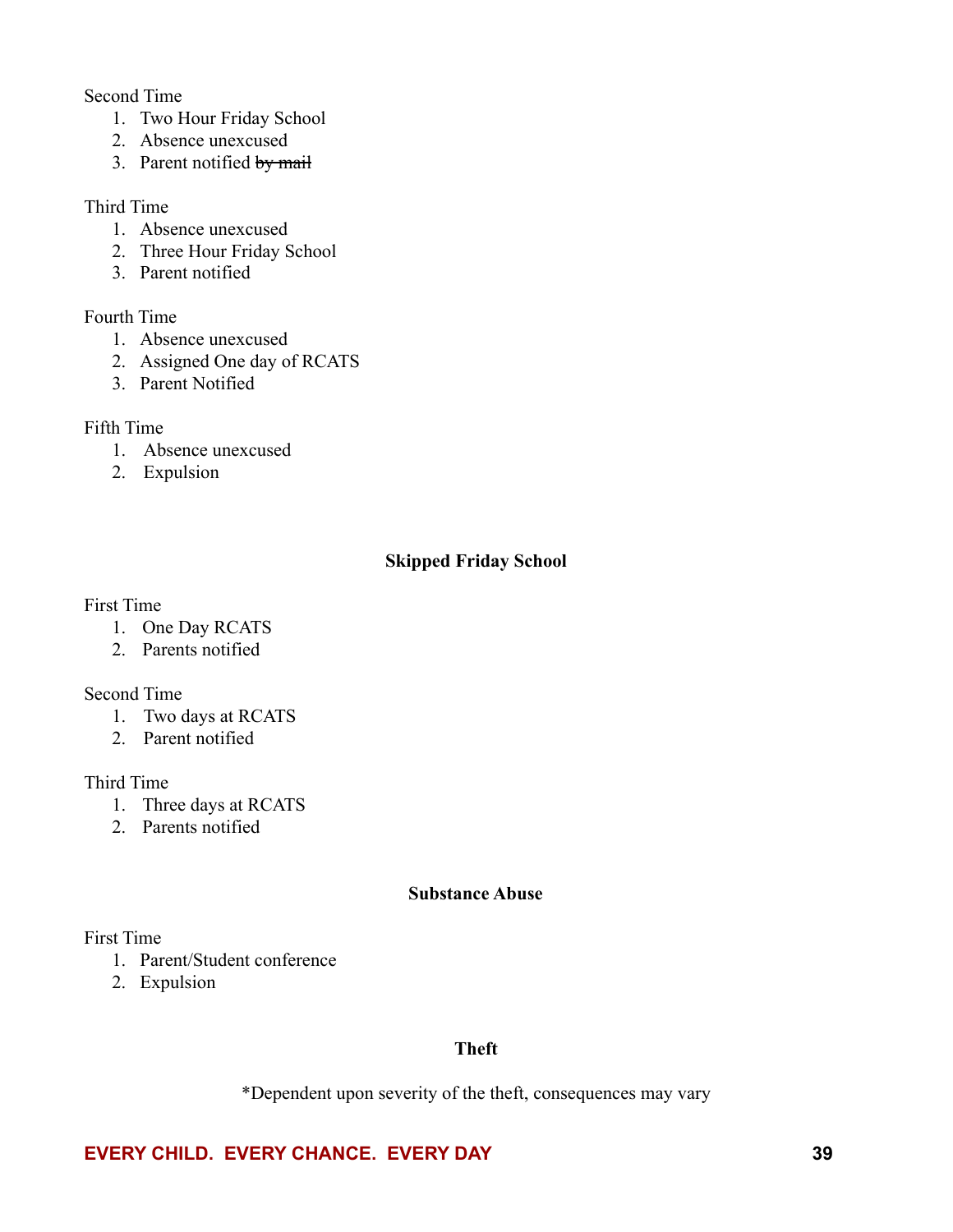Second Time

1. Two Hour Friday School
2. Absence unexcused
3. Parent notified ~~by mail~~

Third Time

1. Absence unexcused
2. Three Hour Friday School
3. Parent notified

Fourth Time

1. Absence unexcused
2. Assigned One day of RCATS
3. Parent Notified

Fifth Time

1. Absence unexcused
2. Expulsion

**Skipped Friday School**

First Time

1. One Day RCATS
2. Parents notified

Second Time

1. Two days at RCATS
2. Parent notified

Third Time

1. Three days at RCATS
2. Parents notified

**Substance Abuse**

First Time

1. Parent/Student conference
2. Expulsion

**Theft**

*Dependent upon severity of the theft, consequences may vary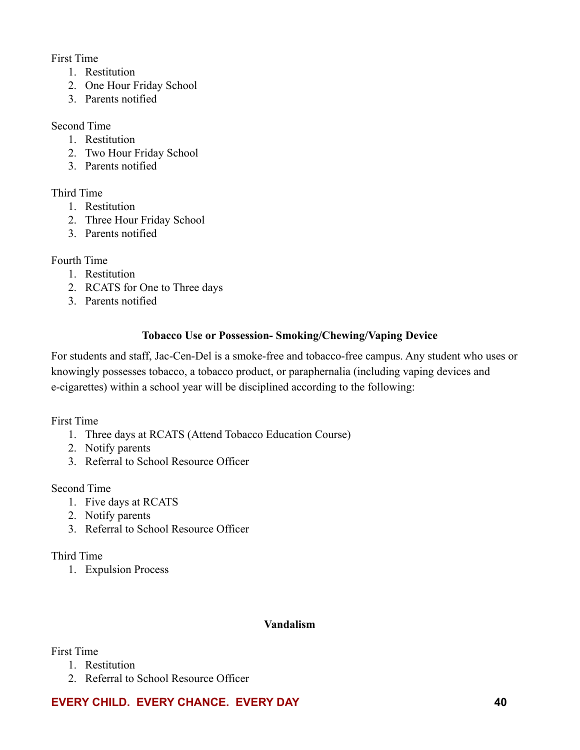First Time
1. Restitution
2. One Hour Friday School
3. Parents notified

Second Time
1. Restitution
2. Two Hour Friday School
3. Parents notified

Third Time
1. Restitution
2. Three Hour Friday School
3. Parents notified

Fourth Time
1. Restitution
2. RCATS for One to Three days
3. Parents notified

### Tobacco Use or Possession- Smoking/Chewing/Vaping Device

For students and staff, Jac-Cen-Del is a smoke-free and tobacco-free campus. Any student who uses or knowingly possesses tobacco, a tobacco product, or paraphernalia (including vaping devices and e-cigarettes) within a school year will be disciplined according to the following:

First Time
1. Three days at RCATS (Attend Tobacco Education Course)
2. Notify parents
3. Referral to School Resource Officer

Second Time
1. Five days at RCATS
2. Notify parents
3. Referral to School Resource Officer

Third Time
1. Expulsion Process

### Vandalism

First Time
1. Restitution
2. Referral to School Resource Officer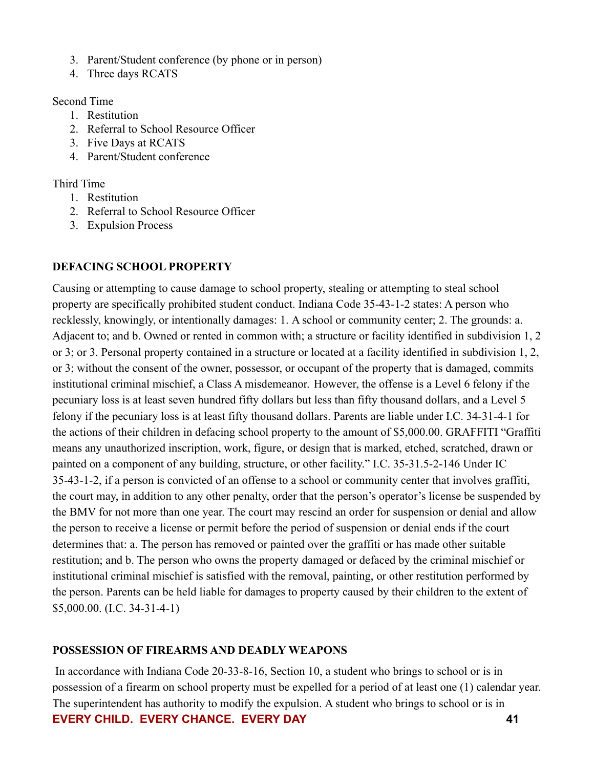3. Parent/Student conference (by phone or in person)
4. Three days RCATS

Second Time

1. Restitution
2. Referral to School Resource Officer
3. Five Days at RCATS
4. Parent/Student conference

Third Time

1. Restitution
2. Referral to School Resource Officer
3. Expulsion Process

**DEFACING SCHOOL PROPERTY**

Causing or attempting to cause damage to school property, stealing or attempting to steal school property are specifically prohibited student conduct. Indiana Code 35-43-1-2 states: A person who recklessly, knowingly, or intentionally damages: 1. A school or community center; 2. The grounds: a. Adjacent to; and b. Owned or rented in common with; a structure or facility identified in subdivision 1, 2 or 3; or 3. Personal property contained in a structure or located at a facility identified in subdivision 1, 2, or 3; without the consent of the owner, possessor, or occupant of the property that is damaged, commits institutional criminal mischief, a Class A misdemeanor. However, the offense is a Level 6 felony if the pecuniary loss is at least seven hundred fifty dollars but less than fifty thousand dollars, and a Level 5 felony if the pecuniary loss is at least fifty thousand dollars. Parents are liable under I.C. 34-31-4-1 for the actions of their children in defacing school property to the amount of $5,000.00. GRAFFITI "Graffiti means any unauthorized inscription, work, figure, or design that is marked, etched, scratched, drawn or painted on a component of any building, structure, or other facility." I.C. 35-31.5-2-146 Under IC 35-43-1-2, if a person is convicted of an offense to a school or community center that involves graffiti, the court may, in addition to any other penalty, order that the person's operator's license be suspended by the BMV for not more than one year. The court may rescind an order for suspension or denial and allow the person to receive a license or permit before the period of suspension or denial ends if the court determines that: a. The person has removed or painted over the graffiti or has made other suitable restitution; and b. The person who owns the property damaged or defaced by the criminal mischief or institutional criminal mischief is satisfied with the removal, painting, or other restitution performed by the person. Parents can be held liable for damages to property caused by their children to the extent of $5,000.00. (I.C. 34-31-4-1)

**POSSESSION OF FIREARMS AND DEADLY WEAPONS**

In accordance with Indiana Code 20-33-8-16, Section 10, a student who brings to school or is in possession of a firearm on school property must be expelled for a period of at least one (1) calendar year. The superintendent has authority to modify the expulsion. A student who brings to school or is in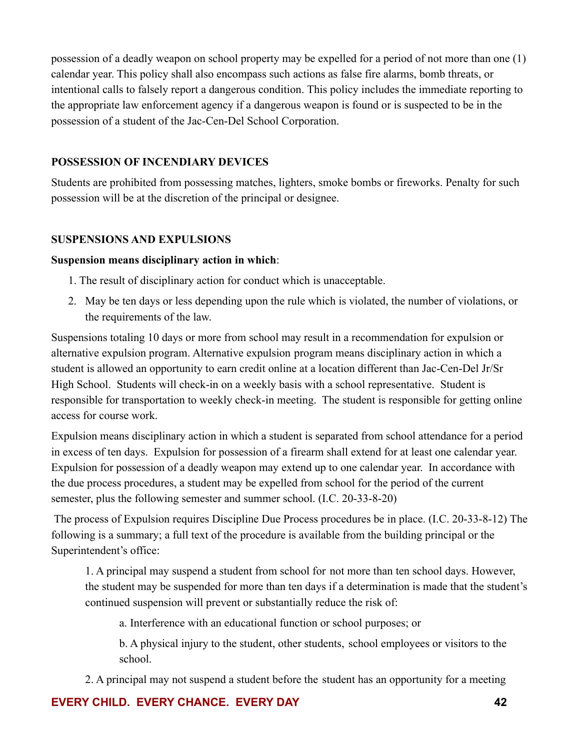possession of a deadly weapon on school property may be expelled for a period of not more than one (1) calendar year. This policy shall also encompass such actions as false fire alarms, bomb threats, or intentional calls to falsely report a dangerous condition. This policy includes the immediate reporting to the appropriate law enforcement agency if a dangerous weapon is found or is suspected to be in the possession of a student of the Jac-Cen-Del School Corporation.

**POSSESSION OF INCENDIARY DEVICES**

Students are prohibited from possessing matches, lighters, smoke bombs or fireworks. Penalty for such possession will be at the discretion of the principal or designee.

**SUSPENSIONS AND EXPULSIONS**

**Suspension means disciplinary action in which**:

1. The result of disciplinary action for conduct which is unacceptable.
2. May be ten days or less depending upon the rule which is violated, the number of violations, or the requirements of the law.

Suspensions totaling 10 days or more from school may result in a recommendation for expulsion or alternative expulsion program. Alternative expulsion program means disciplinary action in which a student is allowed an opportunity to earn credit online at a location different than Jac-Cen-Del Jr/Sr High School. Students will check-in on a weekly basis with a school representative. Student is responsible for transportation to weekly check-in meeting. The student is responsible for getting online access for course work.

Expulsion means disciplinary action in which a student is separated from school attendance for a period in excess of ten days. Expulsion for possession of a firearm shall extend for at least one calendar year. Expulsion for possession of a deadly weapon may extend up to one calendar year. In accordance with the due process procedures, a student may be expelled from school for the period of the current semester, plus the following semester and summer school. (I.C. 20-33-8-20)

The process of Expulsion requires Discipline Due Process procedures be in place. (I.C. 20-33-8-12) The following is a summary; a full text of the procedure is available from the building principal or the Superintendent's office:

1. A principal may suspend a student from school for not more than ten school days. However, the student may be suspended for more than ten days if a determination is made that the student's continued suspension will prevent or substantially reduce the risk of:

    a. Interference with an educational function or school purposes; or

    b. A physical injury to the student, other students, school employees or visitors to the school.

2. A principal may not suspend a student before the student has an opportunity for a meeting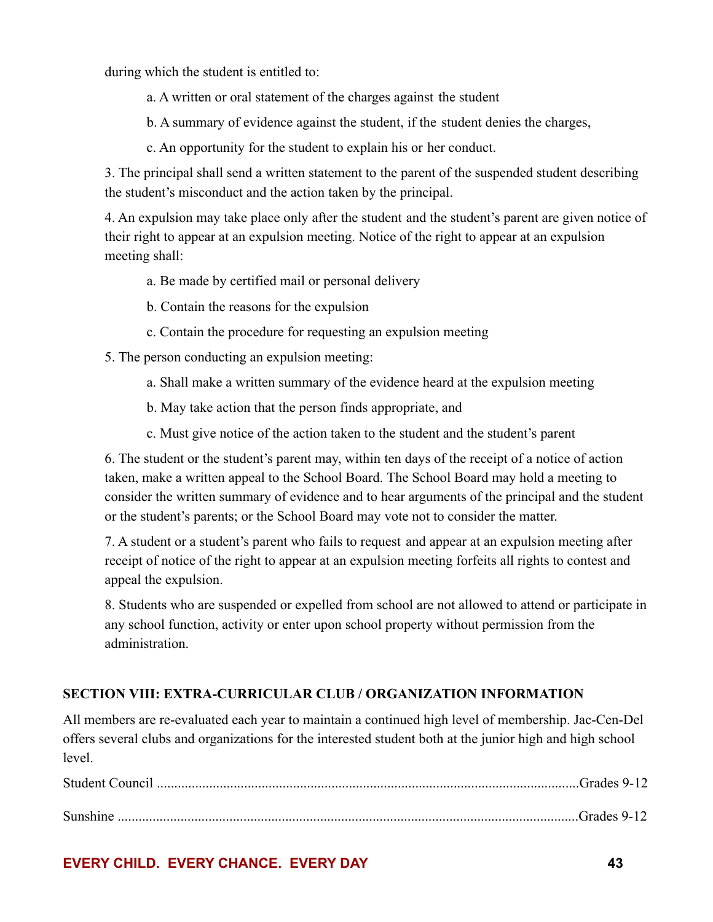during which the student is entitled to:

a. A written or oral statement of the charges against the student

b. A summary of evidence against the student, if the student denies the charges,

c. An opportunity for the student to explain his or her conduct.

3. The principal shall send a written statement to the parent of the suspended student describing the student's misconduct and the action taken by the principal.

4. An expulsion may take place only after the student and the student's parent are given notice of their right to appear at an expulsion meeting. Notice of the right to appear at an expulsion meeting shall:

a. Be made by certified mail or personal delivery

b. Contain the reasons for the expulsion

c. Contain the procedure for requesting an expulsion meeting

5. The person conducting an expulsion meeting:

a. Shall make a written summary of the evidence heard at the expulsion meeting

b. May take action that the person finds appropriate, and

c. Must give notice of the action taken to the student and the student's parent

6. The student or the student's parent may, within ten days of the receipt of a notice of action taken, make a written appeal to the School Board. The School Board may hold a meeting to consider the written summary of evidence and to hear arguments of the principal and the student or the student's parents; or the School Board may vote not to consider the matter.

7. A student or a student's parent who fails to request and appear at an expulsion meeting after receipt of notice of the right to appear at an expulsion meeting forfeits all rights to contest and appeal the expulsion.

8. Students who are suspended or expelled from school are not allowed to attend or participate in any school function, activity or enter upon school property without permission from the administration.

## SECTION VIII: EXTRA-CURRICULAR CLUB / ORGANIZATION INFORMATION

All members are re-evaluated each year to maintain a continued high level of membership. Jac-Cen-Del offers several clubs and organizations for the interested student both at the junior high and high school level.

Student Council ........................................................................................................Grades 9-12

Sunshine ...................................................................................................................Grades 9-12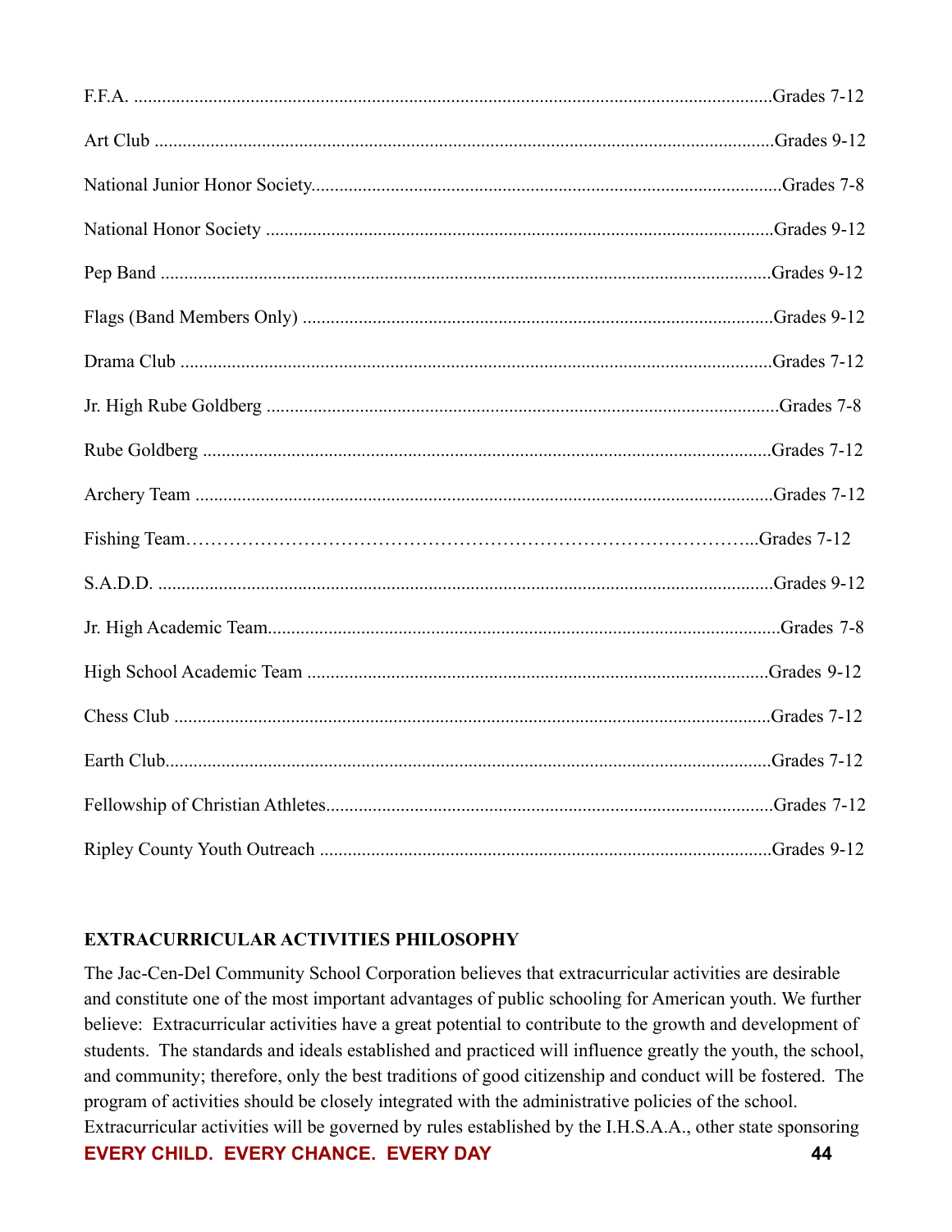F.F.A. ........................................................................................................................Grades 7-12

Art Club ....................................................................................................................Grades 9-12

National Junior Honor Society....................................................................................Grades 7-8

National Honor Society ............................................................................................Grades 9-12

Pep Band ..................................................................................................................Grades 9-12

Flags (Band Members Only) .....................................................................................Grades 9-12

Drama Club ..............................................................................................................Grades 7-12

Jr. High Rube Goldberg .............................................................................................Grades 7-8

Rube Goldberg ..........................................................................................................Grades 7-12

Archery Team ...........................................................................................................Grades 7-12

Fishing Team……………………………………………………………………………...Grades 7-12

S.A.D.D. ...................................................................................................................Grades 9-12

Jr. High Academic Team.............................................................................................Grades 7-8

High School Academic Team ...................................................................................Grades 9-12

Chess Club ................................................................................................................Grades 7-12

Earth Club..................................................................................................................Grades 7-12

Fellowship of Christian Athletes...............................................................................Grades 7-12

Ripley County Youth Outreach ................................................................................Grades 9-12

**EXTRACURRICULAR ACTIVITIES PHILOSOPHY**

The Jac-Cen-Del Community School Corporation believes that extracurricular activities are desirable and constitute one of the most important advantages of public schooling for American youth. We further believe: Extracurricular activities have a great potential to contribute to the growth and development of students. The standards and ideals established and practiced will influence greatly the youth, the school, and community; therefore, only the best traditions of good citizenship and conduct will be fostered. The program of activities should be closely integrated with the administrative policies of the school. Extracurricular activities will be governed by rules established by the I.H.S.A.A., other state sponsoring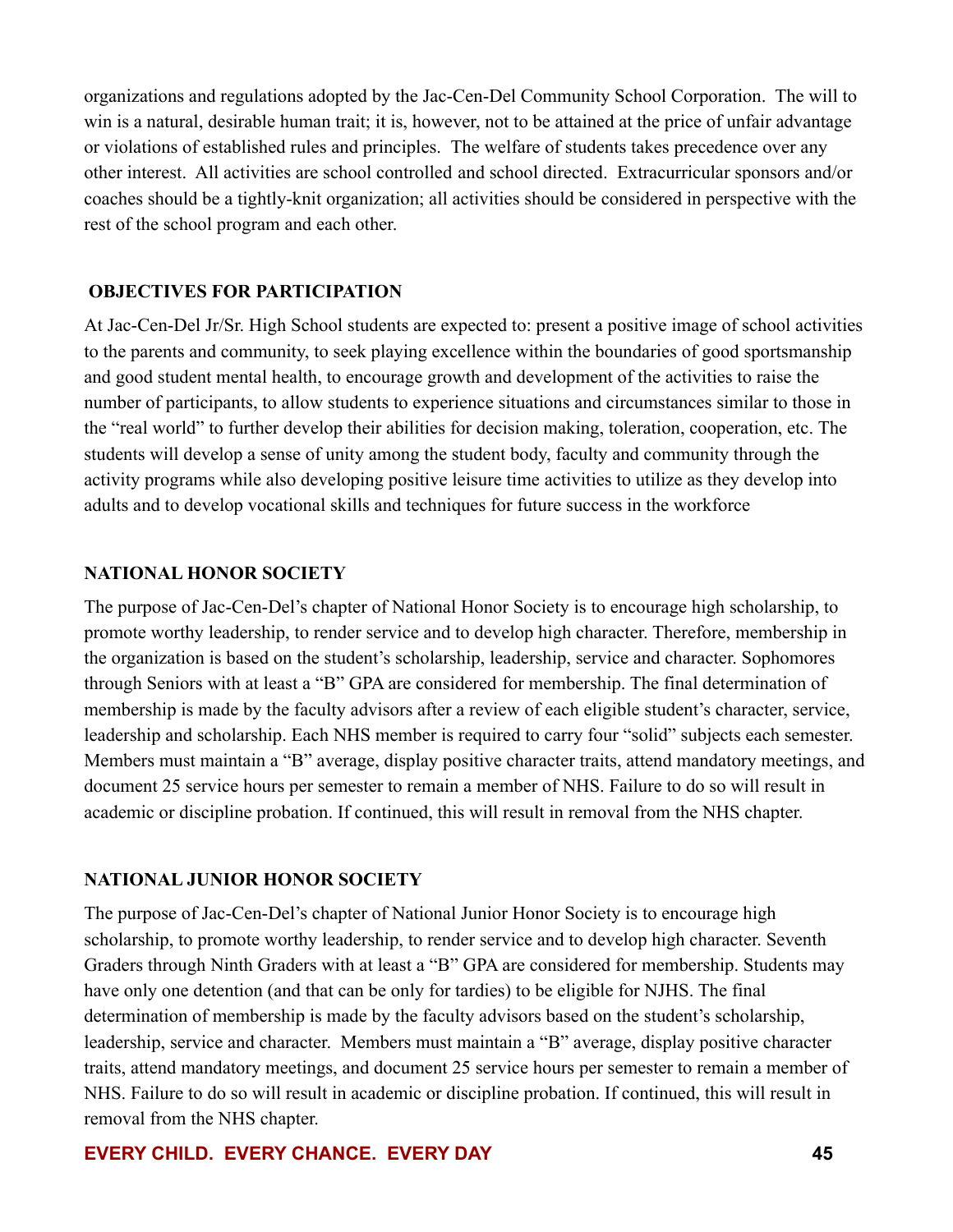organizations and regulations adopted by the Jac-Cen-Del Community School Corporation. The will to win is a natural, desirable human trait; it is, however, not to be attained at the price of unfair advantage or violations of established rules and principles. The welfare of students takes precedence over any other interest. All activities are school controlled and school directed. Extracurricular sponsors and/or coaches should be a tightly-knit organization; all activities should be considered in perspective with the rest of the school program and each other.

## OBJECTIVES FOR PARTICIPATION

At Jac-Cen-Del Jr/Sr. High School students are expected to: present a positive image of school activities to the parents and community, to seek playing excellence within the boundaries of good sportsmanship and good student mental health, to encourage growth and development of the activities to raise the number of participants, to allow students to experience situations and circumstances similar to those in the "real world" to further develop their abilities for decision making, toleration, cooperation, etc. The students will develop a sense of unity among the student body, faculty and community through the activity programs while also developing positive leisure time activities to utilize as they develop into adults and to develop vocational skills and techniques for future success in the workforce

## NATIONAL HONOR SOCIETY

The purpose of Jac-Cen-Del's chapter of National Honor Society is to encourage high scholarship, to promote worthy leadership, to render service and to develop high character. Therefore, membership in the organization is based on the student's scholarship, leadership, service and character. Sophomores through Seniors with at least a "B" GPA are considered for membership. The final determination of membership is made by the faculty advisors after a review of each eligible student's character, service, leadership and scholarship. Each NHS member is required to carry four "solid" subjects each semester. Members must maintain a "B" average, display positive character traits, attend mandatory meetings, and document 25 service hours per semester to remain a member of NHS. Failure to do so will result in academic or discipline probation. If continued, this will result in removal from the NHS chapter.

## NATIONAL JUNIOR HONOR SOCIETY

The purpose of Jac-Cen-Del's chapter of National Junior Honor Society is to encourage high scholarship, to promote worthy leadership, to render service and to develop high character. Seventh Graders through Ninth Graders with at least a "B" GPA are considered for membership. Students may have only one detention (and that can be only for tardies) to be eligible for NJHS. The final determination of membership is made by the faculty advisors based on the student's scholarship, leadership, service and character. Members must maintain a "B" average, display positive character traits, attend mandatory meetings, and document 25 service hours per semester to remain a member of NHS. Failure to do so will result in academic or discipline probation. If continued, this will result in removal from the NHS chapter.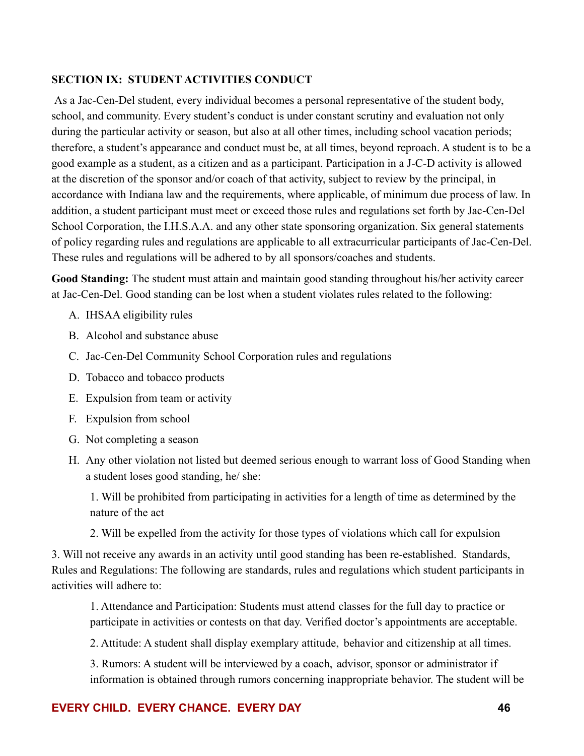## SECTION IX: STUDENT ACTIVITIES CONDUCT

As a Jac-Cen-Del student, every individual becomes a personal representative of the student body, school, and community. Every student's conduct is under constant scrutiny and evaluation not only during the particular activity or season, but also at all other times, including school vacation periods; therefore, a student's appearance and conduct must be, at all times, beyond reproach. A student is to be a good example as a student, as a citizen and as a participant. Participation in a J-C-D activity is allowed at the discretion of the sponsor and/or coach of that activity, subject to review by the principal, in accordance with Indiana law and the requirements, where applicable, of minimum due process of law. In addition, a student participant must meet or exceed those rules and regulations set forth by Jac-Cen-Del School Corporation, the I.H.S.A.A. and any other state sponsoring organization. Six general statements of policy regarding rules and regulations are applicable to all extracurricular participants of Jac-Cen-Del. These rules and regulations will be adhered to by all sponsors/coaches and students.

**Good Standing:** The student must attain and maintain good standing throughout his/her activity career at Jac-Cen-Del. Good standing can be lost when a student violates rules related to the following:

A. IHSAA eligibility rules
B. Alcohol and substance abuse
C. Jac-Cen-Del Community School Corporation rules and regulations
D. Tobacco and tobacco products
E. Expulsion from team or activity
F. Expulsion from school
G. Not completing a season
H. Any other violation not listed but deemed serious enough to warrant loss of Good Standing when a student loses good standing, he/ she:

   1. Will be prohibited from participating in activities for a length of time as determined by the nature of the act

   2. Will be expelled from the activity for those types of violations which call for expulsion

3. Will not receive any awards in an activity until good standing has been re-established. Standards, Rules and Regulations: The following are standards, rules and regulations which student participants in activities will adhere to:

   1. Attendance and Participation: Students must attend classes for the full day to practice or participate in activities or contests on that day. Verified doctor's appointments are acceptable.

   2. Attitude: A student shall display exemplary attitude, behavior and citizenship at all times.

   3. Rumors: A student will be interviewed by a coach, advisor, sponsor or administrator if information is obtained through rumors concerning inappropriate behavior. The student will be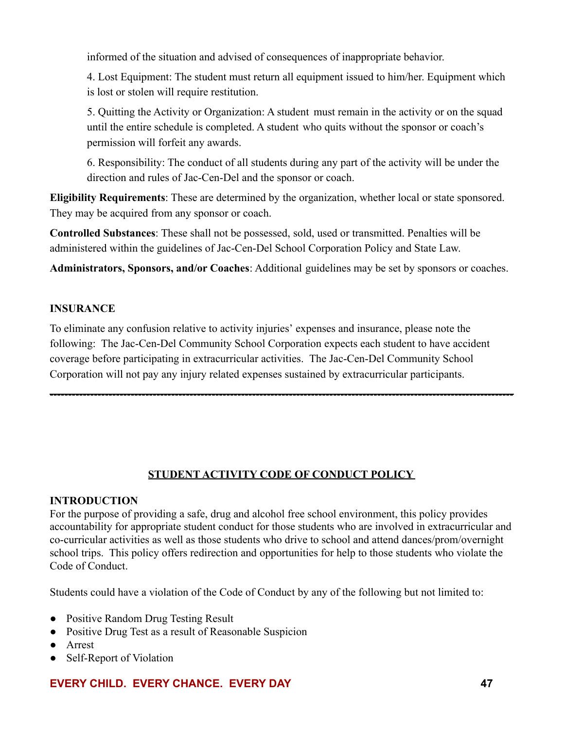informed of the situation and advised of consequences of inappropriate behavior.

4. Lost Equipment: The student must return all equipment issued to him/her. Equipment which is lost or stolen will require restitution.

5. Quitting the Activity or Organization: A student must remain in the activity or on the squad until the entire schedule is completed. A student who quits without the sponsor or coach's permission will forfeit any awards.

6. Responsibility: The conduct of all students during any part of the activity will be under the direction and rules of Jac-Cen-Del and the sponsor or coach.

**Eligibility Requirements**: These are determined by the organization, whether local or state sponsored. They may be acquired from any sponsor or coach.

**Controlled Substances**: These shall not be possessed, sold, used or transmitted. Penalties will be administered within the guidelines of Jac-Cen-Del School Corporation Policy and State Law.

**Administrators, Sponsors, and/or Coaches**: Additional guidelines may be set by sponsors or coaches.

**INSURANCE**

To eliminate any confusion relative to activity injuries' expenses and insurance, please note the following: The Jac-Cen-Del Community School Corporation expects each student to have accident coverage before participating in extracurricular activities. The Jac-Cen-Del Community School Corporation will not pay any injury related expenses sustained by extracurricular participants.

---

## STUDENT ACTIVITY CODE OF CONDUCT POLICY

**INTRODUCTION**

For the purpose of providing a safe, drug and alcohol free school environment, this policy provides accountability for appropriate student conduct for those students who are involved in extracurricular and co-curricular activities as well as those students who drive to school and attend dances/prom/overnight school trips. This policy offers redirection and opportunities for help to those students who violate the Code of Conduct.

Students could have a violation of the Code of Conduct by any of the following but not limited to:

- Positive Random Drug Testing Result
- Positive Drug Test as a result of Reasonable Suspicion
- Arrest
- Self-Report of Violation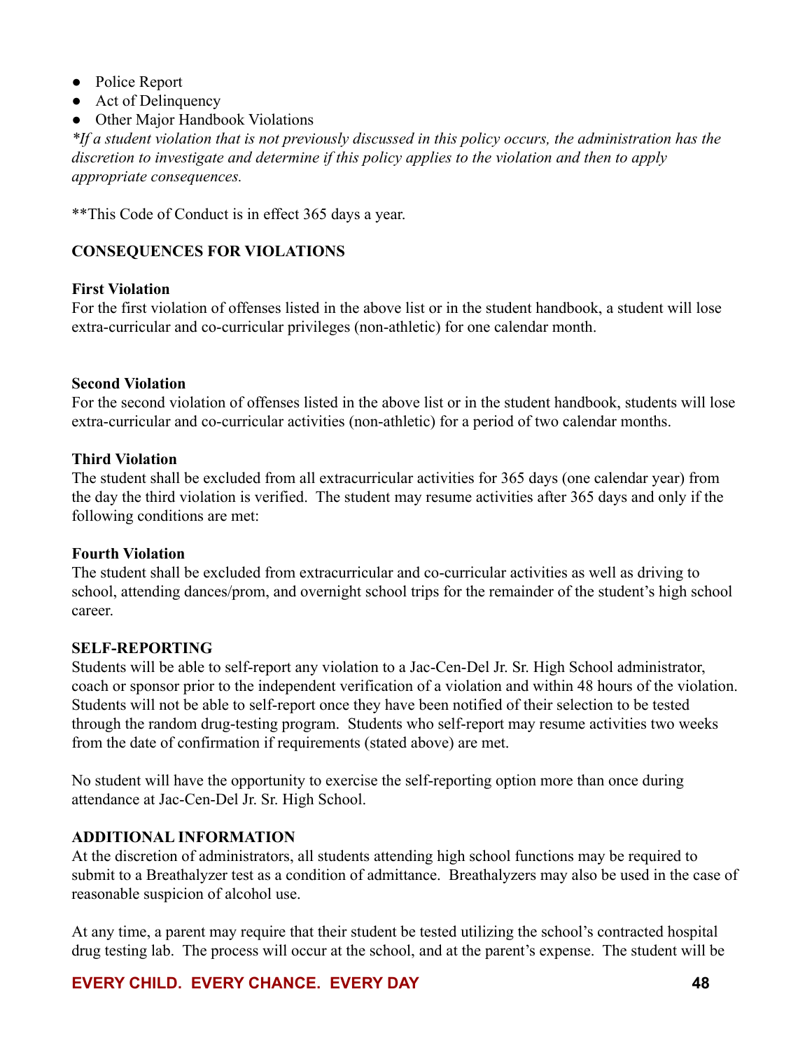- Police Report
- Act of Delinquency
- Other Major Handbook Violations

*\*If a student violation that is not previously discussed in this policy occurs, the administration has the discretion to investigate and determine if this policy applies to the violation and then to apply appropriate consequences.*

**This Code of Conduct is in effect 365 days a year.

**CONSEQUENCES FOR VIOLATIONS**

**First Violation**
For the first violation of offenses listed in the above list or in the student handbook, a student will lose extra-curricular and co-curricular privileges (non-athletic) for one calendar month.

**Second Violation**
For the second violation of offenses listed in the above list or in the student handbook, students will lose extra-curricular and co-curricular activities (non-athletic) for a period of two calendar months.

**Third Violation**
The student shall be excluded from all extracurricular activities for 365 days (one calendar year) from the day the third violation is verified. The student may resume activities after 365 days and only if the following conditions are met:

**Fourth Violation**
The student shall be excluded from extracurricular and co-curricular activities as well as driving to school, attending dances/prom, and overnight school trips for the remainder of the student's high school career.

**SELF-REPORTING**
Students will be able to self-report any violation to a Jac-Cen-Del Jr. Sr. High School administrator, coach or sponsor prior to the independent verification of a violation and within 48 hours of the violation. Students will not be able to self-report once they have been notified of their selection to be tested through the random drug-testing program. Students who self-report may resume activities two weeks from the date of confirmation if requirements (stated above) are met.

No student will have the opportunity to exercise the self-reporting option more than once during attendance at Jac-Cen-Del Jr. Sr. High School.

**ADDITIONAL INFORMATION**
At the discretion of administrators, all students attending high school functions may be required to submit to a Breathalyzer test as a condition of admittance. Breathalyzers may also be used in the case of reasonable suspicion of alcohol use.

At any time, a parent may require that their student be tested utilizing the school's contracted hospital drug testing lab. The process will occur at the school, and at the parent's expense. The student will be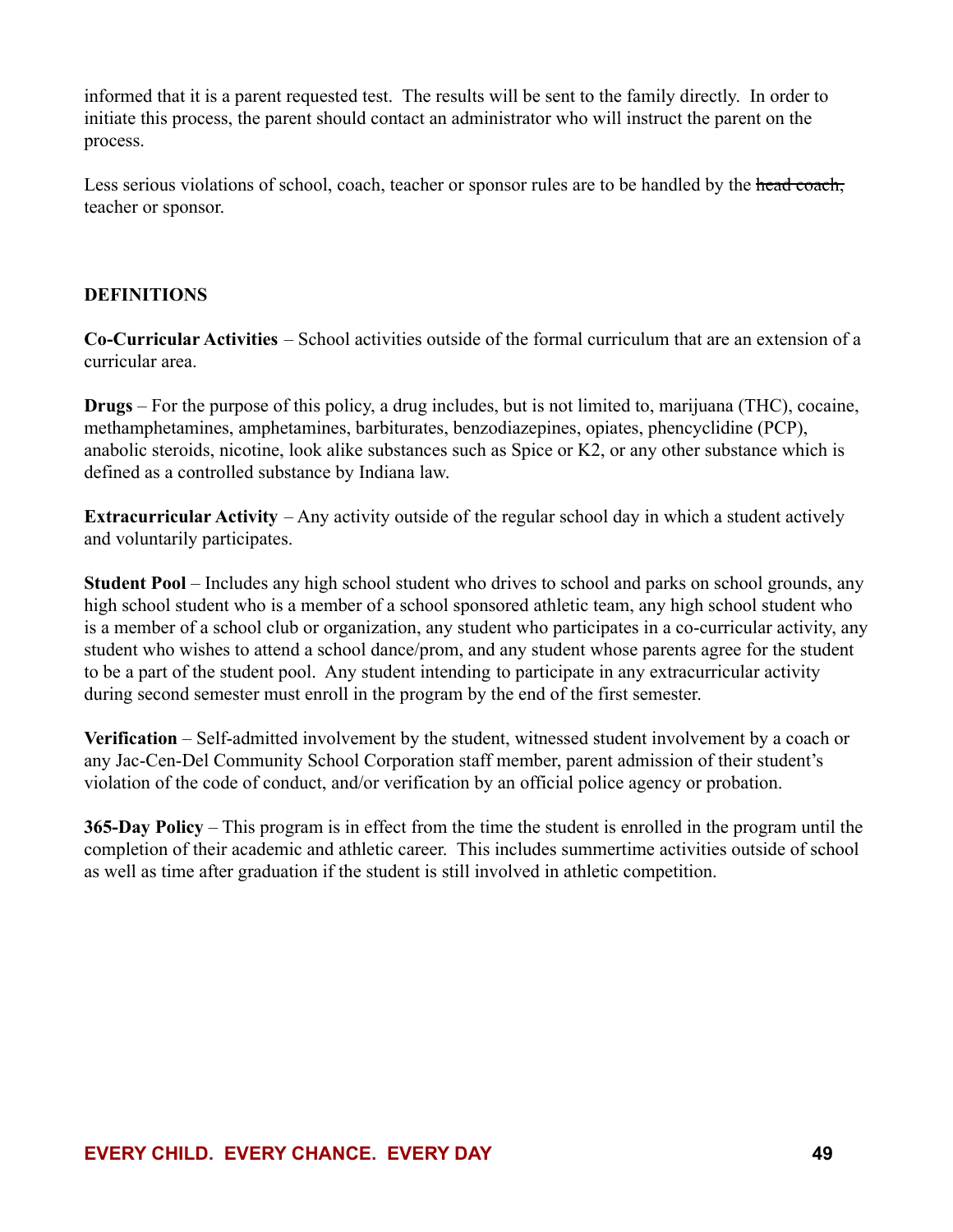informed that it is a parent requested test. The results will be sent to the family directly. In order to initiate this process, the parent should contact an administrator who will instruct the parent on the process.

Less serious violations of school, coach, teacher or sponsor rules are to be handled by the ~~head coach,~~ teacher or sponsor.

**DEFINITIONS**

**Co-Curricular Activities** – School activities outside of the formal curriculum that are an extension of a curricular area.

**Drugs** – For the purpose of this policy, a drug includes, but is not limited to, marijuana (THC), cocaine, methamphetamines, amphetamines, barbiturates, benzodiazepines, opiates, phencyclidine (PCP), anabolic steroids, nicotine, look alike substances such as Spice or K2, or any other substance which is defined as a controlled substance by Indiana law.

**Extracurricular Activity** – Any activity outside of the regular school day in which a student actively and voluntarily participates.

**Student Pool** – Includes any high school student who drives to school and parks on school grounds, any high school student who is a member of a school sponsored athletic team, any high school student who is a member of a school club or organization, any student who participates in a co-curricular activity, any student who wishes to attend a school dance/prom, and any student whose parents agree for the student to be a part of the student pool. Any student intending to participate in any extracurricular activity during second semester must enroll in the program by the end of the first semester.

**Verification** – Self-admitted involvement by the student, witnessed student involvement by a coach or any Jac-Cen-Del Community School Corporation staff member, parent admission of their student's violation of the code of conduct, and/or verification by an official police agency or probation.

**365-Day Policy** – This program is in effect from the time the student is enrolled in the program until the completion of their academic and athletic career. This includes summertime activities outside of school as well as time after graduation if the student is still involved in athletic competition.